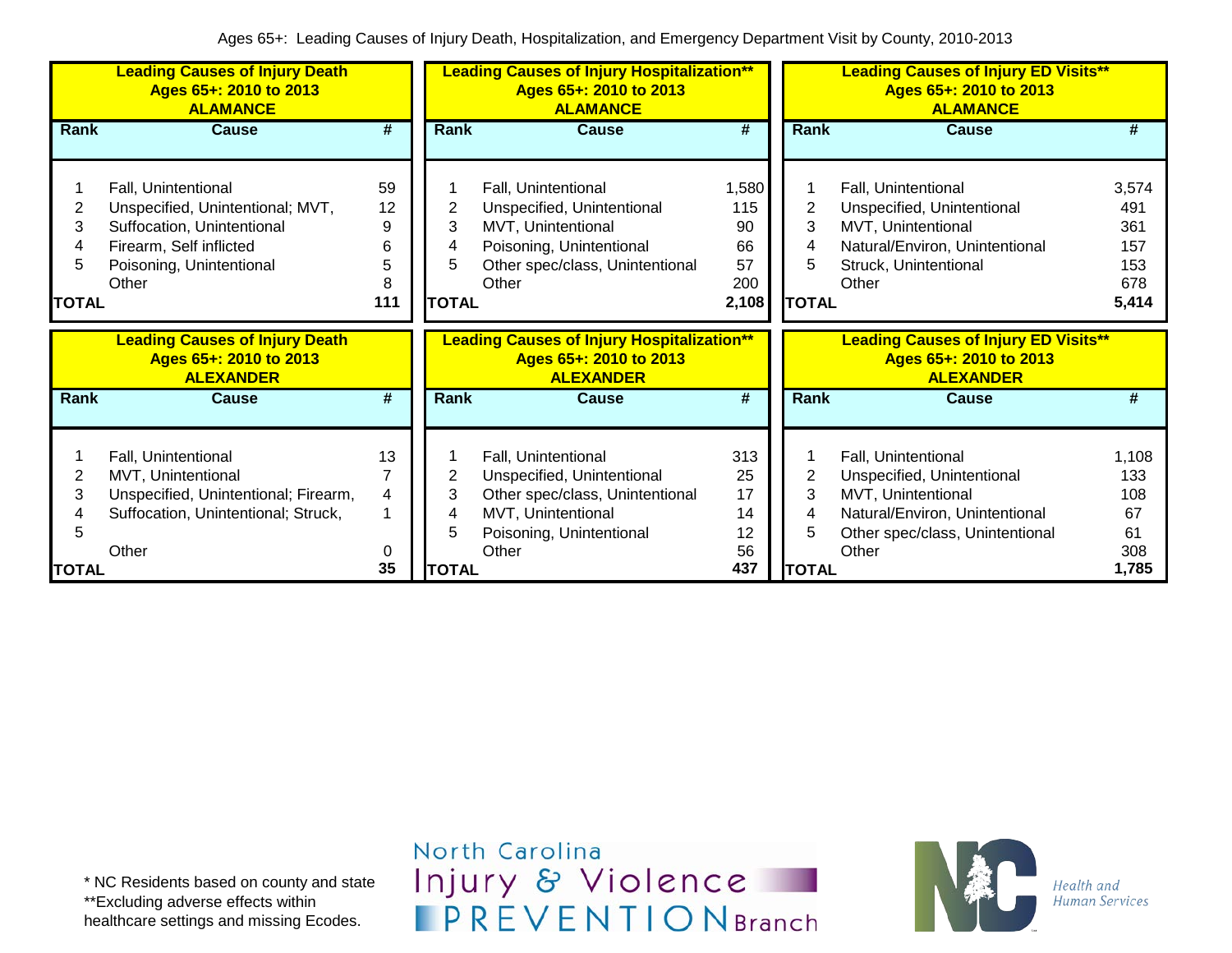Ages 65+: Leading Causes of Injury Death, Hospitalization, and Emergency Department Visit by County, 2010-2013

### Leading Causes of Injury Death Ages 65+: 2010 to 2013 ALAMANCE

| Rank | Cause | # |
|---|---|---|
| 1 | Fall, Unintentional | 59 |
| 2 | Unspecified, Unintentional; MVT, | 12 |
| 3 | Suffocation, Unintentional | 9 |
| 4 | Firearm, Self inflicted | 6 |
| 5 | Poisoning, Unintentional | 5 |
| | Other | 8 |
| **TOTAL** | | **111** |

### Leading Causes of Injury Hospitalization** Ages 65+: 2010 to 2013 ALAMANCE

| Rank | Cause | # |
|---|---|---|
| 1 | Fall, Unintentional | 1,580 |
| 2 | Unspecified, Unintentional | 115 |
| 3 | MVT, Unintentional | 90 |
| 4 | Poisoning, Unintentional | 66 |
| 5 | Other spec/class, Unintentional | 57 |
| | Other | 200 |
| **TOTAL** | | **2,108** |

### Leading Causes of Injury ED Visits** Ages 65+: 2010 to 2013 ALAMANCE

| Rank | Cause | # |
|---|---|---|
| 1 | Fall, Unintentional | 3,574 |
| 2 | Unspecified, Unintentional | 491 |
| 3 | MVT, Unintentional | 361 |
| 4 | Natural/Environ, Unintentional | 157 |
| 5 | Struck, Unintentional | 153 |
| | Other | 678 |
| **TOTAL** | | **5,414** |

### Leading Causes of Injury Death Ages 65+: 2010 to 2013 ALEXANDER

| Rank | Cause | # |
|---|---|---|
| 1 | Fall, Unintentional | 13 |
| 2 | MVT, Unintentional | 7 |
| 3 | Unspecified, Unintentional; Firearm, | 4 |
| 4 | Suffocation, Unintentional; Struck, | 1 |
| 5 | | |
| | Other | 0 |
| **TOTAL** | | **35** |

### Leading Causes of Injury Hospitalization** Ages 65+: 2010 to 2013 ALEXANDER

| Rank | Cause | # |
|---|---|---|
| 1 | Fall, Unintentional | 313 |
| 2 | Unspecified, Unintentional | 25 |
| 3 | Other spec/class, Unintentional | 17 |
| 4 | MVT, Unintentional | 14 |
| 5 | Poisoning, Unintentional | 12 |
| | Other | 56 |
| **TOTAL** | | **437** |

### Leading Causes of Injury ED Visits** Ages 65+: 2010 to 2013 ALEXANDER

| Rank | Cause | # |
|---|---|---|
| 1 | Fall, Unintentional | 1,108 |
| 2 | Unspecified, Unintentional | 133 |
| 3 | MVT, Unintentional | 108 |
| 4 | Natural/Environ, Unintentional | 67 |
| 5 | Other spec/class, Unintentional | 61 |
| | Other | 308 |
| **TOTAL** | | **1,785** |

* NC Residents based on county and state
**Excluding adverse effects within healthcare settings and missing Ecodes.

North Carolina Injury & Violence PREVENTION Branch

NC Health and Human Services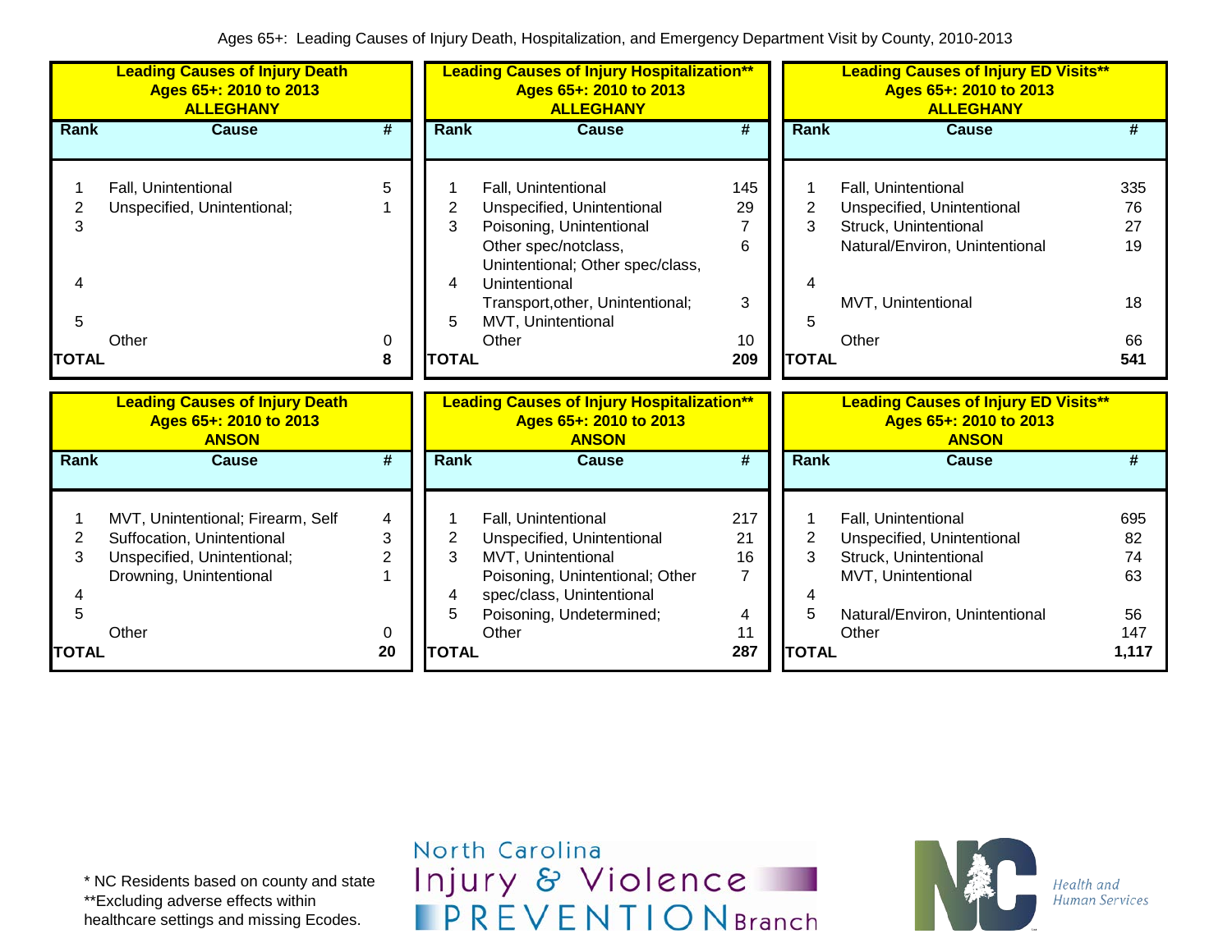Ages 65+: Leading Causes of Injury Death, Hospitalization, and Emergency Department Visit by County, 2010-2013

**Leading Causes of Injury Death**
**Ages 65+: 2010 to 2013**
**ALLEGHANY**

| Rank | Cause | # |
|---|---|---|
| 1 | Fall, Unintentional | 5 |
| 2 | Unspecified, Unintentional; | 1 |
| 3 | | |
| 4 | | |
| 5 | | |
| | Other | 0 |
| **TOTAL** | | **8** |

**Leading Causes of Injury Hospitalization****
**Ages 65+: 2010 to 2013**
**ALLEGHANY**

| Rank | Cause | # |
|---|---|---|
| 1 | Fall, Unintentional | 145 |
| 2 | Unspecified, Unintentional | 29 |
| 3 | Poisoning, Unintentional | 7 |
| | Other spec/notclass, | 6 |
| 4 | Unintentional; Other spec/class, Unintentional | |
| | Transport,other, Unintentional; | 3 |
| 5 | MVT, Unintentional | |
| | Other | 10 |
| **TOTAL** | | **209** |

**Leading Causes of Injury ED Visits****
**Ages 65+: 2010 to 2013**
**ALLEGHANY**

| Rank | Cause | # |
|---|---|---|
| 1 | Fall, Unintentional | 335 |
| 2 | Unspecified, Unintentional | 76 |
| 3 | Struck, Unintentional | 27 |
| | Natural/Environ, Unintentional | 19 |
| 4 | | |
| | MVT, Unintentional | 18 |
| 5 | | |
| | Other | 66 |
| **TOTAL** | | **541** |

**Leading Causes of Injury Death**
**Ages 65+: 2010 to 2013**
**ANSON**

| Rank | Cause | # |
|---|---|---|
| 1 | MVT, Unintentional; Firearm, Self | 4 |
| 2 | Suffocation, Unintentional | 3 |
| 3 | Unspecified, Unintentional; | 2 |
| | Drowning, Unintentional | 1 |
| 4 | | |
| 5 | | |
| | Other | 0 |
| **TOTAL** | | **20** |

**Leading Causes of Injury Hospitalization****
**Ages 65+: 2010 to 2013**
**ANSON**

| Rank | Cause | # |
|---|---|---|
| 1 | Fall, Unintentional | 217 |
| 2 | Unspecified, Unintentional | 21 |
| 3 | MVT, Unintentional | 16 |
| | Poisoning, Unintentional; Other | 7 |
| 4 | spec/class, Unintentional | |
| 5 | Poisoning, Undetermined; | 4 |
| | Other | 11 |
| **TOTAL** | | **287** |

**Leading Causes of Injury ED Visits****
**Ages 65+: 2010 to 2013**
**ANSON**

| Rank | Cause | # |
|---|---|---|
| 1 | Fall, Unintentional | 695 |
| 2 | Unspecified, Unintentional | 82 |
| 3 | Struck, Unintentional | 74 |
| | MVT, Unintentional | 63 |
| 4 | | |
| 5 | Natural/Environ, Unintentional | 56 |
| | Other | 147 |
| **TOTAL** | | **1,117** |

* NC Residents based on county and state
**Excluding adverse effects within healthcare settings and missing Ecodes.

North Carolina Injury & Violence PREVENTION Branch

Health and Human Services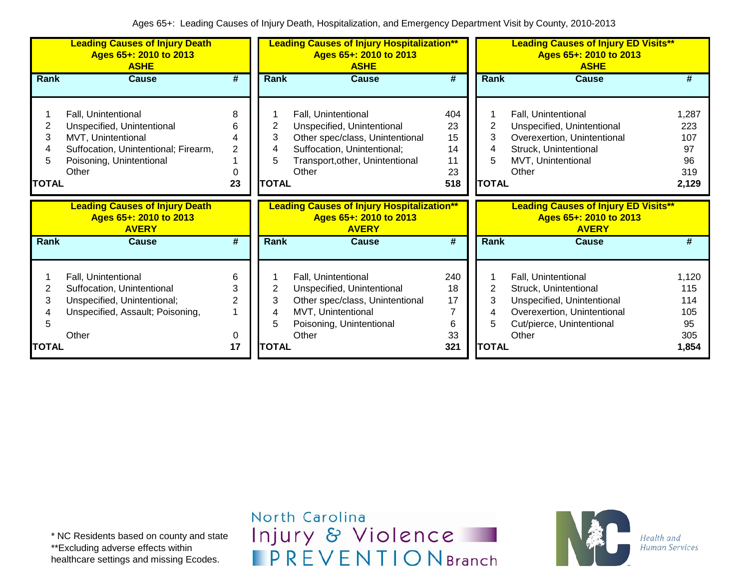Ages 65+: Leading Causes of Injury Death, Hospitalization, and Emergency Department Visit by County, 2010-2013

**Leading Causes of Injury Death Ages 65+: 2010 to 2013 ASHE**

| Rank | Cause | # |
|---|---|---|
| 1 | Fall, Unintentional | 8 |
| 2 | Unspecified, Unintentional | 6 |
| 3 | MVT, Unintentional | 4 |
| 4 | Suffocation, Unintentional; Firearm, | 2 |
| 5 | Poisoning, Unintentional | 1 |
| | Other | 0 |
| **TOTAL** | | **23** |

**Leading Causes of Injury Hospitalization\*\* Ages 65+: 2010 to 2013 ASHE**

| Rank | Cause | # |
|---|---|---|
| 1 | Fall, Unintentional | 404 |
| 2 | Unspecified, Unintentional | 23 |
| 3 | Other spec/class, Unintentional | 15 |
| 4 | Suffocation, Unintentional; | 14 |
| 5 | Transport,other, Unintentional | 11 |
| | Other | 23 |
| **TOTAL** | | **518** |

**Leading Causes of Injury ED Visits\*\* Ages 65+: 2010 to 2013 ASHE**

| Rank | Cause | # |
|---|---|---|
| 1 | Fall, Unintentional | 1,287 |
| 2 | Unspecified, Unintentional | 223 |
| 3 | Overexertion, Unintentional | 107 |
| 4 | Struck, Unintentional | 97 |
| 5 | MVT, Unintentional | 96 |
| | Other | 319 |
| **TOTAL** | | **2,129** |

**Leading Causes of Injury Death Ages 65+: 2010 to 2013 AVERY**

| Rank | Cause | # |
|---|---|---|
| 1 | Fall, Unintentional | 6 |
| 2 | Suffocation, Unintentional | 3 |
| 3 | Unspecified, Unintentional; | 2 |
| 4 | Unspecified, Assault; Poisoning, | 1 |
| 5 | | |
| | Other | 0 |
| **TOTAL** | | **17** |

**Leading Causes of Injury Hospitalization\*\* Ages 65+: 2010 to 2013 AVERY**

| Rank | Cause | # |
|---|---|---|
| 1 | Fall, Unintentional | 240 |
| 2 | Unspecified, Unintentional | 18 |
| 3 | Other spec/class, Unintentional | 17 |
| 4 | MVT, Unintentional | 7 |
| 5 | Poisoning, Unintentional | 6 |
| | Other | 33 |
| **TOTAL** | | **321** |

**Leading Causes of Injury ED Visits\*\* Ages 65+: 2010 to 2013 AVERY**

| Rank | Cause | # |
|---|---|---|
| 1 | Fall, Unintentional | 1,120 |
| 2 | Struck, Unintentional | 115 |
| 3 | Unspecified, Unintentional | 114 |
| 4 | Overexertion, Unintentional | 105 |
| 5 | Cut/pierce, Unintentional | 95 |
| | Other | 305 |
| **TOTAL** | | **1,854** |

\* NC Residents based on county and state
\*\*Excluding adverse effects within healthcare settings and missing Ecodes.

North Carolina Injury & Violence PREVENTION Branch

NC Health and Human Services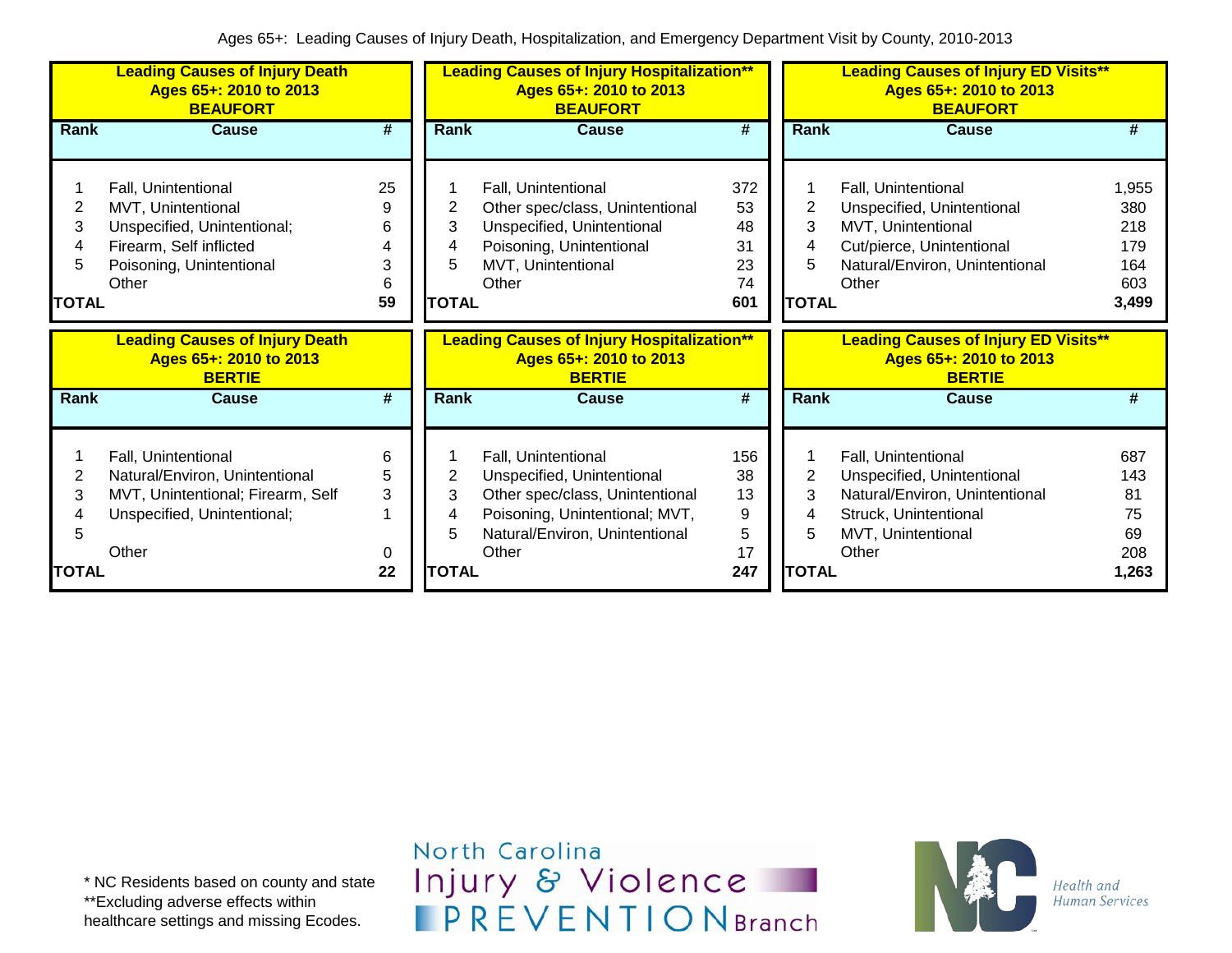Ages 65+: Leading Causes of Injury Death, Hospitalization, and Emergency Department Visit by County, 2010-2013

**Leading Causes of Injury Death Ages 65+: 2010 to 2013 BEAUFORT**

| Rank | Cause | # |
|---|---|---|
| 1 | Fall, Unintentional | 25 |
| 2 | MVT, Unintentional | 9 |
| 3 | Unspecified, Unintentional; | 6 |
| 4 | Firearm, Self inflicted | 4 |
| 5 | Poisoning, Unintentional | 3 |
| | Other | 6 |
| **TOTAL** | | **59** |

**Leading Causes of Injury Hospitalization** Ages 65+: 2010 to 2013 BEAUFORT**

| Rank | Cause | # |
|---|---|---|
| 1 | Fall, Unintentional | 372 |
| 2 | Other spec/class, Unintentional | 53 |
| 3 | Unspecified, Unintentional | 48 |
| 4 | Poisoning, Unintentional | 31 |
| 5 | MVT, Unintentional | 23 |
| | Other | 74 |
| **TOTAL** | | **601** |

**Leading Causes of Injury ED Visits** Ages 65+: 2010 to 2013 BEAUFORT**

| Rank | Cause | # |
|---|---|---|
| 1 | Fall, Unintentional | 1,955 |
| 2 | Unspecified, Unintentional | 380 |
| 3 | MVT, Unintentional | 218 |
| 4 | Cut/pierce, Unintentional | 179 |
| 5 | Natural/Environ, Unintentional | 164 |
| | Other | 603 |
| **TOTAL** | | **3,499** |

**Leading Causes of Injury Death Ages 65+: 2010 to 2013 BERTIE**

| Rank | Cause | # |
|---|---|---|
| 1 | Fall, Unintentional | 6 |
| 2 | Natural/Environ, Unintentional | 5 |
| 3 | MVT, Unintentional; Firearm, Self | 3 |
| 4 | Unspecified, Unintentional; | 1 |
| 5 | | |
| | Other | 0 |
| **TOTAL** | | **22** |

**Leading Causes of Injury Hospitalization** Ages 65+: 2010 to 2013 BERTIE**

| Rank | Cause | # |
|---|---|---|
| 1 | Fall, Unintentional | 156 |
| 2 | Unspecified, Unintentional | 38 |
| 3 | Other spec/class, Unintentional | 13 |
| 4 | Poisoning, Unintentional; MVT, | 9 |
| 5 | Natural/Environ, Unintentional | 5 |
| | Other | 17 |
| **TOTAL** | | **247** |

**Leading Causes of Injury ED Visits** Ages 65+: 2010 to 2013 BERTIE**

| Rank | Cause | # |
|---|---|---|
| 1 | Fall, Unintentional | 687 |
| 2 | Unspecified, Unintentional | 143 |
| 3 | Natural/Environ, Unintentional | 81 |
| 4 | Struck, Unintentional | 75 |
| 5 | MVT, Unintentional | 69 |
| | Other | 208 |
| **TOTAL** | | **1,263** |

* NC Residents based on county and state
**Excluding adverse effects within healthcare settings and missing Ecodes.

North Carolina Injury & Violence PREVENTION Branch

Health and Human Services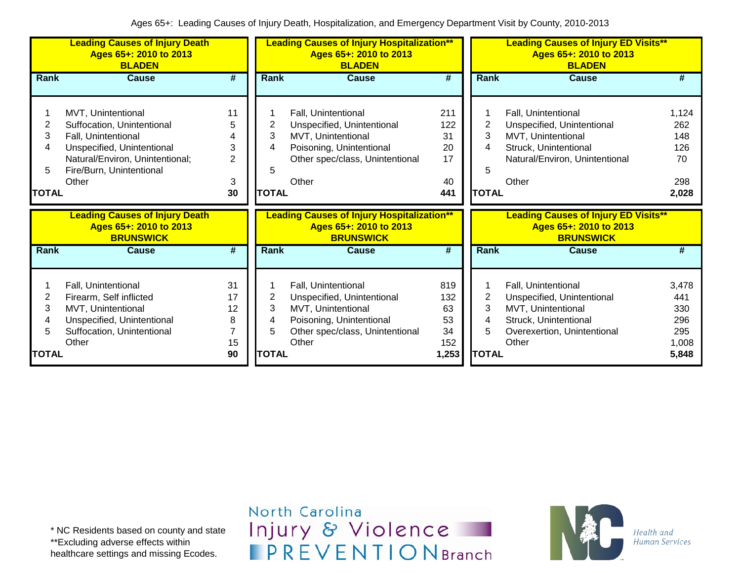Ages 65+: Leading Causes of Injury Death, Hospitalization, and Emergency Department Visit by County, 2010-2013

**Leading Causes of Injury Death Ages 65+: 2010 to 2013 BLADEN**

| Rank | Cause | # |
|---|---|---|
| 1 | MVT, Unintentional | 11 |
| 2 | Suffocation, Unintentional | 5 |
| 3 | Fall, Unintentional | 4 |
| 4 | Unspecified, Unintentional | 3 |
| 5 | Natural/Environ, Unintentional; Fire/Burn, Unintentional | 2 |
| | Other | 3 |
| **TOTAL** | | **30** |

**Leading Causes of Injury Hospitalization\*\* Ages 65+: 2010 to 2013 BLADEN**

| Rank | Cause | # |
|---|---|---|
| 1 | Fall, Unintentional | 211 |
| 2 | Unspecified, Unintentional | 122 |
| 3 | MVT, Unintentional | 31 |
| 4 | Poisoning, Unintentional | 20 |
| 5 | Other spec/class, Unintentional | 17 |
| | Other | 40 |
| **TOTAL** | | **441** |

**Leading Causes of Injury ED Visits\*\* Ages 65+: 2010 to 2013 BLADEN**

| Rank | Cause | # |
|---|---|---|
| 1 | Fall, Unintentional | 1,124 |
| 2 | Unspecified, Unintentional | 262 |
| 3 | MVT, Unintentional | 148 |
| 4 | Struck, Unintentional | 126 |
| 5 | Natural/Environ, Unintentional | 70 |
| | Other | 298 |
| **TOTAL** | | **2,028** |

**Leading Causes of Injury Death Ages 65+: 2010 to 2013 BRUNSWICK**

| Rank | Cause | # |
|---|---|---|
| 1 | Fall, Unintentional | 31 |
| 2 | Firearm, Self inflicted | 17 |
| 3 | MVT, Unintentional | 12 |
| 4 | Unspecified, Unintentional | 8 |
| 5 | Suffocation, Unintentional | 7 |
| | Other | 15 |
| **TOTAL** | | **90** |

**Leading Causes of Injury Hospitalization\*\* Ages 65+: 2010 to 2013 BRUNSWICK**

| Rank | Cause | # |
|---|---|---|
| 1 | Fall, Unintentional | 819 |
| 2 | Unspecified, Unintentional | 132 |
| 3 | MVT, Unintentional | 63 |
| 4 | Poisoning, Unintentional | 53 |
| 5 | Other spec/class, Unintentional | 34 |
| | Other | 152 |
| **TOTAL** | | **1,253** |

**Leading Causes of Injury ED Visits\*\* Ages 65+: 2010 to 2013 BRUNSWICK**

| Rank | Cause | # |
|---|---|---|
| 1 | Fall, Unintentional | 3,478 |
| 2 | Unspecified, Unintentional | 441 |
| 3 | MVT, Unintentional | 330 |
| 4 | Struck, Unintentional | 296 |
| 5 | Overexertion, Unintentional | 295 |
| | Other | 1,008 |
| **TOTAL** | | **5,848** |

\* NC Residents based on county and state
\*\*Excluding adverse effects within healthcare settings and missing Ecodes.

North Carolina Injury & Violence PREVENTION Branch

NC Health and Human Services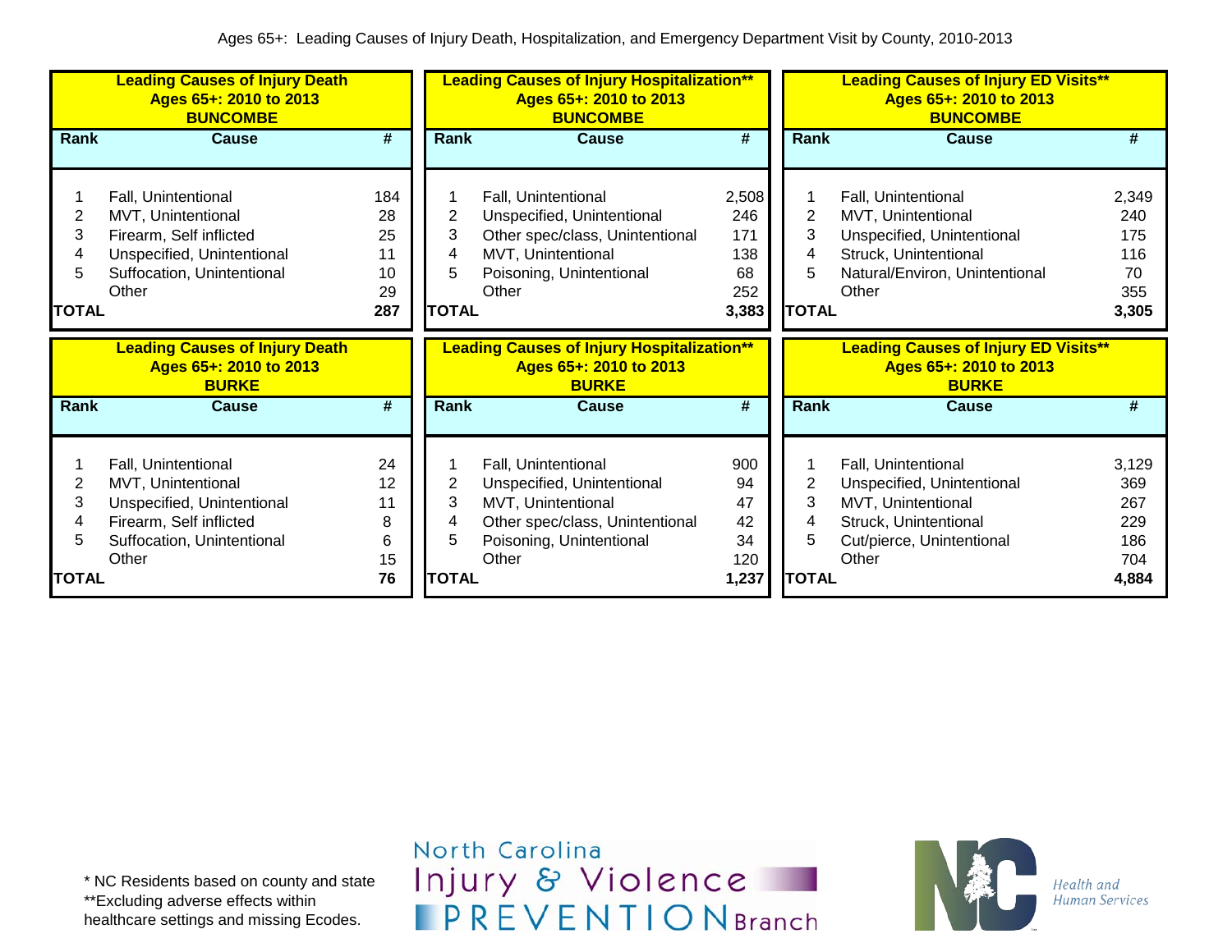Ages 65+: Leading Causes of Injury Death, Hospitalization, and Emergency Department Visit by County, 2010-2013

**Leading Causes of Injury Death**
**Ages 65+: 2010 to 2013**
**BUNCOMBE**

| Rank | Cause | # |
|---|---|---|
| 1 | Fall, Unintentional | 184 |
| 2 | MVT, Unintentional | 28 |
| 3 | Firearm, Self inflicted | 25 |
| 4 | Unspecified, Unintentional | 11 |
| 5 | Suffocation, Unintentional | 10 |
| | Other | 29 |
| **TOTAL** | | **287** |

**Leading Causes of Injury Hospitalization****
**Ages 65+: 2010 to 2013**
**BUNCOMBE**

| Rank | Cause | # |
|---|---|---|
| 1 | Fall, Unintentional | 2,508 |
| 2 | Unspecified, Unintentional | 246 |
| 3 | Other spec/class, Unintentional | 171 |
| 4 | MVT, Unintentional | 138 |
| 5 | Poisoning, Unintentional | 68 |
| | Other | 252 |
| **TOTAL** | | **3,383** |

**Leading Causes of Injury ED Visits****
**Ages 65+: 2010 to 2013**
**BUNCOMBE**

| Rank | Cause | # |
|---|---|---|
| 1 | Fall, Unintentional | 2,349 |
| 2 | MVT, Unintentional | 240 |
| 3 | Unspecified, Unintentional | 175 |
| 4 | Struck, Unintentional | 116 |
| 5 | Natural/Environ, Unintentional | 70 |
| | Other | 355 |
| **TOTAL** | | **3,305** |

**Leading Causes of Injury Death**
**Ages 65+: 2010 to 2013**
**BURKE**

| Rank | Cause | # |
|---|---|---|
| 1 | Fall, Unintentional | 24 |
| 2 | MVT, Unintentional | 12 |
| 3 | Unspecified, Unintentional | 11 |
| 4 | Firearm, Self inflicted | 8 |
| 5 | Suffocation, Unintentional | 6 |
| | Other | 15 |
| **TOTAL** | | **76** |

**Leading Causes of Injury Hospitalization****
**Ages 65+: 2010 to 2013**
**BURKE**

| Rank | Cause | # |
|---|---|---|
| 1 | Fall, Unintentional | 900 |
| 2 | Unspecified, Unintentional | 94 |
| 3 | MVT, Unintentional | 47 |
| 4 | Other spec/class, Unintentional | 42 |
| 5 | Poisoning, Unintentional | 34 |
| | Other | 120 |
| **TOTAL** | | **1,237** |

**Leading Causes of Injury ED Visits****
**Ages 65+: 2010 to 2013**
**BURKE**

| Rank | Cause | # |
|---|---|---|
| 1 | Fall, Unintentional | 3,129 |
| 2 | Unspecified, Unintentional | 369 |
| 3 | MVT, Unintentional | 267 |
| 4 | Struck, Unintentional | 229 |
| 5 | Cut/pierce, Unintentional | 186 |
| | Other | 704 |
| **TOTAL** | | **4,884** |

* NC Residents based on county and state
**Excluding adverse effects within healthcare settings and missing Ecodes.

North Carolina Injury & Violence PREVENTION Branch

NC Health and Human Services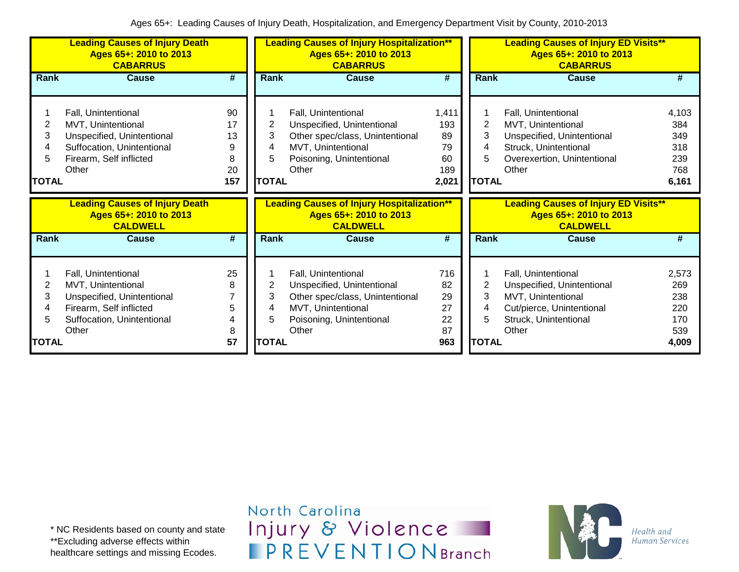Ages 65+: Leading Causes of Injury Death, Hospitalization, and Emergency Department Visit by County, 2010-2013

**Leading Causes of Injury Death Ages 65+: 2010 to 2013 CABARRUS**

| Rank | Cause | # |
|---|---|---|
| 1 | Fall, Unintentional | 90 |
| 2 | MVT, Unintentional | 17 |
| 3 | Unspecified, Unintentional | 13 |
| 4 | Suffocation, Unintentional | 9 |
| 5 | Firearm, Self inflicted | 8 |
| | Other | 20 |
| **TOTAL** | | **157** |

**Leading Causes of Injury Hospitalization\*\* Ages 65+: 2010 to 2013 CABARRUS**

| Rank | Cause | # |
|---|---|---|
| 1 | Fall, Unintentional | 1,411 |
| 2 | Unspecified, Unintentional | 193 |
| 3 | Other spec/class, Unintentional | 89 |
| 4 | MVT, Unintentional | 79 |
| 5 | Poisoning, Unintentional | 60 |
| | Other | 189 |
| **TOTAL** | | **2,021** |

**Leading Causes of Injury ED Visits\*\* Ages 65+: 2010 to 2013 CABARRUS**

| Rank | Cause | # |
|---|---|---|
| 1 | Fall, Unintentional | 4,103 |
| 2 | MVT, Unintentional | 384 |
| 3 | Unspecified, Unintentional | 349 |
| 4 | Struck, Unintentional | 318 |
| 5 | Overexertion, Unintentional | 239 |
| | Other | 768 |
| **TOTAL** | | **6,161** |

**Leading Causes of Injury Death Ages 65+: 2010 to 2013 CALDWELL**

| Rank | Cause | # |
|---|---|---|
| 1 | Fall, Unintentional | 25 |
| 2 | MVT, Unintentional | 8 |
| 3 | Unspecified, Unintentional | 7 |
| 4 | Firearm, Self inflicted | 5 |
| 5 | Suffocation, Unintentional | 4 |
| | Other | 8 |
| **TOTAL** | | **57** |

**Leading Causes of Injury Hospitalization\*\* Ages 65+: 2010 to 2013 CALDWELL**

| Rank | Cause | # |
|---|---|---|
| 1 | Fall, Unintentional | 716 |
| 2 | Unspecified, Unintentional | 82 |
| 3 | Other spec/class, Unintentional | 29 |
| 4 | MVT, Unintentional | 27 |
| 5 | Poisoning, Unintentional | 22 |
| | Other | 87 |
| **TOTAL** | | **963** |

**Leading Causes of Injury ED Visits\*\* Ages 65+: 2010 to 2013 CALDWELL**

| Rank | Cause | # |
|---|---|---|
| 1 | Fall, Unintentional | 2,573 |
| 2 | Unspecified, Unintentional | 269 |
| 3 | MVT, Unintentional | 238 |
| 4 | Cut/pierce, Unintentional | 220 |
| 5 | Struck, Unintentional | 170 |
| | Other | 539 |
| **TOTAL** | | **4,009** |

\* NC Residents based on county and state
\*\*Excluding adverse effects within healthcare settings and missing Ecodes.

North Carolina Injury & Violence PREVENTION Branch

Health and Human Services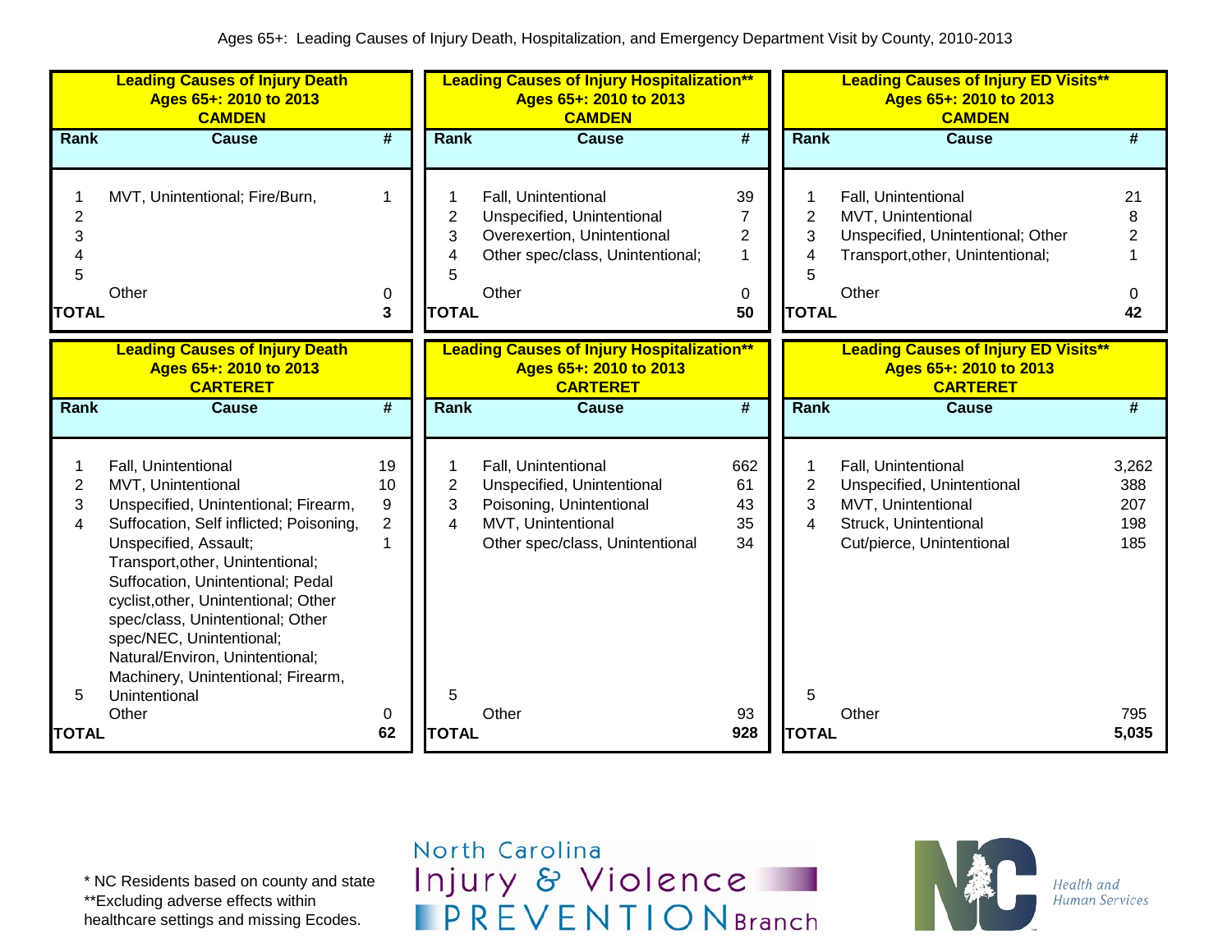Ages 65+: Leading Causes of Injury Death, Hospitalization, and Emergency Department Visit by County, 2010-2013

**Leading Causes of Injury Death**
**Ages 65+: 2010 to 2013**
**CAMDEN**

| Rank | Cause | # |
|---|---|---|
| 1 | MVT, Unintentional; Fire/Burn, | 1 |
| 2 | | |
| 3 | | |
| 4 | | |
| 5 | | |
| | Other | 0 |
| **TOTAL** | | **3** |

**Leading Causes of Injury Hospitalization****
**Ages 65+: 2010 to 2013**
**CAMDEN**

| Rank | Cause | # |
|---|---|---|
| 1 | Fall, Unintentional | 39 |
| 2 | Unspecified, Unintentional | 7 |
| 3 | Overexertion, Unintentional | 2 |
| 4 | Other spec/class, Unintentional; | 1 |
| 5 | | |
| | Other | 0 |
| **TOTAL** | | **50** |

**Leading Causes of Injury ED Visits****
**Ages 65+: 2010 to 2013**
**CAMDEN**

| Rank | Cause | # |
|---|---|---|
| 1 | Fall, Unintentional | 21 |
| 2 | MVT, Unintentional | 8 |
| 3 | Unspecified, Unintentional; Other | 2 |
| 4 | Transport,other, Unintentional; | 1 |
| 5 | | |
| | Other | 0 |
| **TOTAL** | | **42** |

**Leading Causes of Injury Death**
**Ages 65+: 2010 to 2013**
**CARTERET**

| Rank | Cause | # |
|---|---|---|
| 1 | Fall, Unintentional | 19 |
| 2 | MVT, Unintentional | 10 |
| 3 | Unspecified, Unintentional; Firearm, | 9 |
| 4 | Suffocation, Self inflicted; Poisoning, | 2 |
| 5 | Unspecified, Assault; Transport,other, Unintentional; Suffocation, Unintentional; Pedal cyclist,other, Unintentional; Other spec/class, Unintentional; Other spec/NEC, Unintentional; Natural/Environ, Unintentional; Machinery, Unintentional; Firearm, Unintentional | 1 |
| | Other | 0 |
| **TOTAL** | | **62** |

**Leading Causes of Injury Hospitalization****
**Ages 65+: 2010 to 2013**
**CARTERET**

| Rank | Cause | # |
|---|---|---|
| 1 | Fall, Unintentional | 662 |
| 2 | Unspecified, Unintentional | 61 |
| 3 | Poisoning, Unintentional | 43 |
| 4 | MVT, Unintentional | 35 |
| 5 | Other spec/class, Unintentional | 34 |
| | Other | 93 |
| **TOTAL** | | **928** |

**Leading Causes of Injury ED Visits****
**Ages 65+: 2010 to 2013**
**CARTERET**

| Rank | Cause | # |
|---|---|---|
| 1 | Fall, Unintentional | 3,262 |
| 2 | Unspecified, Unintentional | 388 |
| 3 | MVT, Unintentional | 207 |
| 4 | Struck, Unintentional | 198 |
| 5 | Cut/pierce, Unintentional | 185 |
| | Other | 795 |
| **TOTAL** | | **5,035** |

\* NC Residents based on county and state
**Excluding adverse effects within healthcare settings and missing Ecodes.

North Carolina Injury & Violence PREVENTION Branch

NC Health and Human Services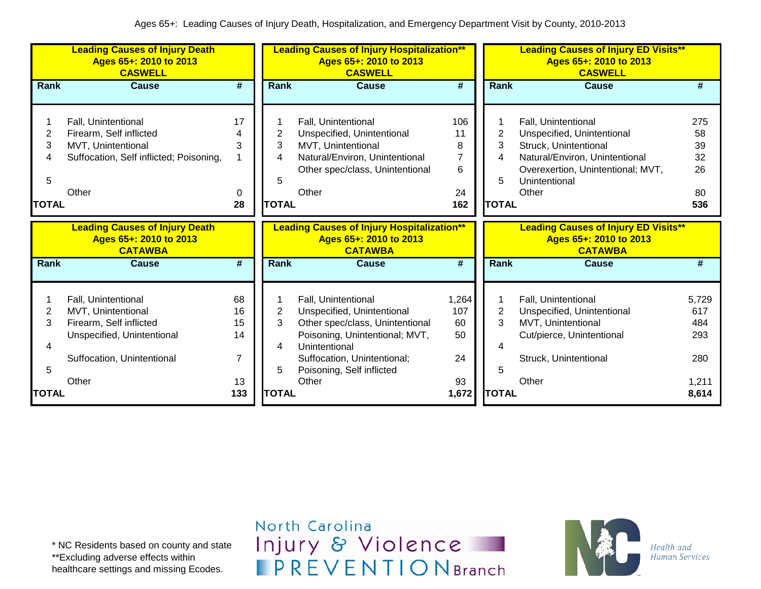Ages 65+: Leading Causes of Injury Death, Hospitalization, and Emergency Department Visit by County, 2010-2013

**Leading Causes of Injury Death Ages 65+: 2010 to 2013 CASWELL**

| Rank | Cause | # |
|---|---|---|
| 1 | Fall, Unintentional | 17 |
| 2 | Firearm, Self inflicted | 4 |
| 3 | MVT, Unintentional | 3 |
| 4 | Suffocation, Self inflicted; Poisoning, | 1 |
| 5 | | |
| | Other | 0 |
| TOTAL | | 28 |

**Leading Causes of Injury Hospitalization** Ages 65+: 2010 to 2013 CASWELL**

| Rank | Cause | # |
|---|---|---|
| 1 | Fall, Unintentional | 106 |
| 2 | Unspecified, Unintentional | 11 |
| 3 | MVT, Unintentional | 8 |
| 4 | Natural/Environ, Unintentional | 7 |
| 5 | Other spec/class, Unintentional | 6 |
| | Other | 24 |
| TOTAL | | 162 |

**Leading Causes of Injury ED Visits** Ages 65+: 2010 to 2013 CASWELL**

| Rank | Cause | # |
|---|---|---|
| 1 | Fall, Unintentional | 275 |
| 2 | Unspecified, Unintentional | 58 |
| 3 | Struck, Unintentional | 39 |
| 4 | Natural/Environ, Unintentional | 32 |
| 5 | Overexertion, Unintentional; MVT, Unintentional | 26 |
| | Other | 80 |
| TOTAL | | 536 |

**Leading Causes of Injury Death Ages 65+: 2010 to 2013 CATAWBA**

| Rank | Cause | # |
|---|---|---|
| 1 | Fall, Unintentional | 68 |
| 2 | MVT, Unintentional | 16 |
| 3 | Firearm, Self inflicted | 15 |
| 4 | Unspecified, Unintentional | 14 |
| 5 | Suffocation, Unintentional | 7 |
| | Other | 13 |
| TOTAL | | 133 |

**Leading Causes of Injury Hospitalization** Ages 65+: 2010 to 2013 CATAWBA**

| Rank | Cause | # |
|---|---|---|
| 1 | Fall, Unintentional | 1,264 |
| 2 | Unspecified, Unintentional | 107 |
| 3 | Other spec/class, Unintentional | 60 |
| 4 | Poisoning, Unintentional; MVT, Unintentional | 50 |
| 5 | Suffocation, Unintentional; Poisoning, Self inflicted | 24 |
| | Other | 93 |
| TOTAL | | 1,672 |

**Leading Causes of Injury ED Visits** Ages 65+: 2010 to 2013 CATAWBA**

| Rank | Cause | # |
|---|---|---|
| 1 | Fall, Unintentional | 5,729 |
| 2 | Unspecified, Unintentional | 617 |
| 3 | MVT, Unintentional | 484 |
| 4 | Cut/pierce, Unintentional | 293 |
| 5 | Struck, Unintentional | 280 |
| | Other | 1,211 |
| TOTAL | | 8,614 |

* NC Residents based on county and state
**Excluding adverse effects within healthcare settings and missing Ecodes.

North Carolina Injury & Violence PREVENTION Branch

NC Health and Human Services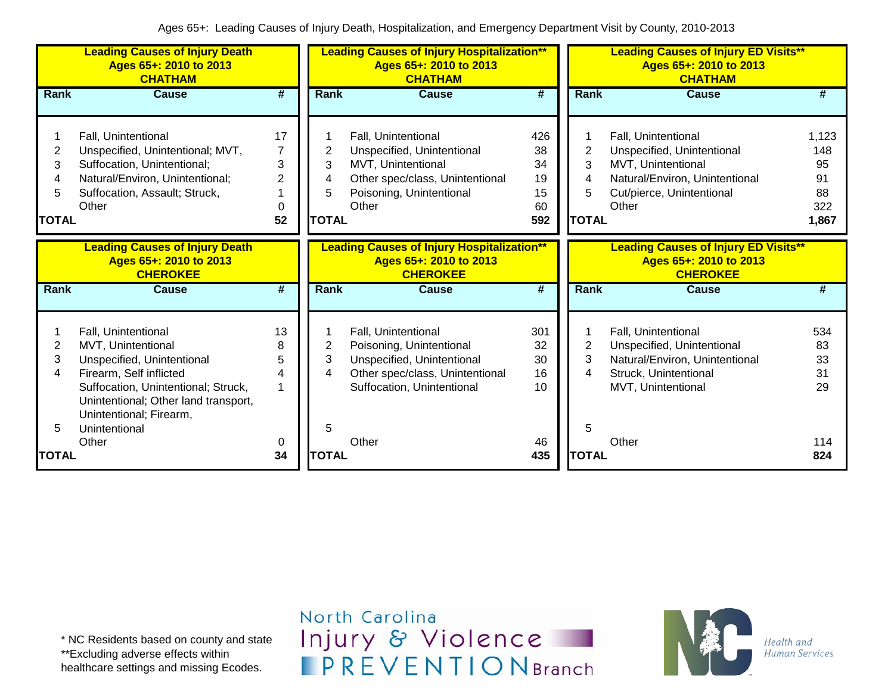Ages 65+: Leading Causes of Injury Death, Hospitalization, and Emergency Department Visit by County, 2010-2013

**Leading Causes of Injury Death**
**Ages 65+: 2010 to 2013**
**CHATHAM**

| Rank | Cause | # |
|---|---|---|
| 1 | Fall, Unintentional | 17 |
| 2 | Unspecified, Unintentional; MVT, | 7 |
| 3 | Suffocation, Unintentional; | 3 |
| 4 | Natural/Environ, Unintentional; | 2 |
| 5 | Suffocation, Assault; Struck, | 1 |
| | Other | 0 |
| **TOTAL** | | **52** |

**Leading Causes of Injury Hospitalization****
**Ages 65+: 2010 to 2013**
**CHATHAM**

| Rank | Cause | # |
|---|---|---|
| 1 | Fall, Unintentional | 426 |
| 2 | Unspecified, Unintentional | 38 |
| 3 | MVT, Unintentional | 34 |
| 4 | Other spec/class, Unintentional | 19 |
| 5 | Poisoning, Unintentional | 15 |
| | Other | 60 |
| **TOTAL** | | **592** |

**Leading Causes of Injury ED Visits****
**Ages 65+: 2010 to 2013**
**CHATHAM**

| Rank | Cause | # |
|---|---|---|
| 1 | Fall, Unintentional | 1,123 |
| 2 | Unspecified, Unintentional | 148 |
| 3 | MVT, Unintentional | 95 |
| 4 | Natural/Environ, Unintentional | 91 |
| 5 | Cut/pierce, Unintentional | 88 |
| | Other | 322 |
| **TOTAL** | | **1,867** |

**Leading Causes of Injury Death**
**Ages 65+: 2010 to 2013**
**CHEROKEE**

| Rank | Cause | # |
|---|---|---|
| 1 | Fall, Unintentional | 13 |
| 2 | MVT, Unintentional | 8 |
| 3 | Unspecified, Unintentional | 5 |
| 4 | Firearm, Self inflicted | 4 |
| 5 | Suffocation, Unintentional; Struck, Unintentional; Other land transport, Unintentional; Firearm, Unintentional | 1 |
| | Other | 0 |
| **TOTAL** | | **34** |

**Leading Causes of Injury Hospitalization****
**Ages 65+: 2010 to 2013**
**CHEROKEE**

| Rank | Cause | # |
|---|---|---|
| 1 | Fall, Unintentional | 301 |
| 2 | Poisoning, Unintentional | 32 |
| 3 | Unspecified, Unintentional | 30 |
| 4 | Other spec/class, Unintentional | 16 |
| | Suffocation, Unintentional | 10 |
| 5 | | |
| | Other | 46 |
| **TOTAL** | | **435** |

**Leading Causes of Injury ED Visits****
**Ages 65+: 2010 to 2013**
**CHEROKEE**

| Rank | Cause | # |
|---|---|---|
| 1 | Fall, Unintentional | 534 |
| 2 | Unspecified, Unintentional | 83 |
| 3 | Natural/Environ, Unintentional | 33 |
| 4 | Struck, Unintentional | 31 |
| | MVT, Unintentional | 29 |
| 5 | | |
| | Other | 114 |
| **TOTAL** | | **824** |

* NC Residents based on county and state
**Excluding adverse effects within healthcare settings and missing Ecodes.

North Carolina Injury & Violence PREVENTION Branch

Health and Human Services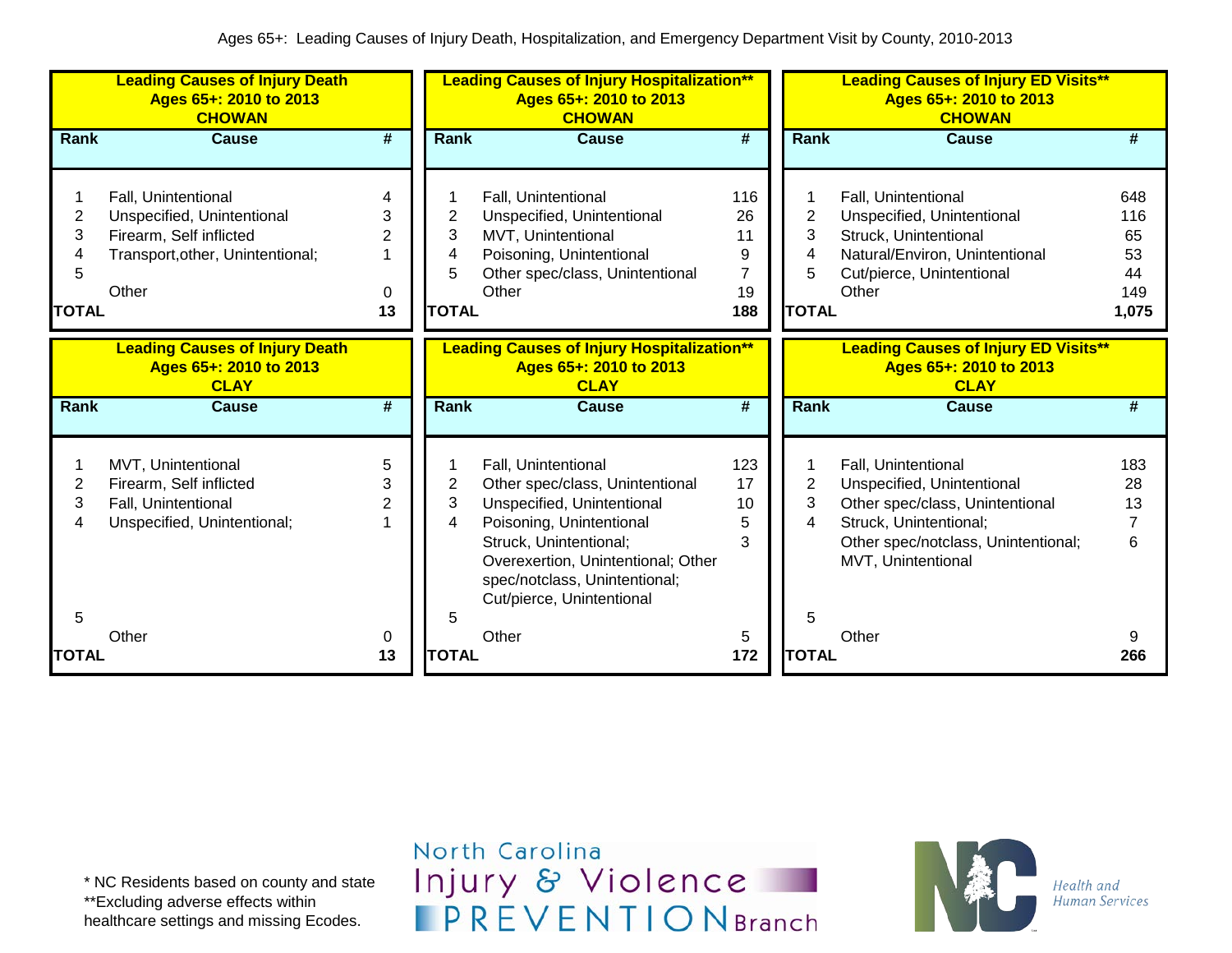Ages 65+: Leading Causes of Injury Death, Hospitalization, and Emergency Department Visit by County, 2010-2013

### Leading Causes of Injury Death Ages 65+: 2010 to 2013 CHOWAN

| Rank | Cause | # |
|---|---|---|
| 1 | Fall, Unintentional | 4 |
| 2 | Unspecified, Unintentional | 3 |
| 3 | Firearm, Self inflicted | 2 |
| 4 | Transport,other, Unintentional; | 1 |
| 5 | | |
| | Other | 0 |
| TOTAL | | 13 |

### Leading Causes of Injury Hospitalization** Ages 65+: 2010 to 2013 CHOWAN

| Rank | Cause | # |
|---|---|---|
| 1 | Fall, Unintentional | 116 |
| 2 | Unspecified, Unintentional | 26 |
| 3 | MVT, Unintentional | 11 |
| 4 | Poisoning, Unintentional | 9 |
| 5 | Other spec/class, Unintentional | 7 |
| | Other | 19 |
| TOTAL | | 188 |

### Leading Causes of Injury ED Visits** Ages 65+: 2010 to 2013 CHOWAN

| Rank | Cause | # |
|---|---|---|
| 1 | Fall, Unintentional | 648 |
| 2 | Unspecified, Unintentional | 116 |
| 3 | Struck, Unintentional | 65 |
| 4 | Natural/Environ, Unintentional | 53 |
| 5 | Cut/pierce, Unintentional | 44 |
| | Other | 149 |
| TOTAL | | 1,075 |

### Leading Causes of Injury Death Ages 65+: 2010 to 2013 CLAY

| Rank | Cause | # |
|---|---|---|
| 1 | MVT, Unintentional | 5 |
| 2 | Firearm, Self inflicted | 3 |
| 3 | Fall, Unintentional | 2 |
| 4 | Unspecified, Unintentional; | 1 |
| 5 | | |
| | Other | 0 |
| TOTAL | | 13 |

### Leading Causes of Injury Hospitalization** Ages 65+: 2010 to 2013 CLAY

| Rank | Cause | # |
|---|---|---|
| 1 | Fall, Unintentional | 123 |
| 2 | Other spec/class, Unintentional | 17 |
| 3 | Unspecified, Unintentional | 10 |
| 4 | Poisoning, Unintentional | 5 |
| | Struck, Unintentional; Overexertion, Unintentional; Other spec/notclass, Unintentional; Cut/pierce, Unintentional | 3 |
| 5 | | |
| | Other | 5 |
| TOTAL | | 172 |

### Leading Causes of Injury ED Visits** Ages 65+: 2010 to 2013 CLAY

| Rank | Cause | # |
|---|---|---|
| 1 | Fall, Unintentional | 183 |
| 2 | Unspecified, Unintentional | 28 |
| 3 | Other spec/class, Unintentional | 13 |
| 4 | Struck, Unintentional; | 7 |
| | Other spec/notclass, Unintentional; MVT, Unintentional | 6 |
| 5 | | |
| | Other | 9 |
| TOTAL | | 266 |

\* NC Residents based on county and state
\*\*Excluding adverse effects within healthcare settings and missing Ecodes.

North Carolina Injury & Violence PREVENTION Branch

Health and Human Services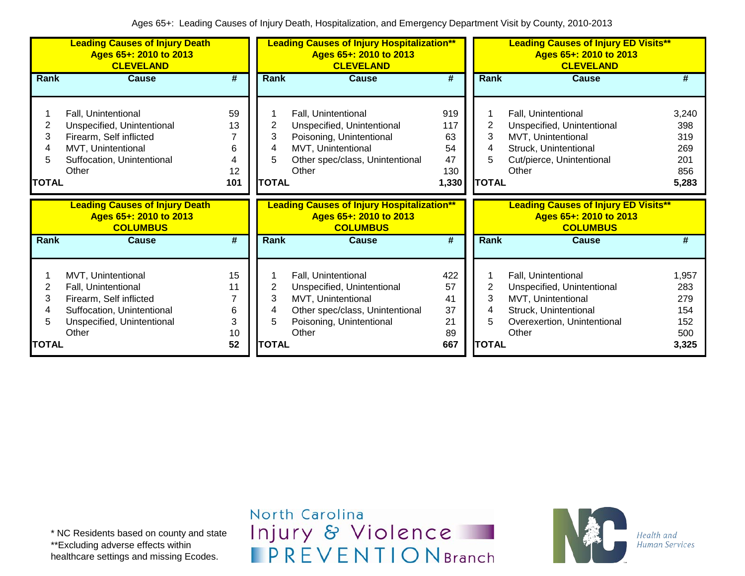Ages 65+: Leading Causes of Injury Death, Hospitalization, and Emergency Department Visit by County, 2010-2013

**Leading Causes of Injury Death**
**Ages 65+: 2010 to 2013**
**CLEVELAND**

| Rank | Cause | # |
|---|---|---|
| 1 | Fall, Unintentional | 59 |
| 2 | Unspecified, Unintentional | 13 |
| 3 | Firearm, Self inflicted | 7 |
| 4 | MVT, Unintentional | 6 |
| 5 | Suffocation, Unintentional | 4 |
| | Other | 12 |
| **TOTAL** | | **101** |

**Leading Causes of Injury Hospitalization****
**Ages 65+: 2010 to 2013**
**CLEVELAND**

| Rank | Cause | # |
|---|---|---|
| 1 | Fall, Unintentional | 919 |
| 2 | Unspecified, Unintentional | 117 |
| 3 | Poisoning, Unintentional | 63 |
| 4 | MVT, Unintentional | 54 |
| 5 | Other spec/class, Unintentional | 47 |
| | Other | 130 |
| **TOTAL** | | **1,330** |

**Leading Causes of Injury ED Visits****
**Ages 65+: 2010 to 2013**
**CLEVELAND**

| Rank | Cause | # |
|---|---|---|
| 1 | Fall, Unintentional | 3,240 |
| 2 | Unspecified, Unintentional | 398 |
| 3 | MVT, Unintentional | 319 |
| 4 | Struck, Unintentional | 269 |
| 5 | Cut/pierce, Unintentional | 201 |
| | Other | 856 |
| **TOTAL** | | **5,283** |

**Leading Causes of Injury Death**
**Ages 65+: 2010 to 2013**
**COLUMBUS**

| Rank | Cause | # |
|---|---|---|
| 1 | MVT, Unintentional | 15 |
| 2 | Fall, Unintentional | 11 |
| 3 | Firearm, Self inflicted | 7 |
| 4 | Suffocation, Unintentional | 6 |
| 5 | Unspecified, Unintentional | 3 |
| | Other | 10 |
| **TOTAL** | | **52** |

**Leading Causes of Injury Hospitalization****
**Ages 65+: 2010 to 2013**
**COLUMBUS**

| Rank | Cause | # |
|---|---|---|
| 1 | Fall, Unintentional | 422 |
| 2 | Unspecified, Unintentional | 57 |
| 3 | MVT, Unintentional | 41 |
| 4 | Other spec/class, Unintentional | 37 |
| 5 | Poisoning, Unintentional | 21 |
| | Other | 89 |
| **TOTAL** | | **667** |

**Leading Causes of Injury ED Visits****
**Ages 65+: 2010 to 2013**
**COLUMBUS**

| Rank | Cause | # |
|---|---|---|
| 1 | Fall, Unintentional | 1,957 |
| 2 | Unspecified, Unintentional | 283 |
| 3 | MVT, Unintentional | 279 |
| 4 | Struck, Unintentional | 154 |
| 5 | Overexertion, Unintentional | 152 |
| | Other | 500 |
| **TOTAL** | | **3,325** |

* NC Residents based on county and state
**Excluding adverse effects within healthcare settings and missing Ecodes.

North Carolina Injury & Violence PREVENTION Branch

NC Health and Human Services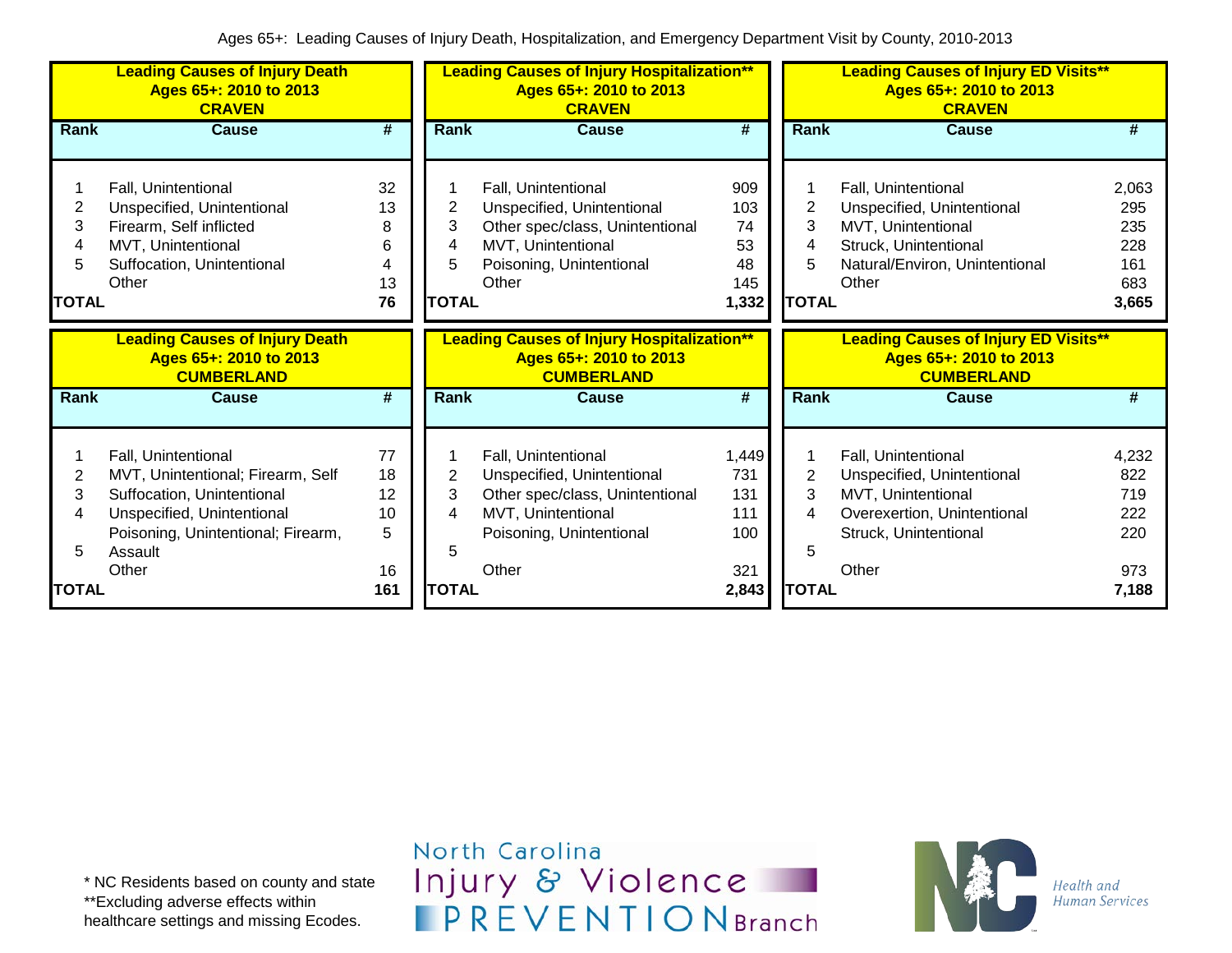Ages 65+: Leading Causes of Injury Death, Hospitalization, and Emergency Department Visit by County, 2010-2013

**Leading Causes of Injury Death**
**Ages 65+: 2010 to 2013**
**CRAVEN**

| Rank | Cause | # |
|---|---|---|
| 1 | Fall, Unintentional | 32 |
| 2 | Unspecified, Unintentional | 13 |
| 3 | Firearm, Self inflicted | 8 |
| 4 | MVT, Unintentional | 6 |
| 5 | Suffocation, Unintentional | 4 |
| | Other | 13 |
| **TOTAL** | | **76** |

**Leading Causes of Injury Hospitalization****
**Ages 65+: 2010 to 2013**
**CRAVEN**

| Rank | Cause | # |
|---|---|---|
| 1 | Fall, Unintentional | 909 |
| 2 | Unspecified, Unintentional | 103 |
| 3 | Other spec/class, Unintentional | 74 |
| 4 | MVT, Unintentional | 53 |
| 5 | Poisoning, Unintentional | 48 |
| | Other | 145 |
| **TOTAL** | | **1,332** |

**Leading Causes of Injury ED Visits****
**Ages 65+: 2010 to 2013**
**CRAVEN**

| Rank | Cause | # |
|---|---|---|
| 1 | Fall, Unintentional | 2,063 |
| 2 | Unspecified, Unintentional | 295 |
| 3 | MVT, Unintentional | 235 |
| 4 | Struck, Unintentional | 228 |
| 5 | Natural/Environ, Unintentional | 161 |
| | Other | 683 |
| **TOTAL** | | **3,665** |

**Leading Causes of Injury Death**
**Ages 65+: 2010 to 2013**
**CUMBERLAND**

| Rank | Cause | # |
|---|---|---|
| 1 | Fall, Unintentional | 77 |
| 2 | MVT, Unintentional; Firearm, Self | 18 |
| 3 | Suffocation, Unintentional | 12 |
| 4 | Unspecified, Unintentional | 10 |
| 5 | Poisoning, Unintentional; Firearm, Assault | 5 |
| | Other | 16 |
| **TOTAL** | | **161** |

**Leading Causes of Injury Hospitalization****
**Ages 65+: 2010 to 2013**
**CUMBERLAND**

| Rank | Cause | # |
|---|---|---|
| 1 | Fall, Unintentional | 1,449 |
| 2 | Unspecified, Unintentional | 731 |
| 3 | Other spec/class, Unintentional | 131 |
| 4 | MVT, Unintentional | 111 |
| 5 | Poisoning, Unintentional | 100 |
| | Other | 321 |
| **TOTAL** | | **2,843** |

**Leading Causes of Injury ED Visits****
**Ages 65+: 2010 to 2013**
**CUMBERLAND**

| Rank | Cause | # |
|---|---|---|
| 1 | Fall, Unintentional | 4,232 |
| 2 | Unspecified, Unintentional | 822 |
| 3 | MVT, Unintentional | 719 |
| 4 | Overexertion, Unintentional | 222 |
| 5 | Struck, Unintentional | 220 |
| | Other | 973 |
| **TOTAL** | | **7,188** |

* NC Residents based on county and state
**Excluding adverse effects within healthcare settings and missing Ecodes.

North Carolina Injury & Violence PREVENTION Branch

NC Health and Human Services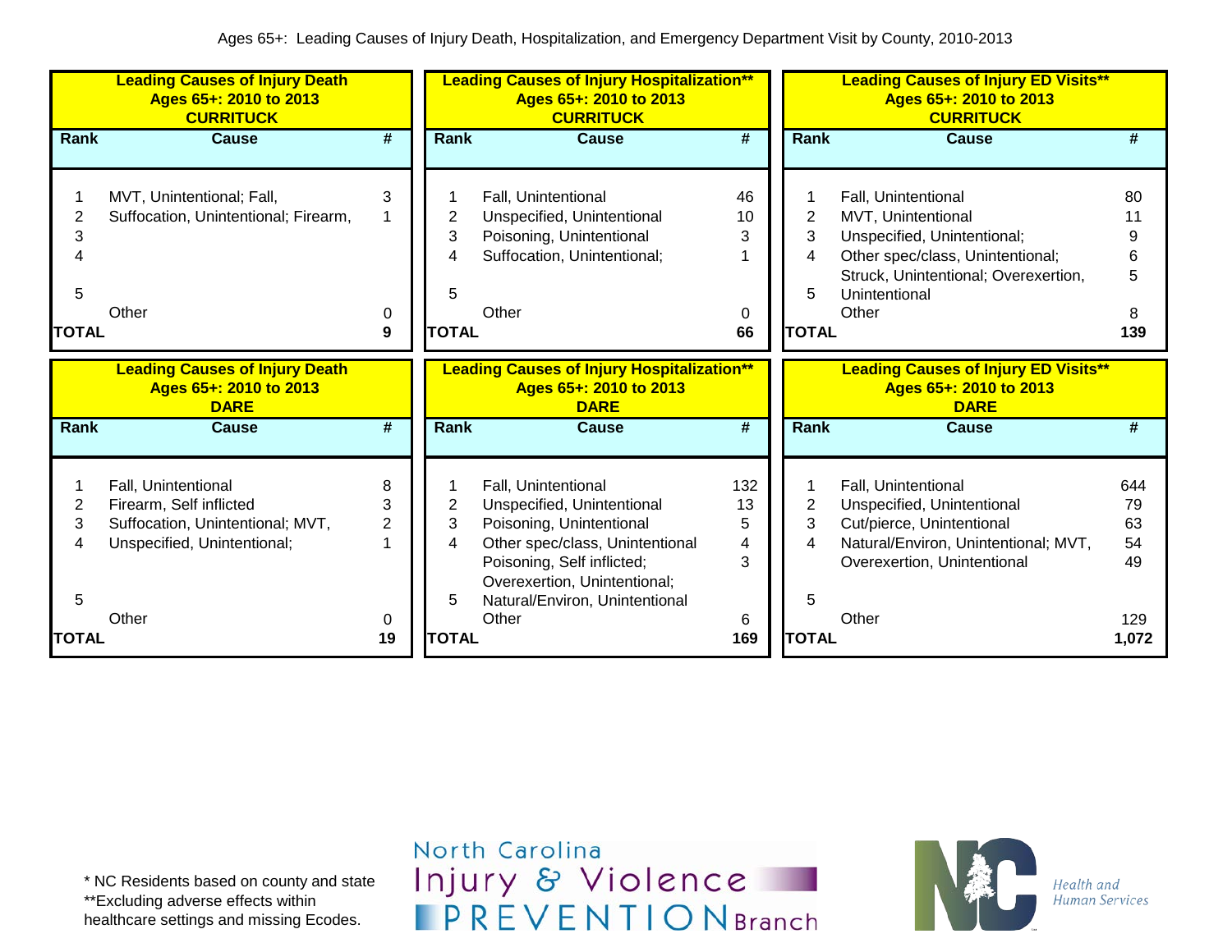Ages 65+: Leading Causes of Injury Death, Hospitalization, and Emergency Department Visit by County, 2010-2013

**Leading Causes of Injury Death**
**Ages 65+: 2010 to 2013**
**CURRITUCK**

| Rank | Cause | # |
|---|---|---|
| 1 | MVT, Unintentional; Fall, | 3 |
| 2 | Suffocation, Unintentional; Firearm, | 1 |
| 3 | | |
| 4 | | |
| 5 | | |
| | Other | 0 |
| **TOTAL** | | **9** |

**Leading Causes of Injury Hospitalization\*\***
**Ages 65+: 2010 to 2013**
**CURRITUCK**

| Rank | Cause | # |
|---|---|---|
| 1 | Fall, Unintentional | 46 |
| 2 | Unspecified, Unintentional | 10 |
| 3 | Poisoning, Unintentional | 3 |
| 4 | Suffocation, Unintentional; | 1 |
| 5 | | |
| | Other | 0 |
| **TOTAL** | | **66** |

**Leading Causes of Injury ED Visits\*\***
**Ages 65+: 2010 to 2013**
**CURRITUCK**

| Rank | Cause | # |
|---|---|---|
| 1 | Fall, Unintentional | 80 |
| 2 | MVT, Unintentional | 11 |
| 3 | Unspecified, Unintentional; | 9 |
| 4 | Other spec/class, Unintentional; | 6 |
| 5 | Struck, Unintentional; Overexertion, Unintentional | 5 |
| | Other | 8 |
| **TOTAL** | | **139** |

**Leading Causes of Injury Death**
**Ages 65+: 2010 to 2013**
**DARE**

| Rank | Cause | # |
|---|---|---|
| 1 | Fall, Unintentional | 8 |
| 2 | Firearm, Self inflicted | 3 |
| 3 | Suffocation, Unintentional; MVT, | 2 |
| 4 | Unspecified, Unintentional; | 1 |
| 5 | | |
| | Other | 0 |
| **TOTAL** | | **19** |

**Leading Causes of Injury Hospitalization\*\***
**Ages 65+: 2010 to 2013**
**DARE**

| Rank | Cause | # |
|---|---|---|
| 1 | Fall, Unintentional | 132 |
| 2 | Unspecified, Unintentional | 13 |
| 3 | Poisoning, Unintentional | 5 |
| 4 | Other spec/class, Unintentional | 4 |
| 5 | Poisoning, Self inflicted; Overexertion, Unintentional; Natural/Environ, Unintentional | 3 |
| | Other | 6 |
| **TOTAL** | | **169** |

**Leading Causes of Injury ED Visits\*\***
**Ages 65+: 2010 to 2013**
**DARE**

| Rank | Cause | # |
|---|---|---|
| 1 | Fall, Unintentional | 644 |
| 2 | Unspecified, Unintentional | 79 |
| 3 | Cut/pierce, Unintentional | 63 |
| 4 | Natural/Environ, Unintentional; MVT, | 54 |
| 5 | Overexertion, Unintentional | 49 |
| | Other | 129 |
| **TOTAL** | | **1,072** |

\* NC Residents based on county and state
\*\*Excluding adverse effects within healthcare settings and missing Ecodes.

North Carolina Injury & Violence PREVENTION Branch

Health and Human Services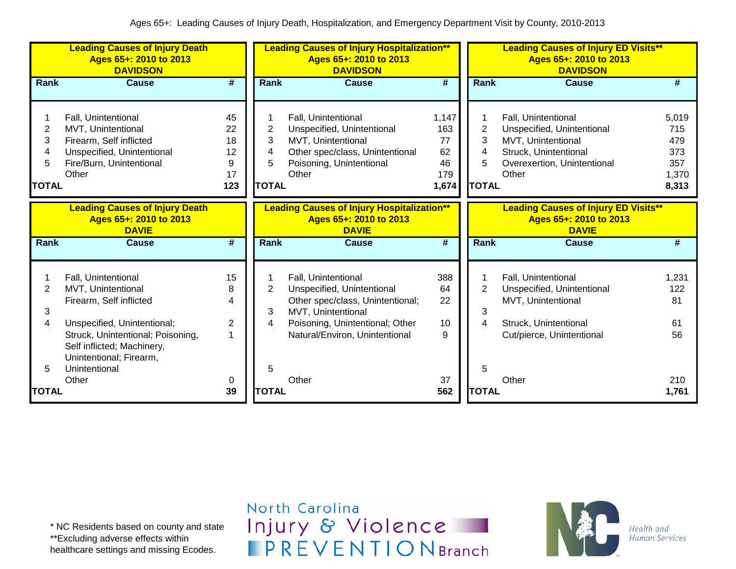Ages 65+: Leading Causes of Injury Death, Hospitalization, and Emergency Department Visit by County, 2010-2013

**Leading Causes of Injury Death**
**Ages 65+: 2010 to 2013**
**DAVIDSON**

| Rank | Cause | # |
|---|---|---|
| 1 | Fall, Unintentional | 45 |
| 2 | MVT, Unintentional | 22 |
| 3 | Firearm, Self inflicted | 18 |
| 4 | Unspecified, Unintentional | 12 |
| 5 | Fire/Burn, Unintentional | 9 |
| | Other | 17 |
| **TOTAL** | | **123** |

**Leading Causes of Injury Hospitalization****
**Ages 65+: 2010 to 2013**
**DAVIDSON**

| Rank | Cause | # |
|---|---|---|
| 1 | Fall, Unintentional | 1,147 |
| 2 | Unspecified, Unintentional | 163 |
| 3 | MVT, Unintentional | 77 |
| 4 | Other spec/class, Unintentional | 62 |
| 5 | Poisoning, Unintentional | 46 |
| | Other | 179 |
| **TOTAL** | | **1,674** |

**Leading Causes of Injury ED Visits****
**Ages 65+: 2010 to 2013**
**DAVIDSON**

| Rank | Cause | # |
|---|---|---|
| 1 | Fall, Unintentional | 5,019 |
| 2 | Unspecified, Unintentional | 715 |
| 3 | MVT, Unintentional | 479 |
| 4 | Struck, Unintentional | 373 |
| 5 | Overexertion, Unintentional | 357 |
| | Other | 1,370 |
| **TOTAL** | | **8,313** |

**Leading Causes of Injury Death**
**Ages 65+: 2010 to 2013**
**DAVIE**

| Rank | Cause | # |
|---|---|---|
| 1 | Fall, Unintentional | 15 |
| 2 | MVT, Unintentional | 8 |
| 3 | Firearm, Self inflicted | 4 |
| 4 | Unspecified, Unintentional; | 2 |
| 5 | Struck, Unintentional; Poisoning, Self inflicted; Machinery, Unintentional; Firearm, Unintentional | 1 |
| | Other | 0 |
| **TOTAL** | | **39** |

**Leading Causes of Injury Hospitalization****
**Ages 65+: 2010 to 2013**
**DAVIE**

| Rank | Cause | # |
|---|---|---|
| 1 | Fall, Unintentional | 388 |
| 2 | Unspecified, Unintentional | 64 |
| 3 | Other spec/class, Unintentional; MVT, Unintentional | 22 |
| 4 | Poisoning, Unintentional; Other | 10 |
| 5 | Natural/Environ, Unintentional | 9 |
| | Other | 37 |
| **TOTAL** | | **562** |

**Leading Causes of Injury ED Visits****
**Ages 65+: 2010 to 2013**
**DAVIE**

| Rank | Cause | # |
|---|---|---|
| 1 | Fall, Unintentional | 1,231 |
| 2 | Unspecified, Unintentional | 122 |
| 3 | MVT, Unintentional | 81 |
| 4 | Struck, Unintentional | 61 |
| 5 | Cut/pierce, Unintentional | 56 |
| | Other | 210 |
| **TOTAL** | | **1,761** |

* NC Residents based on county and state
**Excluding adverse effects within healthcare settings and missing Ecodes.

North Carolina Injury & Violence PREVENTION Branch

NC Health and Human Services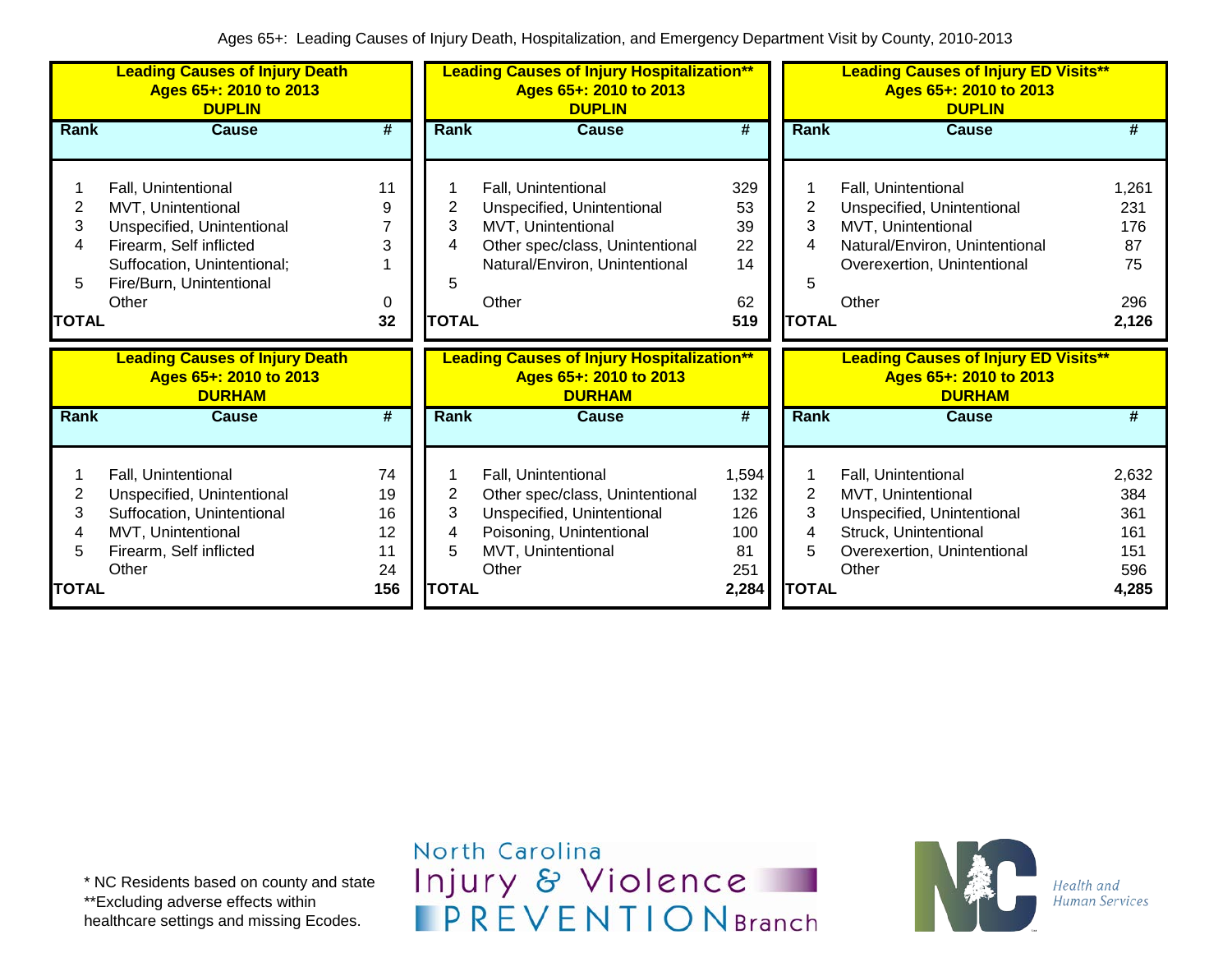Ages 65+: Leading Causes of Injury Death, Hospitalization, and Emergency Department Visit by County, 2010-2013

### Leading Causes of Injury Death Ages 65+: 2010 to 2013 DUPLIN

| Rank | Cause | # |
|---|---|---|
| 1 | Fall, Unintentional | 11 |
| 2 | MVT, Unintentional | 9 |
| 3 | Unspecified, Unintentional | 7 |
| 4 | Firearm, Self inflicted | 3 |
| | Suffocation, Unintentional; | 1 |
| 5 | Fire/Burn, Unintentional | |
| | Other | 0 |
| TOTAL | | 32 |

### Leading Causes of Injury Hospitalization** Ages 65+: 2010 to 2013 DUPLIN

| Rank | Cause | # |
|---|---|---|
| 1 | Fall, Unintentional | 329 |
| 2 | Unspecified, Unintentional | 53 |
| 3 | MVT, Unintentional | 39 |
| 4 | Other spec/class, Unintentional | 22 |
| | Natural/Environ, Unintentional | 14 |
| 5 | | |
| | Other | 62 |
| TOTAL | | 519 |

### Leading Causes of Injury ED Visits** Ages 65+: 2010 to 2013 DUPLIN

| Rank | Cause | # |
|---|---|---|
| 1 | Fall, Unintentional | 1,261 |
| 2 | Unspecified, Unintentional | 231 |
| 3 | MVT, Unintentional | 176 |
| 4 | Natural/Environ, Unintentional | 87 |
| | Overexertion, Unintentional | 75 |
| 5 | | |
| | Other | 296 |
| TOTAL | | 2,126 |

### Leading Causes of Injury Death Ages 65+: 2010 to 2013 DURHAM

| Rank | Cause | # |
|---|---|---|
| 1 | Fall, Unintentional | 74 |
| 2 | Unspecified, Unintentional | 19 |
| 3 | Suffocation, Unintentional | 16 |
| 4 | MVT, Unintentional | 12 |
| 5 | Firearm, Self inflicted | 11 |
| | Other | 24 |
| TOTAL | | 156 |

### Leading Causes of Injury Hospitalization** Ages 65+: 2010 to 2013 DURHAM

| Rank | Cause | # |
|---|---|---|
| 1 | Fall, Unintentional | 1,594 |
| 2 | Other spec/class, Unintentional | 132 |
| 3 | Unspecified, Unintentional | 126 |
| 4 | Poisoning, Unintentional | 100 |
| 5 | MVT, Unintentional | 81 |
| | Other | 251 |
| TOTAL | | 2,284 |

### Leading Causes of Injury ED Visits** Ages 65+: 2010 to 2013 DURHAM

| Rank | Cause | # |
|---|---|---|
| 1 | Fall, Unintentional | 2,632 |
| 2 | MVT, Unintentional | 384 |
| 3 | Unspecified, Unintentional | 361 |
| 4 | Struck, Unintentional | 161 |
| 5 | Overexertion, Unintentional | 151 |
| | Other | 596 |
| TOTAL | | 4,285 |

* NC Residents based on county and state
**Excluding adverse effects within healthcare settings and missing Ecodes.

North Carolina Injury & Violence PREVENTION Branch

NC Health and Human Services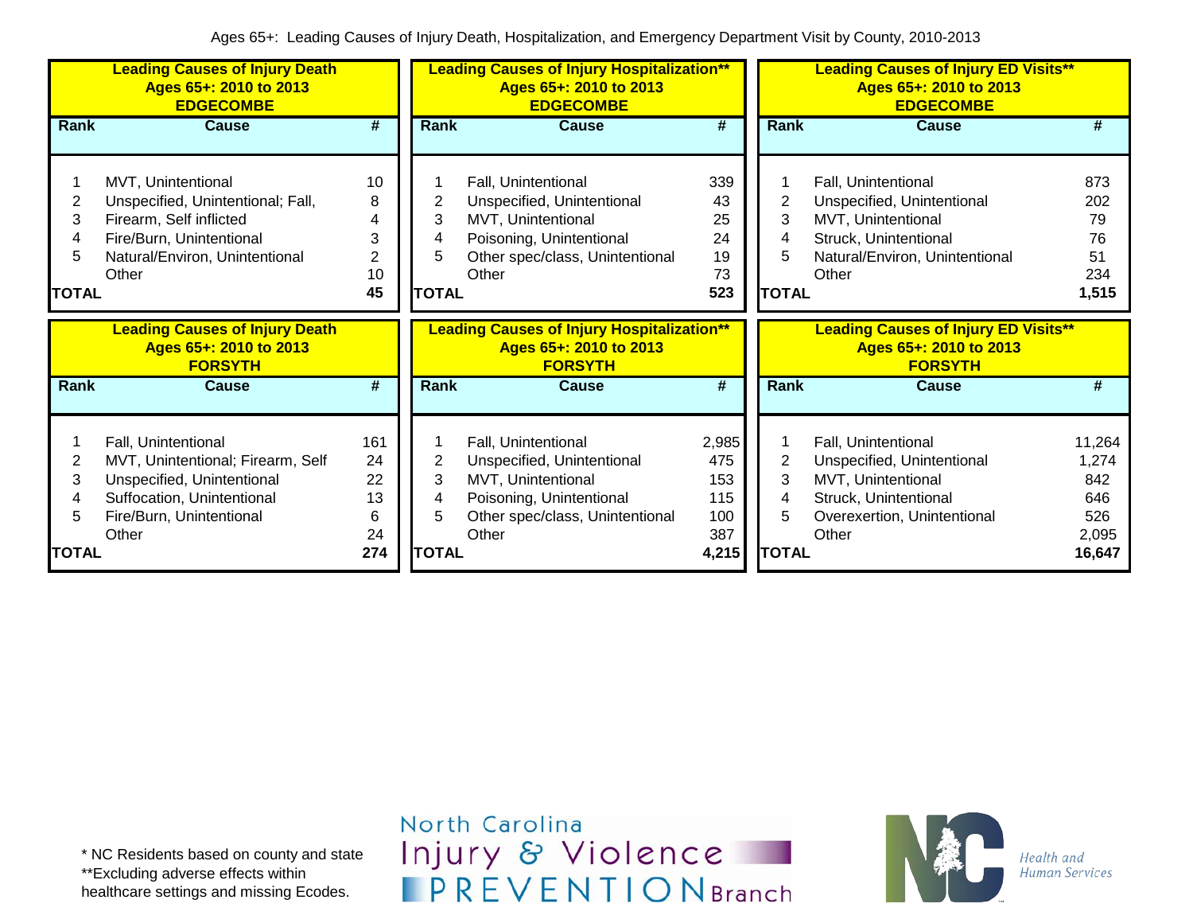Ages 65+: Leading Causes of Injury Death, Hospitalization, and Emergency Department Visit by County, 2010-2013

**Leading Causes of Injury Death**
**Ages 65+: 2010 to 2013**
**EDGECOMBE**

| Rank | Cause | # |
|---|---|---|
| 1 | MVT, Unintentional | 10 |
| 2 | Unspecified, Unintentional; Fall, | 8 |
| 3 | Firearm, Self inflicted | 4 |
| 4 | Fire/Burn, Unintentional | 3 |
| 5 | Natural/Environ, Unintentional | 2 |
| | Other | 10 |
| **TOTAL** | | **45** |

**Leading Causes of Injury Hospitalization\*\***
**Ages 65+: 2010 to 2013**
**EDGECOMBE**

| Rank | Cause | # |
|---|---|---|
| 1 | Fall, Unintentional | 339 |
| 2 | Unspecified, Unintentional | 43 |
| 3 | MVT, Unintentional | 25 |
| 4 | Poisoning, Unintentional | 24 |
| 5 | Other spec/class, Unintentional | 19 |
| | Other | 73 |
| **TOTAL** | | **523** |

**Leading Causes of Injury ED Visits\*\***
**Ages 65+: 2010 to 2013**
**EDGECOMBE**

| Rank | Cause | # |
|---|---|---|
| 1 | Fall, Unintentional | 873 |
| 2 | Unspecified, Unintentional | 202 |
| 3 | MVT, Unintentional | 79 |
| 4 | Struck, Unintentional | 76 |
| 5 | Natural/Environ, Unintentional | 51 |
| | Other | 234 |
| **TOTAL** | | **1,515** |

**Leading Causes of Injury Death**
**Ages 65+: 2010 to 2013**
**FORSYTH**

| Rank | Cause | # |
|---|---|---|
| 1 | Fall, Unintentional | 161 |
| 2 | MVT, Unintentional; Firearm, Self | 24 |
| 3 | Unspecified, Unintentional | 22 |
| 4 | Suffocation, Unintentional | 13 |
| 5 | Fire/Burn, Unintentional | 6 |
| | Other | 24 |
| **TOTAL** | | **274** |

**Leading Causes of Injury Hospitalization\*\***
**Ages 65+: 2010 to 2013**
**FORSYTH**

| Rank | Cause | # |
|---|---|---|
| 1 | Fall, Unintentional | 2,985 |
| 2 | Unspecified, Unintentional | 475 |
| 3 | MVT, Unintentional | 153 |
| 4 | Poisoning, Unintentional | 115 |
| 5 | Other spec/class, Unintentional | 100 |
| | Other | 387 |
| **TOTAL** | | **4,215** |

**Leading Causes of Injury ED Visits\*\***
**Ages 65+: 2010 to 2013**
**FORSYTH**

| Rank | Cause | # |
|---|---|---|
| 1 | Fall, Unintentional | 11,264 |
| 2 | Unspecified, Unintentional | 1,274 |
| 3 | MVT, Unintentional | 842 |
| 4 | Struck, Unintentional | 646 |
| 5 | Overexertion, Unintentional | 526 |
| | Other | 2,095 |
| **TOTAL** | | **16,647** |

\* NC Residents based on county and state
\*\*Excluding adverse effects within healthcare settings and missing Ecodes.

North Carolina Injury & Violence PREVENTION Branch

NC Health and Human Services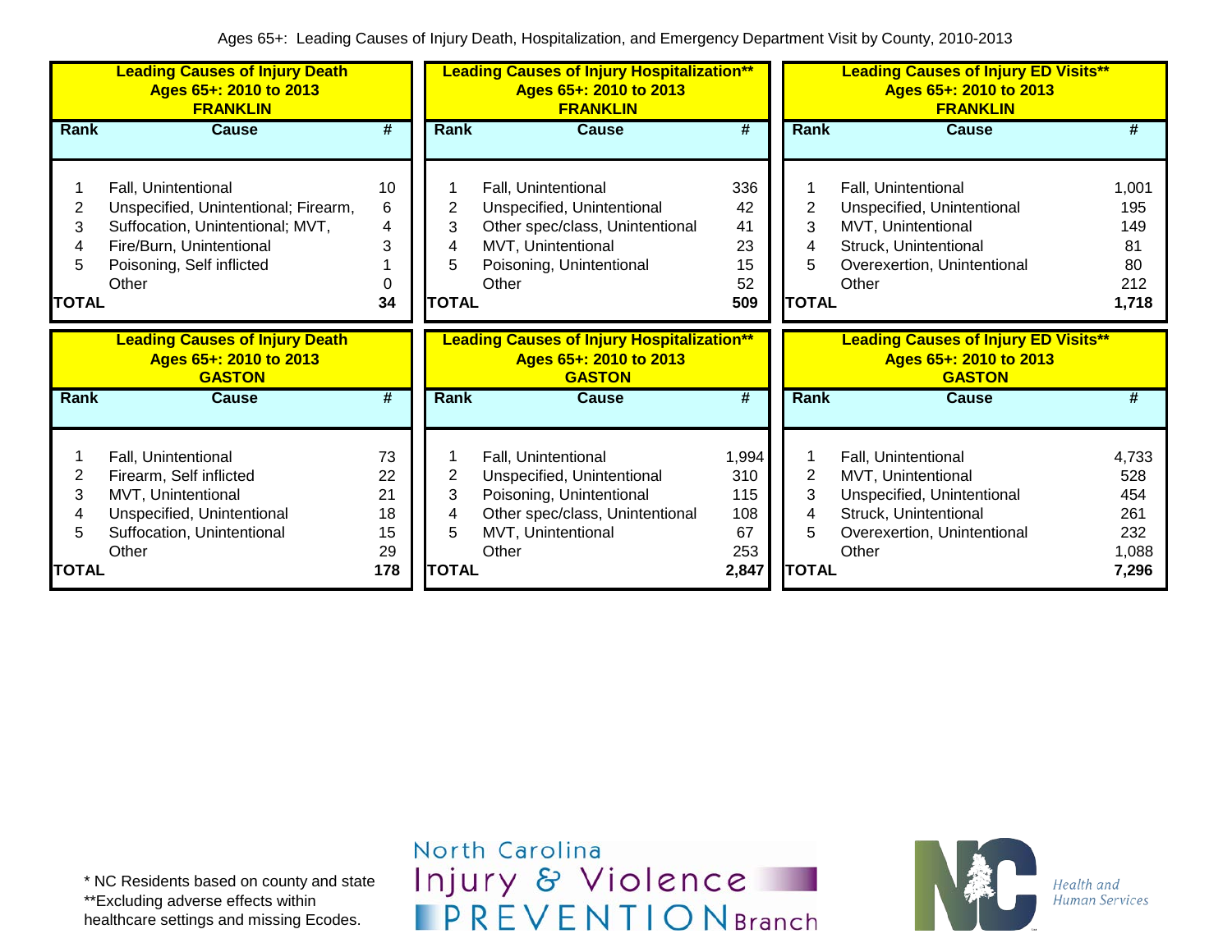Ages 65+: Leading Causes of Injury Death, Hospitalization, and Emergency Department Visit by County, 2010-2013

**Leading Causes of Injury Death**
**Ages 65+: 2010 to 2013**
**FRANKLIN**

| Rank | Cause | # |
|---|---|---|
| 1 | Fall, Unintentional | 10 |
| 2 | Unspecified, Unintentional; Firearm, | 6 |
| 3 | Suffocation, Unintentional; MVT, | 4 |
| 4 | Fire/Burn, Unintentional | 3 |
| 5 | Poisoning, Self inflicted | 1 |
| | Other | 0 |
| **TOTAL** | | **34** |

**Leading Causes of Injury Hospitalization****
**Ages 65+: 2010 to 2013**
**FRANKLIN**

| Rank | Cause | # |
|---|---|---|
| 1 | Fall, Unintentional | 336 |
| 2 | Unspecified, Unintentional | 42 |
| 3 | Other spec/class, Unintentional | 41 |
| 4 | MVT, Unintentional | 23 |
| 5 | Poisoning, Unintentional | 15 |
| | Other | 52 |
| **TOTAL** | | **509** |

**Leading Causes of Injury ED Visits****
**Ages 65+: 2010 to 2013**
**FRANKLIN**

| Rank | Cause | # |
|---|---|---|
| 1 | Fall, Unintentional | 1,001 |
| 2 | Unspecified, Unintentional | 195 |
| 3 | MVT, Unintentional | 149 |
| 4 | Struck, Unintentional | 81 |
| 5 | Overexertion, Unintentional | 80 |
| | Other | 212 |
| **TOTAL** | | **1,718** |

**Leading Causes of Injury Death**
**Ages 65+: 2010 to 2013**
**GASTON**

| Rank | Cause | # |
|---|---|---|
| 1 | Fall, Unintentional | 73 |
| 2 | Firearm, Self inflicted | 22 |
| 3 | MVT, Unintentional | 21 |
| 4 | Unspecified, Unintentional | 18 |
| 5 | Suffocation, Unintentional | 15 |
| | Other | 29 |
| **TOTAL** | | **178** |

**Leading Causes of Injury Hospitalization****
**Ages 65+: 2010 to 2013**
**GASTON**

| Rank | Cause | # |
|---|---|---|
| 1 | Fall, Unintentional | 1,994 |
| 2 | Unspecified, Unintentional | 310 |
| 3 | Poisoning, Unintentional | 115 |
| 4 | Other spec/class, Unintentional | 108 |
| 5 | MVT, Unintentional | 67 |
| | Other | 253 |
| **TOTAL** | | **2,847** |

**Leading Causes of Injury ED Visits****
**Ages 65+: 2010 to 2013**
**GASTON**

| Rank | Cause | # |
|---|---|---|
| 1 | Fall, Unintentional | 4,733 |
| 2 | MVT, Unintentional | 528 |
| 3 | Unspecified, Unintentional | 454 |
| 4 | Struck, Unintentional | 261 |
| 5 | Overexertion, Unintentional | 232 |
| | Other | 1,088 |
| **TOTAL** | | **7,296** |

* NC Residents based on county and state
**Excluding adverse effects within healthcare settings and missing Ecodes.

North Carolina Injury & Violence PREVENTION Branch

NC Health and Human Services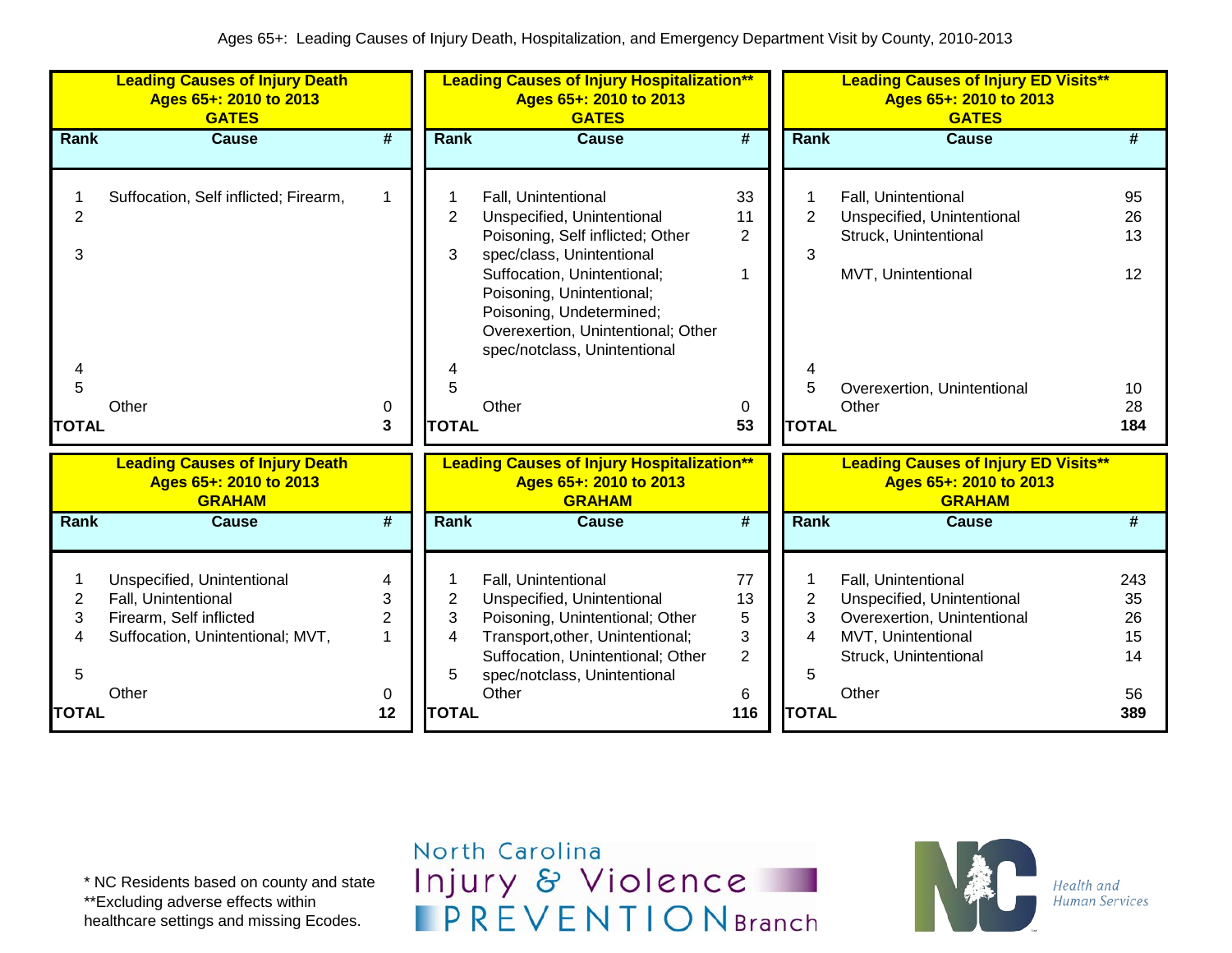Ages 65+: Leading Causes of Injury Death, Hospitalization, and Emergency Department Visit by County, 2010-2013

**Leading Causes of Injury Death**
**Ages 65+: 2010 to 2013**
**GATES**

| Rank | Cause | # |
|---|---|---|
| 1 | Suffocation, Self inflicted; Firearm, | 1 |
| 2 | | |
| 3 | | |
| 4 | | |
| 5 | | |
| | Other | 0 |
| **TOTAL** | | **3** |

**Leading Causes of Injury Hospitalization****
**Ages 65+: 2010 to 2013**
**GATES**

| Rank | Cause | # |
|---|---|---|
| 1 | Fall, Unintentional | 33 |
| 2 | Unspecified, Unintentional | 11 |
| 3 | Poisoning, Self inflicted; Other spec/class, Unintentional | 2 |
| | Suffocation, Unintentional; Poisoning, Unintentional; Poisoning, Undetermined; Overexertion, Unintentional; Other spec/notclass, Unintentional | 1 |
| 4 | | |
| 5 | | |
| | Other | 0 |
| **TOTAL** | | **53** |

**Leading Causes of Injury ED Visits****
**Ages 65+: 2010 to 2013**
**GATES**

| Rank | Cause | # |
|---|---|---|
| 1 | Fall, Unintentional | 95 |
| 2 | Unspecified, Unintentional | 26 |
| 3 | Struck, Unintentional | 13 |
| | MVT, Unintentional | 12 |
| 4 | | |
| 5 | Overexertion, Unintentional | 10 |
| | Other | 28 |
| **TOTAL** | | **184** |

**Leading Causes of Injury Death**
**Ages 65+: 2010 to 2013**
**GRAHAM**

| Rank | Cause | # |
|---|---|---|
| 1 | Unspecified, Unintentional | 4 |
| 2 | Fall, Unintentional | 3 |
| 3 | Firearm, Self inflicted | 2 |
| 4 | Suffocation, Unintentional; MVT, | 1 |
| 5 | | |
| | Other | 0 |
| **TOTAL** | | **12** |

**Leading Causes of Injury Hospitalization****
**Ages 65+: 2010 to 2013**
**GRAHAM**

| Rank | Cause | # |
|---|---|---|
| 1 | Fall, Unintentional | 77 |
| 2 | Unspecified, Unintentional | 13 |
| 3 | Poisoning, Unintentional; Other | 5 |
| 4 | Transport,other, Unintentional; | 3 |
| 5 | Suffocation, Unintentional; Other spec/notclass, Unintentional | 2 |
| | Other | 6 |
| **TOTAL** | | **116** |

**Leading Causes of Injury ED Visits****
**Ages 65+: 2010 to 2013**
**GRAHAM**

| Rank | Cause | # |
|---|---|---|
| 1 | Fall, Unintentional | 243 |
| 2 | Unspecified, Unintentional | 35 |
| 3 | Overexertion, Unintentional | 26 |
| 4 | MVT, Unintentional | 15 |
| | Struck, Unintentional | 14 |
| 5 | | |
| | Other | 56 |
| **TOTAL** | | **389** |

* NC Residents based on county and state
**Excluding adverse effects within healthcare settings and missing Ecodes.

North Carolina Injury & Violence PREVENTION Branch

NC Health and Human Services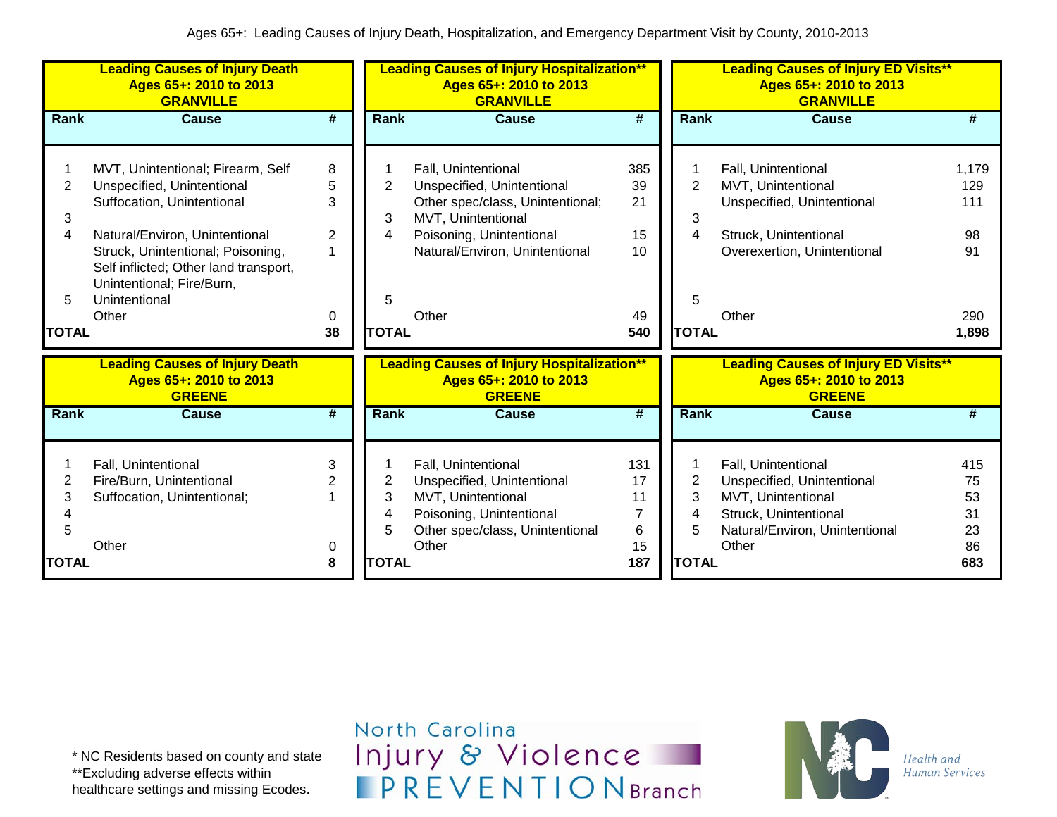Ages 65+: Leading Causes of Injury Death, Hospitalization, and Emergency Department Visit by County, 2010-2013

**Leading Causes of Injury Death Ages 65+: 2010 to 2013 GRANVILLE**

| Rank | Cause | # |
|---|---|---|
| 1 | MVT, Unintentional; Firearm, Self | 8 |
| 2 | Unspecified, Unintentional | 5 |
| | Suffocation, Unintentional | 3 |
| 3 | | |
| 4 | Natural/Environ, Unintentional | 2 |
| | Struck, Unintentional; Poisoning, Self inflicted; Other land transport, Unintentional; Fire/Burn, | 1 |
| 5 | Unintentional | |
| | Other | 0 |
| TOTAL | | 38 |

**Leading Causes of Injury Hospitalization\*\* Ages 65+: 2010 to 2013 GRANVILLE**

| Rank | Cause | # |
|---|---|---|
| 1 | Fall, Unintentional | 385 |
| 2 | Unspecified, Unintentional | 39 |
| | Other spec/class, Unintentional; | 21 |
| 3 | MVT, Unintentional | |
| 4 | Poisoning, Unintentional | 15 |
| | Natural/Environ, Unintentional | 10 |
| 5 | | |
| | Other | 49 |
| TOTAL | | 540 |

**Leading Causes of Injury ED Visits\*\* Ages 65+: 2010 to 2013 GRANVILLE**

| Rank | Cause | # |
|---|---|---|
| 1 | Fall, Unintentional | 1,179 |
| 2 | MVT, Unintentional | 129 |
| | Unspecified, Unintentional | 111 |
| 3 | | |
| 4 | Struck, Unintentional | 98 |
| | Overexertion, Unintentional | 91 |
| 5 | | |
| | Other | 290 |
| TOTAL | | 1,898 |

**Leading Causes of Injury Death Ages 65+: 2010 to 2013 GREENE**

| Rank | Cause | # |
|---|---|---|
| 1 | Fall, Unintentional | 3 |
| 2 | Fire/Burn, Unintentional | 2 |
| 3 | Suffocation, Unintentional; | 1 |
| 4 | | |
| 5 | | |
| | Other | 0 |
| TOTAL | | 8 |

**Leading Causes of Injury Hospitalization\*\* Ages 65+: 2010 to 2013 GREENE**

| Rank | Cause | # |
|---|---|---|
| 1 | Fall, Unintentional | 131 |
| 2 | Unspecified, Unintentional | 17 |
| 3 | MVT, Unintentional | 11 |
| 4 | Poisoning, Unintentional | 7 |
| 5 | Other spec/class, Unintentional | 6 |
| | Other | 15 |
| TOTAL | | 187 |

**Leading Causes of Injury ED Visits\*\* Ages 65+: 2010 to 2013 GREENE**

| Rank | Cause | # |
|---|---|---|
| 1 | Fall, Unintentional | 415 |
| 2 | Unspecified, Unintentional | 75 |
| 3 | MVT, Unintentional | 53 |
| 4 | Struck, Unintentional | 31 |
| 5 | Natural/Environ, Unintentional | 23 |
| | Other | 86 |
| TOTAL | | 683 |

\* NC Residents based on county and state
\*\*Excluding adverse effects within healthcare settings and missing Ecodes.

North Carolina Injury & Violence PREVENTION Branch

Health and Human Services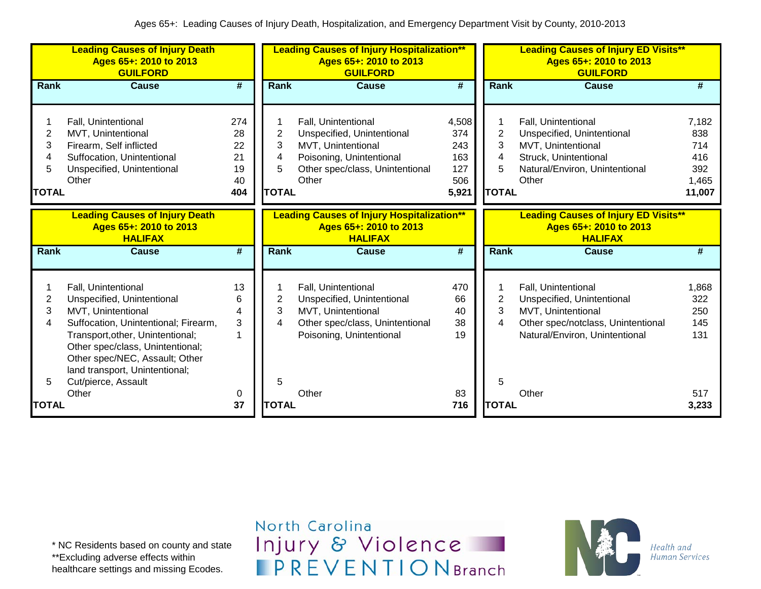Ages 65+: Leading Causes of Injury Death, Hospitalization, and Emergency Department Visit by County, 2010-2013

**Leading Causes of Injury Death — Ages 65+: 2010 to 2013 — GUILFORD**

| Rank | Cause | # |
|---|---|---|
| 1 | Fall, Unintentional | 274 |
| 2 | MVT, Unintentional | 28 |
| 3 | Firearm, Self inflicted | 22 |
| 4 | Suffocation, Unintentional | 21 |
| 5 | Unspecified, Unintentional | 19 |
| | Other | 40 |
| TOTAL | | 404 |

**Leading Causes of Injury Hospitalization** — Ages 65+: 2010 to 2013 — GUILFORD**

| Rank | Cause | # |
|---|---|---|
| 1 | Fall, Unintentional | 4,508 |
| 2 | Unspecified, Unintentional | 374 |
| 3 | MVT, Unintentional | 243 |
| 4 | Poisoning, Unintentional | 163 |
| 5 | Other spec/class, Unintentional | 127 |
| | Other | 506 |
| TOTAL | | 5,921 |

**Leading Causes of Injury ED Visits** — Ages 65+: 2010 to 2013 — GUILFORD**

| Rank | Cause | # |
|---|---|---|
| 1 | Fall, Unintentional | 7,182 |
| 2 | Unspecified, Unintentional | 838 |
| 3 | MVT, Unintentional | 714 |
| 4 | Struck, Unintentional | 416 |
| 5 | Natural/Environ, Unintentional | 392 |
| | Other | 1,465 |
| TOTAL | | 11,007 |

**Leading Causes of Injury Death — Ages 65+: 2010 to 2013 — HALIFAX**

| Rank | Cause | # |
|---|---|---|
| 1 | Fall, Unintentional | 13 |
| 2 | Unspecified, Unintentional | 6 |
| 3 | MVT, Unintentional | 4 |
| 4 | Suffocation, Unintentional; Firearm, | 3 |
| | Transport,other, Unintentional; Other spec/class, Unintentional; Other spec/NEC, Assault; Other land transport, Unintentional; | 1 |
| 5 | Cut/pierce, Assault | |
| | Other | 0 |
| TOTAL | | 37 |

**Leading Causes of Injury Hospitalization** — Ages 65+: 2010 to 2013 — HALIFAX**

| Rank | Cause | # |
|---|---|---|
| 1 | Fall, Unintentional | 470 |
| 2 | Unspecified, Unintentional | 66 |
| 3 | MVT, Unintentional | 40 |
| 4 | Other spec/class, Unintentional | 38 |
| | Poisoning, Unintentional | 19 |
| 5 | | |
| | Other | 83 |
| TOTAL | | 716 |

**Leading Causes of Injury ED Visits** — Ages 65+: 2010 to 2013 — HALIFAX**

| Rank | Cause | # |
|---|---|---|
| 1 | Fall, Unintentional | 1,868 |
| 2 | Unspecified, Unintentional | 322 |
| 3 | MVT, Unintentional | 250 |
| 4 | Other spec/notclass, Unintentional | 145 |
| | Natural/Environ, Unintentional | 131 |
| 5 | | |
| | Other | 517 |
| TOTAL | | 3,233 |

\* NC Residents based on county and state
\*\*Excluding adverse effects within healthcare settings and missing Ecodes.

North Carolina Injury & Violence PREVENTION Branch

NC Health and Human Services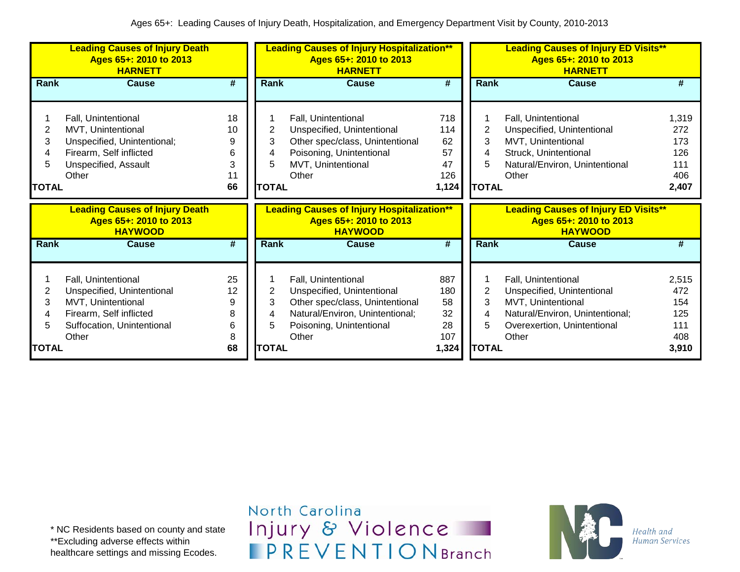Ages 65+: Leading Causes of Injury Death, Hospitalization, and Emergency Department Visit by County, 2010-2013

**Leading Causes of Injury Death**
**Ages 65+: 2010 to 2013**
**HARNETT**

| Rank | Cause | # |
|---|---|---|
| 1 | Fall, Unintentional | 18 |
| 2 | MVT, Unintentional | 10 |
| 3 | Unspecified, Unintentional; | 9 |
| 4 | Firearm, Self inflicted | 6 |
| 5 | Unspecified, Assault | 3 |
| | Other | 11 |
| **TOTAL** | | **66** |

**Leading Causes of Injury Hospitalization****
**Ages 65+: 2010 to 2013**
**HARNETT**

| Rank | Cause | # |
|---|---|---|
| 1 | Fall, Unintentional | 718 |
| 2 | Unspecified, Unintentional | 114 |
| 3 | Other spec/class, Unintentional | 62 |
| 4 | Poisoning, Unintentional | 57 |
| 5 | MVT, Unintentional | 47 |
| | Other | 126 |
| **TOTAL** | | **1,124** |

**Leading Causes of Injury ED Visits****
**Ages 65+: 2010 to 2013**
**HARNETT**

| Rank | Cause | # |
|---|---|---|
| 1 | Fall, Unintentional | 1,319 |
| 2 | Unspecified, Unintentional | 272 |
| 3 | MVT, Unintentional | 173 |
| 4 | Struck, Unintentional | 126 |
| 5 | Natural/Environ, Unintentional | 111 |
| | Other | 406 |
| **TOTAL** | | **2,407** |

**Leading Causes of Injury Death**
**Ages 65+: 2010 to 2013**
**HAYWOOD**

| Rank | Cause | # |
|---|---|---|
| 1 | Fall, Unintentional | 25 |
| 2 | Unspecified, Unintentional | 12 |
| 3 | MVT, Unintentional | 9 |
| 4 | Firearm, Self inflicted | 8 |
| 5 | Suffocation, Unintentional | 6 |
| | Other | 8 |
| **TOTAL** | | **68** |

**Leading Causes of Injury Hospitalization****
**Ages 65+: 2010 to 2013**
**HAYWOOD**

| Rank | Cause | # |
|---|---|---|
| 1 | Fall, Unintentional | 887 |
| 2 | Unspecified, Unintentional | 180 |
| 3 | Other spec/class, Unintentional | 58 |
| 4 | Natural/Environ, Unintentional; | 32 |
| 5 | Poisoning, Unintentional | 28 |
| | Other | 107 |
| **TOTAL** | | **1,324** |

**Leading Causes of Injury ED Visits****
**Ages 65+: 2010 to 2013**
**HAYWOOD**

| Rank | Cause | # |
|---|---|---|
| 1 | Fall, Unintentional | 2,515 |
| 2 | Unspecified, Unintentional | 472 |
| 3 | MVT, Unintentional | 154 |
| 4 | Natural/Environ, Unintentional; | 125 |
| 5 | Overexertion, Unintentional | 111 |
| | Other | 408 |
| **TOTAL** | | **3,910** |

* NC Residents based on county and state
**Excluding adverse effects within healthcare settings and missing Ecodes.

North Carolina Injury & Violence PREVENTION Branch

NC Health and Human Services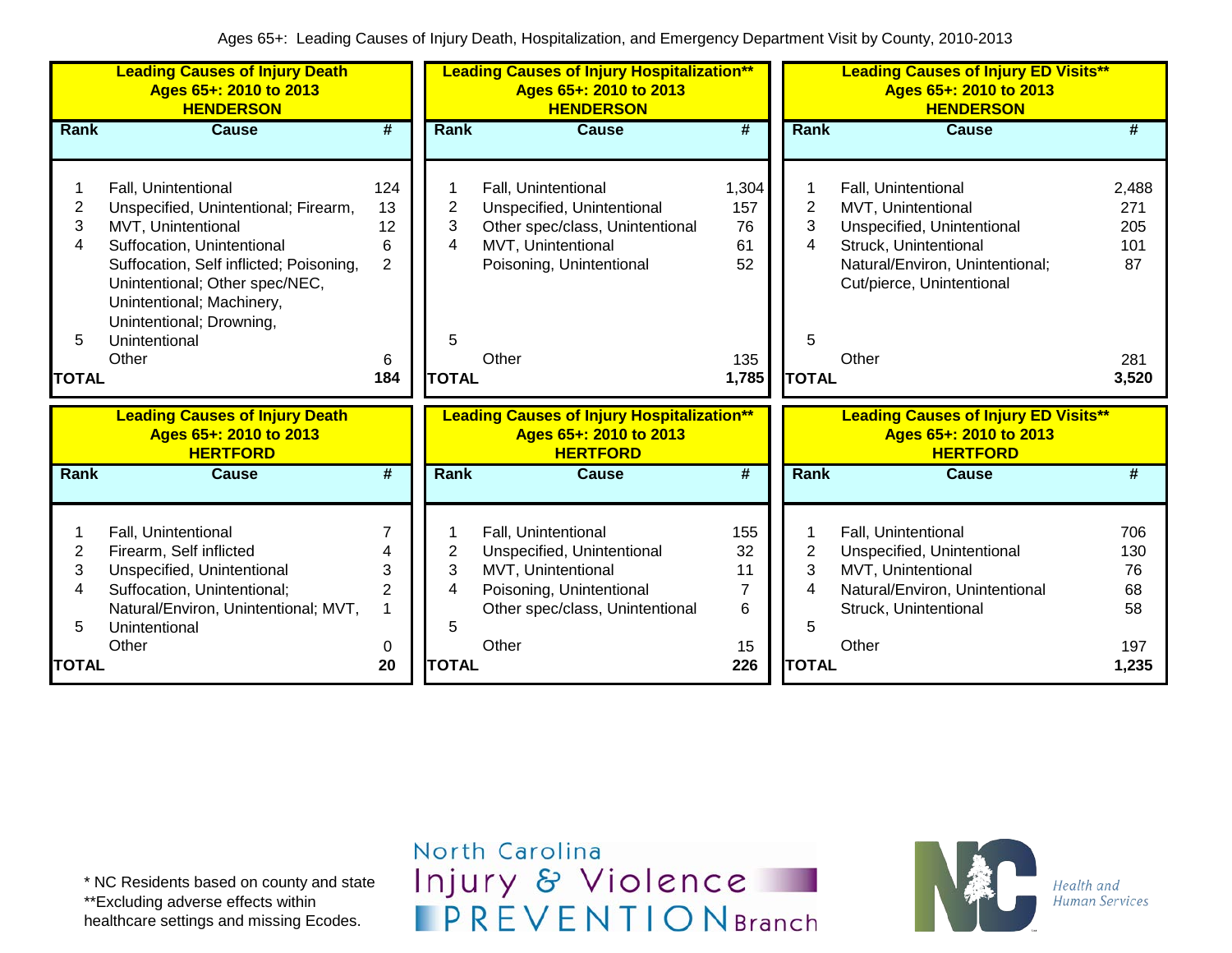Ages 65+: Leading Causes of Injury Death, Hospitalization, and Emergency Department Visit by County, 2010-2013

**Leading Causes of Injury Death**
**Ages 65+: 2010 to 2013**
**HENDERSON**

| Rank | Cause | # |
|---|---|---|
| 1 | Fall, Unintentional | 124 |
| 2 | Unspecified, Unintentional; Firearm, | 13 |
| 3 | MVT, Unintentional | 12 |
| 4 | Suffocation, Unintentional | 6 |
| 5 | Suffocation, Self inflicted; Poisoning, Unintentional; Other spec/NEC, Unintentional; Machinery, Unintentional; Drowning, Unintentional | 2 |
| | Other | 6 |
| **TOTAL** | | **184** |

**Leading Causes of Injury Hospitalization****
**Ages 65+: 2010 to 2013**
**HENDERSON**

| Rank | Cause | # |
|---|---|---|
| 1 | Fall, Unintentional | 1,304 |
| 2 | Unspecified, Unintentional | 157 |
| 3 | Other spec/class, Unintentional | 76 |
| 4 | MVT, Unintentional | 61 |
| 5 | Poisoning, Unintentional | 52 |
| | Other | 135 |
| **TOTAL** | | **1,785** |

**Leading Causes of Injury ED Visits****
**Ages 65+: 2010 to 2013**
**HENDERSON**

| Rank | Cause | # |
|---|---|---|
| 1 | Fall, Unintentional | 2,488 |
| 2 | MVT, Unintentional | 271 |
| 3 | Unspecified, Unintentional | 205 |
| 4 | Struck, Unintentional | 101 |
| 5 | Natural/Environ, Unintentional; Cut/pierce, Unintentional | 87 |
| | Other | 281 |
| **TOTAL** | | **3,520** |

**Leading Causes of Injury Death**
**Ages 65+: 2010 to 2013**
**HERTFORD**

| Rank | Cause | # |
|---|---|---|
| 1 | Fall, Unintentional | 7 |
| 2 | Firearm, Self inflicted | 4 |
| 3 | Unspecified, Unintentional | 3 |
| 4 | Suffocation, Unintentional; | 2 |
| 5 | Natural/Environ, Unintentional; MVT, Unintentional | 1 |
| | Other | 0 |
| **TOTAL** | | **20** |

**Leading Causes of Injury Hospitalization****
**Ages 65+: 2010 to 2013**
**HERTFORD**

| Rank | Cause | # |
|---|---|---|
| 1 | Fall, Unintentional | 155 |
| 2 | Unspecified, Unintentional | 32 |
| 3 | MVT, Unintentional | 11 |
| 4 | Poisoning, Unintentional | 7 |
| 5 | Other spec/class, Unintentional | 6 |
| | Other | 15 |
| **TOTAL** | | **226** |

**Leading Causes of Injury ED Visits****
**Ages 65+: 2010 to 2013**
**HERTFORD**

| Rank | Cause | # |
|---|---|---|
| 1 | Fall, Unintentional | 706 |
| 2 | Unspecified, Unintentional | 130 |
| 3 | MVT, Unintentional | 76 |
| 4 | Natural/Environ, Unintentional | 68 |
| 5 | Struck, Unintentional | 58 |
| | Other | 197 |
| **TOTAL** | | **1,235** |

* NC Residents based on county and state
**Excluding adverse effects within healthcare settings and missing Ecodes.

North Carolina Injury & Violence PREVENTION Branch

NC Health and Human Services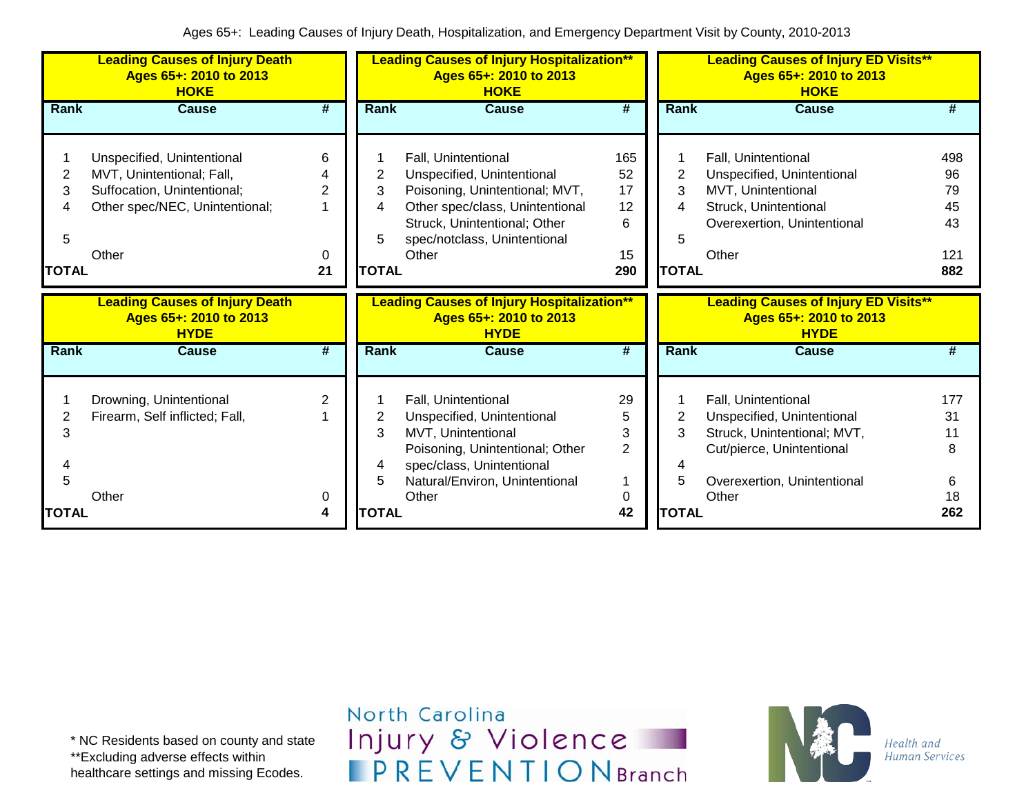Ages 65+: Leading Causes of Injury Death, Hospitalization, and Emergency Department Visit by County, 2010-2013

**Leading Causes of Injury Death**
**Ages 65+: 2010 to 2013**
**HOKE**

| Rank | Cause | # |
|---|---|---|
| 1 | Unspecified, Unintentional | 6 |
| 2 | MVT, Unintentional; Fall, | 4 |
| 3 | Suffocation, Unintentional; | 2 |
| 4 | Other spec/NEC, Unintentional; | 1 |
| 5 | | |
| | Other | 0 |
| **TOTAL** | | **21** |

**Leading Causes of Injury Hospitalization****
**Ages 65+: 2010 to 2013**
**HOKE**

| Rank | Cause | # |
|---|---|---|
| 1 | Fall, Unintentional | 165 |
| 2 | Unspecified, Unintentional | 52 |
| 3 | Poisoning, Unintentional; MVT, | 17 |
| 4 | Other spec/class, Unintentional | 12 |
| 5 | Struck, Unintentional; Other spec/notclass, Unintentional | 6 |
| | Other | 15 |
| **TOTAL** | | **290** |

**Leading Causes of Injury ED Visits****
**Ages 65+: 2010 to 2013**
**HOKE**

| Rank | Cause | # |
|---|---|---|
| 1 | Fall, Unintentional | 498 |
| 2 | Unspecified, Unintentional | 96 |
| 3 | MVT, Unintentional | 79 |
| 4 | Struck, Unintentional | 45 |
| 5 | Overexertion, Unintentional | 43 |
| | Other | 121 |
| **TOTAL** | | **882** |

**Leading Causes of Injury Death**
**Ages 65+: 2010 to 2013**
**HYDE**

| Rank | Cause | # |
|---|---|---|
| 1 | Drowning, Unintentional | 2 |
| 2 | Firearm, Self inflicted; Fall, | 1 |
| 3 | | |
| 4 | | |
| 5 | | |
| | Other | 0 |
| **TOTAL** | | **4** |

**Leading Causes of Injury Hospitalization****
**Ages 65+: 2010 to 2013**
**HYDE**

| Rank | Cause | # |
|---|---|---|
| 1 | Fall, Unintentional | 29 |
| 2 | Unspecified, Unintentional | 5 |
| 3 | MVT, Unintentional | 3 |
| 4 | Poisoning, Unintentional; Other spec/class, Unintentional | 2 |
| 5 | Natural/Environ, Unintentional | 1 |
| | Other | 0 |
| **TOTAL** | | **42** |

**Leading Causes of Injury ED Visits****
**Ages 65+: 2010 to 2013**
**HYDE**

| Rank | Cause | # |
|---|---|---|
| 1 | Fall, Unintentional | 177 |
| 2 | Unspecified, Unintentional | 31 |
| 3 | Struck, Unintentional; MVT, | 11 |
| 4 | Cut/pierce, Unintentional | 8 |
| 5 | Overexertion, Unintentional | 6 |
| | Other | 18 |
| **TOTAL** | | **262** |

* NC Residents based on county and state
**Excluding adverse effects within healthcare settings and missing Ecodes.

North Carolina Injury & Violence PREVENTION Branch

NC Health and Human Services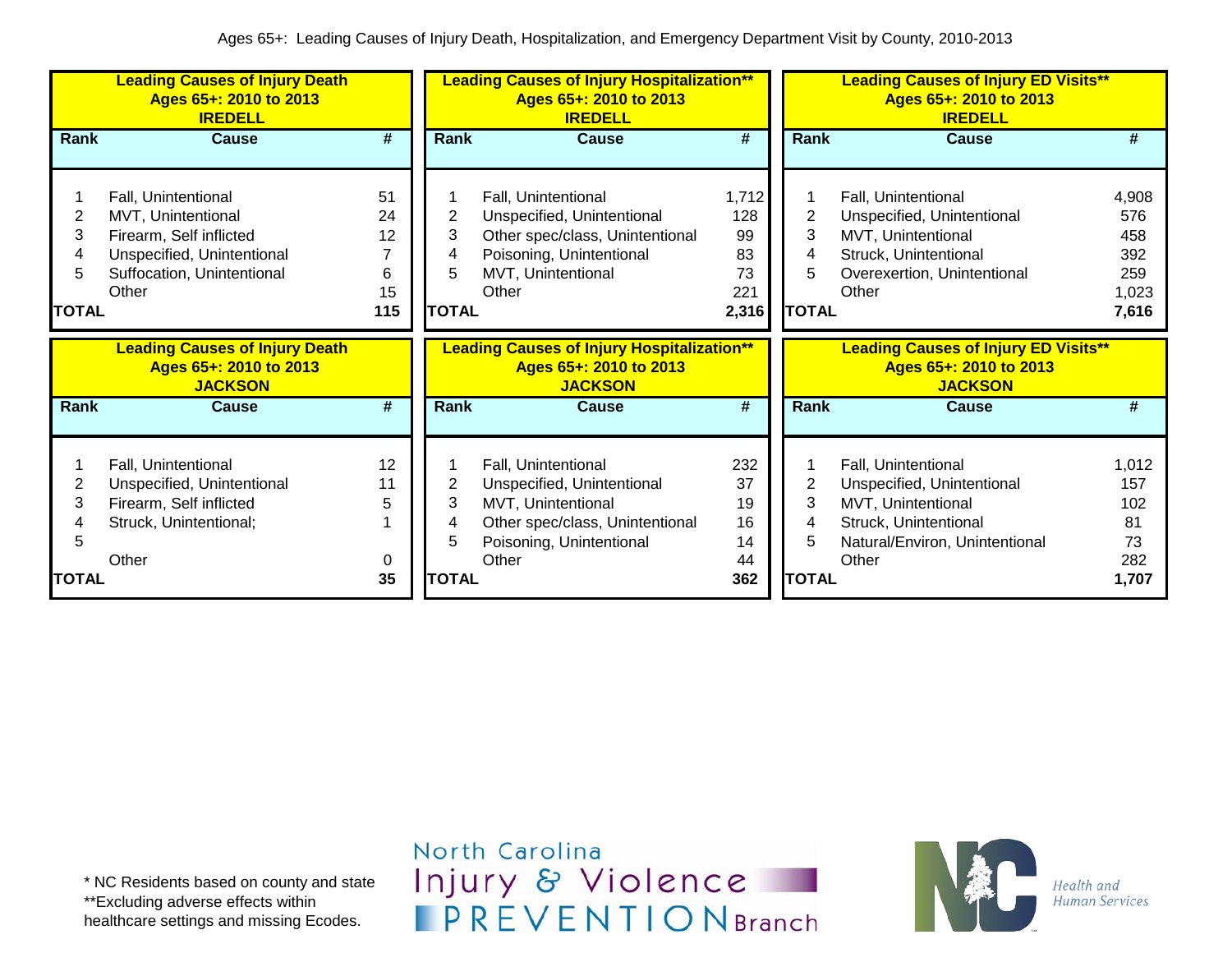Ages 65+: Leading Causes of Injury Death, Hospitalization, and Emergency Department Visit by County, 2010-2013

**Leading Causes of Injury Death**
**Ages 65+: 2010 to 2013**
**IREDELL**

| Rank | Cause | # |
|---|---|---|
| 1 | Fall, Unintentional | 51 |
| 2 | MVT, Unintentional | 24 |
| 3 | Firearm, Self inflicted | 12 |
| 4 | Unspecified, Unintentional | 7 |
| 5 | Suffocation, Unintentional | 6 |
| | Other | 15 |
| **TOTAL** | | **115** |

**Leading Causes of Injury Hospitalization****
**Ages 65+: 2010 to 2013**
**IREDELL**

| Rank | Cause | # |
|---|---|---|
| 1 | Fall, Unintentional | 1,712 |
| 2 | Unspecified, Unintentional | 128 |
| 3 | Other spec/class, Unintentional | 99 |
| 4 | Poisoning, Unintentional | 83 |
| 5 | MVT, Unintentional | 73 |
| | Other | 221 |
| **TOTAL** | | **2,316** |

**Leading Causes of Injury ED Visits****
**Ages 65+: 2010 to 2013**
**IREDELL**

| Rank | Cause | # |
|---|---|---|
| 1 | Fall, Unintentional | 4,908 |
| 2 | Unspecified, Unintentional | 576 |
| 3 | MVT, Unintentional | 458 |
| 4 | Struck, Unintentional | 392 |
| 5 | Overexertion, Unintentional | 259 |
| | Other | 1,023 |
| **TOTAL** | | **7,616** |

**Leading Causes of Injury Death**
**Ages 65+: 2010 to 2013**
**JACKSON**

| Rank | Cause | # |
|---|---|---|
| 1 | Fall, Unintentional | 12 |
| 2 | Unspecified, Unintentional | 11 |
| 3 | Firearm, Self inflicted | 5 |
| 4 | Struck, Unintentional; | 1 |
| 5 | | |
| | Other | 0 |
| **TOTAL** | | **35** |

**Leading Causes of Injury Hospitalization****
**Ages 65+: 2010 to 2013**
**JACKSON**

| Rank | Cause | # |
|---|---|---|
| 1 | Fall, Unintentional | 232 |
| 2 | Unspecified, Unintentional | 37 |
| 3 | MVT, Unintentional | 19 |
| 4 | Other spec/class, Unintentional | 16 |
| 5 | Poisoning, Unintentional | 14 |
| | Other | 44 |
| **TOTAL** | | **362** |

**Leading Causes of Injury ED Visits****
**Ages 65+: 2010 to 2013**
**JACKSON**

| Rank | Cause | # |
|---|---|---|
| 1 | Fall, Unintentional | 1,012 |
| 2 | Unspecified, Unintentional | 157 |
| 3 | MVT, Unintentional | 102 |
| 4 | Struck, Unintentional | 81 |
| 5 | Natural/Environ, Unintentional | 73 |
| | Other | 282 |
| **TOTAL** | | **1,707** |

* NC Residents based on county and state
**Excluding adverse effects within healthcare settings and missing Ecodes.

North Carolina Injury & Violence PREVENTION Branch

Health and Human Services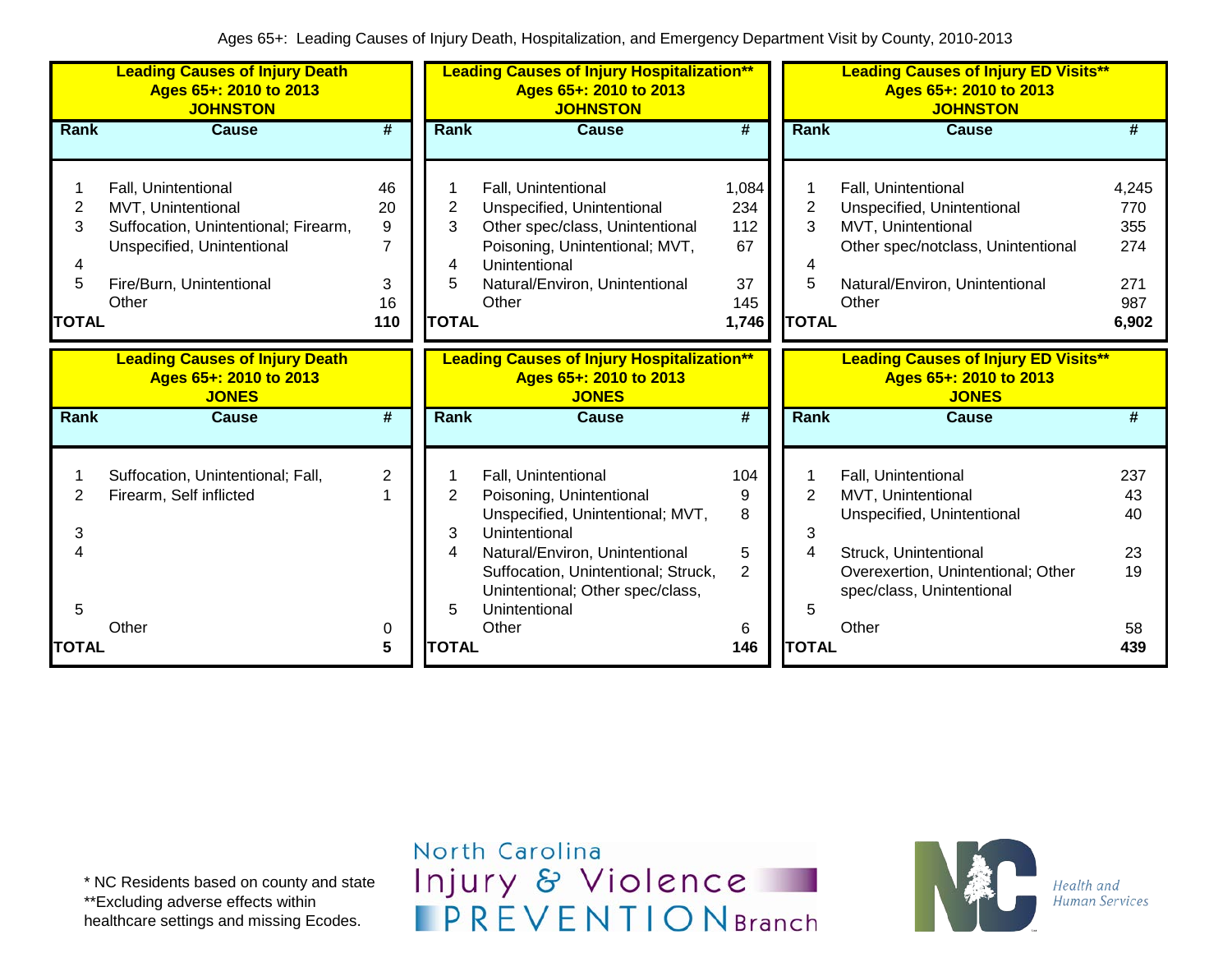Ages 65+: Leading Causes of Injury Death, Hospitalization, and Emergency Department Visit by County, 2010-2013

**Leading Causes of Injury Death**
**Ages 65+: 2010 to 2013**
**JOHNSTON**

| Rank | Cause | # |
|---|---|---|
| 1 | Fall, Unintentional | 46 |
| 2 | MVT, Unintentional | 20 |
| 3 | Suffocation, Unintentional; Firearm, | 9 |
| | Unspecified, Unintentional | 7 |
| 4 | | |
| 5 | Fire/Burn, Unintentional | 3 |
| | Other | 16 |
| TOTAL | | 110 |

**Leading Causes of Injury Hospitalization****
**Ages 65+: 2010 to 2013**
**JOHNSTON**

| Rank | Cause | # |
|---|---|---|
| 1 | Fall, Unintentional | 1,084 |
| 2 | Unspecified, Unintentional | 234 |
| 3 | Other spec/class, Unintentional | 112 |
| | Poisoning, Unintentional; MVT, | 67 |
| 4 | Unintentional | |
| 5 | Natural/Environ, Unintentional | 37 |
| | Other | 145 |
| TOTAL | | 1,746 |

**Leading Causes of Injury ED Visits****
**Ages 65+: 2010 to 2013**
**JOHNSTON**

| Rank | Cause | # |
|---|---|---|
| 1 | Fall, Unintentional | 4,245 |
| 2 | Unspecified, Unintentional | 770 |
| 3 | MVT, Unintentional | 355 |
| | Other spec/notclass, Unintentional | 274 |
| 4 | | |
| 5 | Natural/Environ, Unintentional | 271 |
| | Other | 987 |
| TOTAL | | 6,902 |

**Leading Causes of Injury Death**
**Ages 65+: 2010 to 2013**
**JONES**

| Rank | Cause | # |
|---|---|---|
| 1 | Suffocation, Unintentional; Fall, | 2 |
| 2 | Firearm, Self inflicted | 1 |
| 3 | | |
| 4 | | |
| 5 | | |
| | Other | 0 |
| TOTAL | | 5 |

**Leading Causes of Injury Hospitalization****
**Ages 65+: 2010 to 2013**
**JONES**

| Rank | Cause | # |
|---|---|---|
| 1 | Fall, Unintentional | 104 |
| 2 | Poisoning, Unintentional | 9 |
| | Unspecified, Unintentional; MVT, | 8 |
| 3 | Unintentional | |
| 4 | Natural/Environ, Unintentional | 5 |
| | Suffocation, Unintentional; Struck, Unintentional; Other spec/class, | 2 |
| 5 | Unintentional | |
| | Other | 6 |
| TOTAL | | 146 |

**Leading Causes of Injury ED Visits****
**Ages 65+: 2010 to 2013**
**JONES**

| Rank | Cause | # |
|---|---|---|
| 1 | Fall, Unintentional | 237 |
| 2 | MVT, Unintentional | 43 |
| | Unspecified, Unintentional | 40 |
| 3 | | |
| 4 | Struck, Unintentional | 23 |
| | Overexertion, Unintentional; Other spec/class, Unintentional | 19 |
| 5 | | |
| | Other | 58 |
| TOTAL | | 439 |

* NC Residents based on county and state
**Excluding adverse effects within healthcare settings and missing Ecodes.

North Carolina Injury & Violence PREVENTION Branch

NC Health and Human Services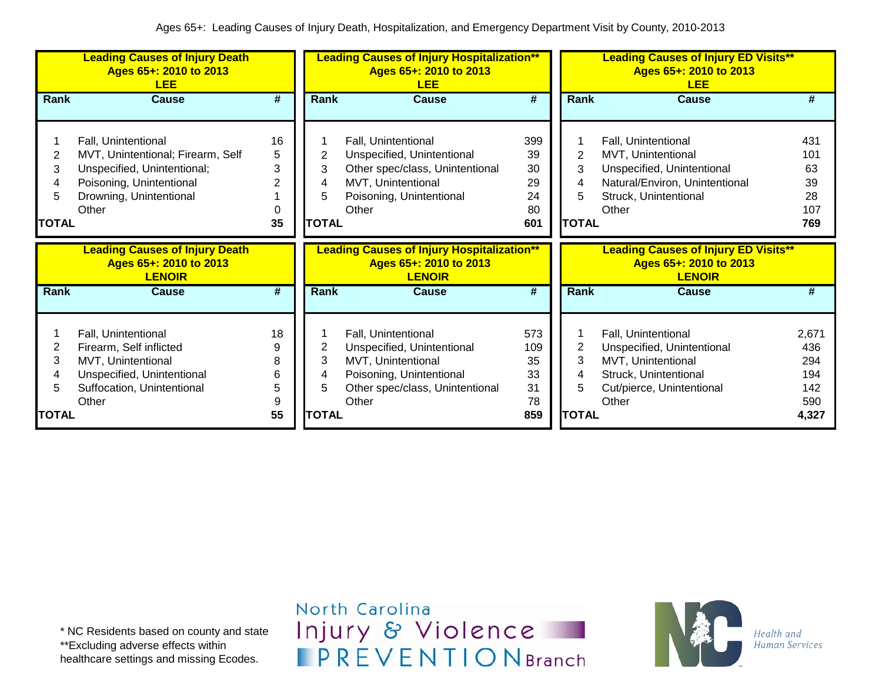Ages 65+: Leading Causes of Injury Death, Hospitalization, and Emergency Department Visit by County, 2010-2013

**Leading Causes of Injury Death — Ages 65+: 2010 to 2013 — LEE**

| Rank | Cause | # |
|---|---|---|
| 1 | Fall, Unintentional | 16 |
| 2 | MVT, Unintentional; Firearm, Self | 5 |
| 3 | Unspecified, Unintentional; | 3 |
| 4 | Poisoning, Unintentional | 2 |
| 5 | Drowning, Unintentional | 1 |
| | Other | 0 |
| TOTAL | | 35 |

**Leading Causes of Injury Hospitalization** — Ages 65+: 2010 to 2013 — LEE**

| Rank | Cause | # |
|---|---|---|
| 1 | Fall, Unintentional | 399 |
| 2 | Unspecified, Unintentional | 39 |
| 3 | Other spec/class, Unintentional | 30 |
| 4 | MVT, Unintentional | 29 |
| 5 | Poisoning, Unintentional | 24 |
| | Other | 80 |
| TOTAL | | 601 |

**Leading Causes of Injury ED Visits** — Ages 65+: 2010 to 2013 — LEE**

| Rank | Cause | # |
|---|---|---|
| 1 | Fall, Unintentional | 431 |
| 2 | MVT, Unintentional | 101 |
| 3 | Unspecified, Unintentional | 63 |
| 4 | Natural/Environ, Unintentional | 39 |
| 5 | Struck, Unintentional | 28 |
| | Other | 107 |
| TOTAL | | 769 |

**Leading Causes of Injury Death — Ages 65+: 2010 to 2013 — LENOIR**

| Rank | Cause | # |
|---|---|---|
| 1 | Fall, Unintentional | 18 |
| 2 | Firearm, Self inflicted | 9 |
| 3 | MVT, Unintentional | 8 |
| 4 | Unspecified, Unintentional | 6 |
| 5 | Suffocation, Unintentional | 5 |
| | Other | 9 |
| TOTAL | | 55 |

**Leading Causes of Injury Hospitalization** — Ages 65+: 2010 to 2013 — LENOIR**

| Rank | Cause | # |
|---|---|---|
| 1 | Fall, Unintentional | 573 |
| 2 | Unspecified, Unintentional | 109 |
| 3 | MVT, Unintentional | 35 |
| 4 | Poisoning, Unintentional | 33 |
| 5 | Other spec/class, Unintentional | 31 |
| | Other | 78 |
| TOTAL | | 859 |

**Leading Causes of Injury ED Visits** — Ages 65+: 2010 to 2013 — LENOIR**

| Rank | Cause | # |
|---|---|---|
| 1 | Fall, Unintentional | 2,671 |
| 2 | Unspecified, Unintentional | 436 |
| 3 | MVT, Unintentional | 294 |
| 4 | Struck, Unintentional | 194 |
| 5 | Cut/pierce, Unintentional | 142 |
| | Other | 590 |
| TOTAL | | 4,327 |

* NC Residents based on county and state
**Excluding adverse effects within healthcare settings and missing Ecodes.

North Carolina Injury & Violence PREVENTION Branch

NC Health and Human Services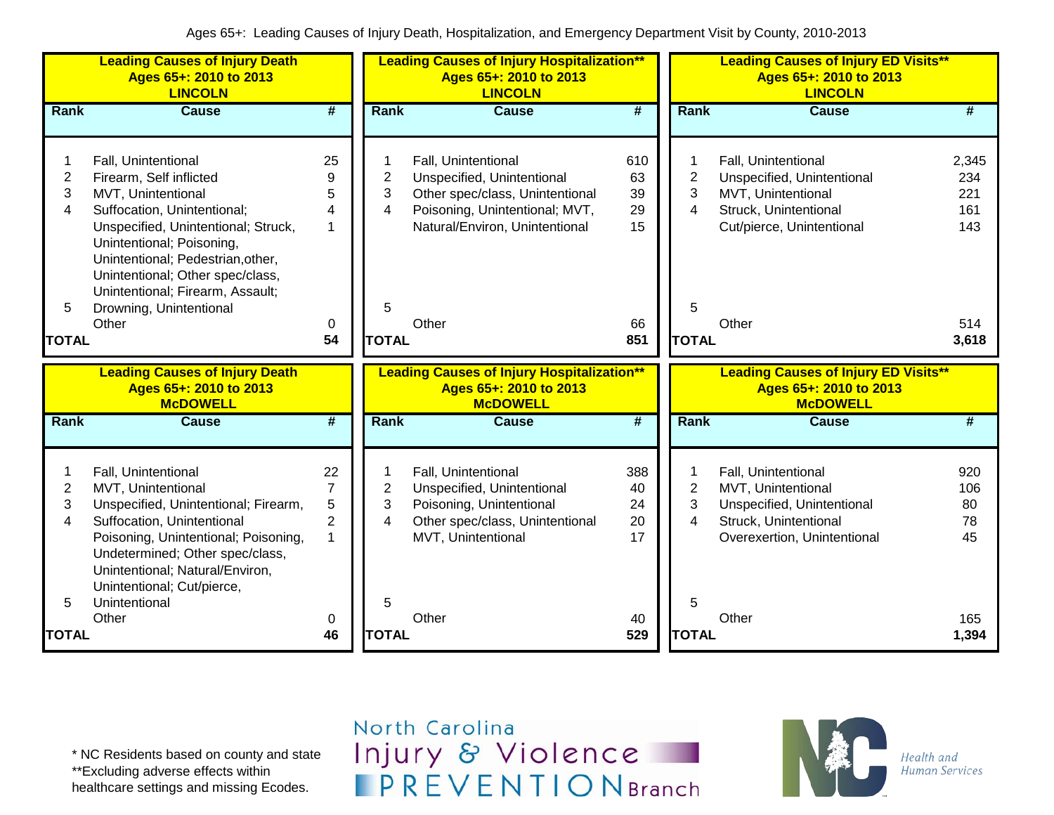Ages 65+: Leading Causes of Injury Death, Hospitalization, and Emergency Department Visit by County, 2010-2013

**Leading Causes of Injury Death**
**Ages 65+: 2010 to 2013**
**LINCOLN**

| Rank | Cause | # |
|---|---|---|
| 1 | Fall, Unintentional | 25 |
| 2 | Firearm, Self inflicted | 9 |
| 3 | MVT, Unintentional | 5 |
| 4 | Suffocation, Unintentional; | 4 |
| 5 | Unspecified, Unintentional; Struck, Unintentional; Poisoning, Unintentional; Pedestrian,other, Unintentional; Other spec/class, Unintentional; Firearm, Assault; Drowning, Unintentional | 1 |
| | Other | 0 |
| **TOTAL** | | **54** |

**Leading Causes of Injury Hospitalization****
**Ages 65+: 2010 to 2013**
**LINCOLN**

| Rank | Cause | # |
|---|---|---|
| 1 | Fall, Unintentional | 610 |
| 2 | Unspecified, Unintentional | 63 |
| 3 | Other spec/class, Unintentional | 39 |
| 4 | Poisoning, Unintentional; MVT, | 29 |
| 5 | Natural/Environ, Unintentional | 15 |
| | Other | 66 |
| **TOTAL** | | **851** |

**Leading Causes of Injury ED Visits****
**Ages 65+: 2010 to 2013**
**LINCOLN**

| Rank | Cause | # |
|---|---|---|
| 1 | Fall, Unintentional | 2,345 |
| 2 | Unspecified, Unintentional | 234 |
| 3 | MVT, Unintentional | 221 |
| 4 | Struck, Unintentional | 161 |
| 5 | Cut/pierce, Unintentional | 143 |
| | Other | 514 |
| **TOTAL** | | **3,618** |

**Leading Causes of Injury Death**
**Ages 65+: 2010 to 2013**
**McDOWELL**

| Rank | Cause | # |
|---|---|---|
| 1 | Fall, Unintentional | 22 |
| 2 | MVT, Unintentional | 7 |
| 3 | Unspecified, Unintentional; Firearm, | 5 |
| 4 | Suffocation, Unintentional | 2 |
| 5 | Poisoning, Unintentional; Poisoning, Undetermined; Other spec/class, Unintentional; Natural/Environ, Unintentional; Cut/pierce, Unintentional | 1 |
| | Other | 0 |
| **TOTAL** | | **46** |

**Leading Causes of Injury Hospitalization****
**Ages 65+: 2010 to 2013**
**McDOWELL**

| Rank | Cause | # |
|---|---|---|
| 1 | Fall, Unintentional | 388 |
| 2 | Unspecified, Unintentional | 40 |
| 3 | Poisoning, Unintentional | 24 |
| 4 | Other spec/class, Unintentional | 20 |
| 5 | MVT, Unintentional | 17 |
| | Other | 40 |
| **TOTAL** | | **529** |

**Leading Causes of Injury ED Visits****
**Ages 65+: 2010 to 2013**
**McDOWELL**

| Rank | Cause | # |
|---|---|---|
| 1 | Fall, Unintentional | 920 |
| 2 | MVT, Unintentional | 106 |
| 3 | Unspecified, Unintentional | 80 |
| 4 | Struck, Unintentional | 78 |
| 5 | Overexertion, Unintentional | 45 |
| | Other | 165 |
| **TOTAL** | | **1,394** |

\* NC Residents based on county and state
**Excluding adverse effects within healthcare settings and missing Ecodes.

North Carolina Injury & Violence PREVENTION Branch

Health and Human Services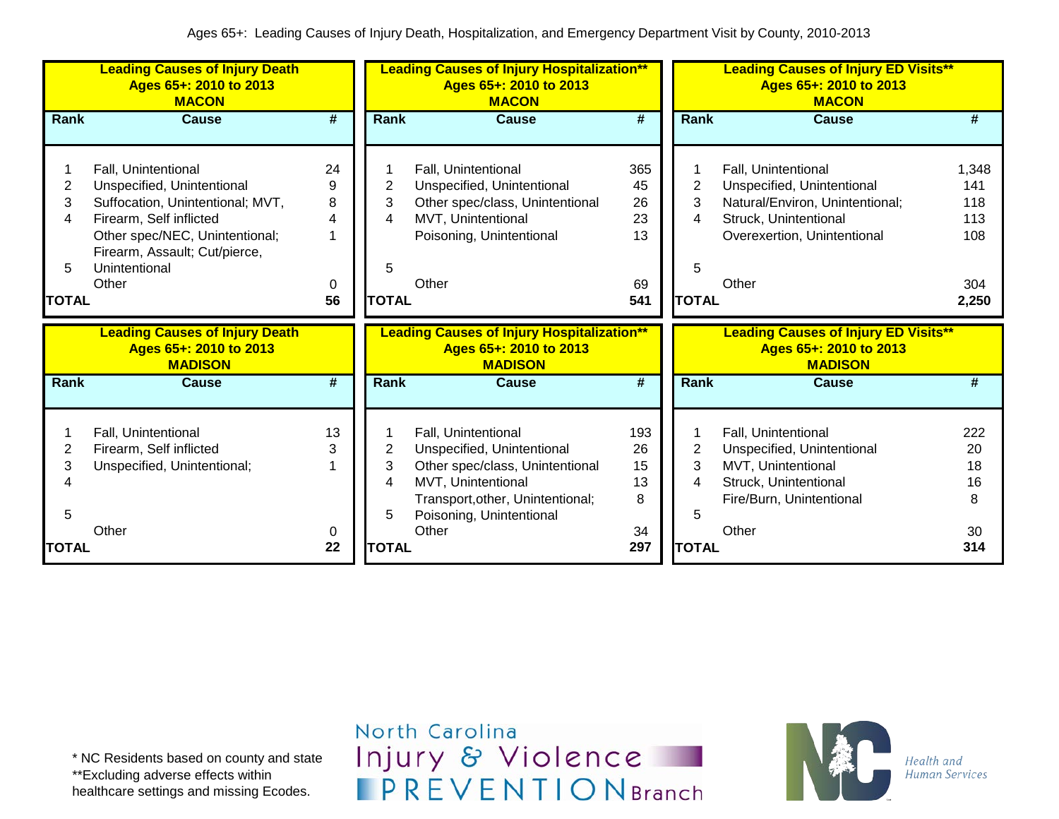Ages 65+: Leading Causes of Injury Death, Hospitalization, and Emergency Department Visit by County, 2010-2013

**Leading Causes of Injury Death**
**Ages 65+: 2010 to 2013**
**MACON**

| Rank | Cause | # |
|---|---|---|
| 1 | Fall, Unintentional | 24 |
| 2 | Unspecified, Unintentional | 9 |
| 3 | Suffocation, Unintentional; MVT, | 8 |
| 4 | Firearm, Self inflicted | 4 |
| 5 | Other spec/NEC, Unintentional; Firearm, Assault; Cut/pierce, Unintentional | 1 |
| | Other | 0 |
| **TOTAL** | | **56** |

**Leading Causes of Injury Hospitalization****
**Ages 65+: 2010 to 2013**
**MACON**

| Rank | Cause | # |
|---|---|---|
| 1 | Fall, Unintentional | 365 |
| 2 | Unspecified, Unintentional | 45 |
| 3 | Other spec/class, Unintentional | 26 |
| 4 | MVT, Unintentional | 23 |
| 5 | Poisoning, Unintentional | 13 |
| | Other | 69 |
| **TOTAL** | | **541** |

**Leading Causes of Injury ED Visits****
**Ages 65+: 2010 to 2013**
**MACON**

| Rank | Cause | # |
|---|---|---|
| 1 | Fall, Unintentional | 1,348 |
| 2 | Unspecified, Unintentional | 141 |
| 3 | Natural/Environ, Unintentional; | 118 |
| 4 | Struck, Unintentional | 113 |
| 5 | Overexertion, Unintentional | 108 |
| | Other | 304 |
| **TOTAL** | | **2,250** |

**Leading Causes of Injury Death**
**Ages 65+: 2010 to 2013**
**MADISON**

| Rank | Cause | # |
|---|---|---|
| 1 | Fall, Unintentional | 13 |
| 2 | Firearm, Self inflicted | 3 |
| 3 | Unspecified, Unintentional; | 1 |
| 4 | | |
| 5 | | |
| | Other | 0 |
| **TOTAL** | | **22** |

**Leading Causes of Injury Hospitalization****
**Ages 65+: 2010 to 2013**
**MADISON**

| Rank | Cause | # |
|---|---|---|
| 1 | Fall, Unintentional | 193 |
| 2 | Unspecified, Unintentional | 26 |
| 3 | Other spec/class, Unintentional | 15 |
| 4 | MVT, Unintentional | 13 |
| 5 | Transport,other, Unintentional; Poisoning, Unintentional | 8 |
| | Other | 34 |
| **TOTAL** | | **297** |

**Leading Causes of Injury ED Visits****
**Ages 65+: 2010 to 2013**
**MADISON**

| Rank | Cause | # |
|---|---|---|
| 1 | Fall, Unintentional | 222 |
| 2 | Unspecified, Unintentional | 20 |
| 3 | MVT, Unintentional | 18 |
| 4 | Struck, Unintentional | 16 |
| 5 | Fire/Burn, Unintentional | 8 |
| | Other | 30 |
| **TOTAL** | | **314** |

\* NC Residents based on county and state
**Excluding adverse effects within healthcare settings and missing Ecodes.

North Carolina Injury & Violence PREVENTION Branch

NC Health and Human Services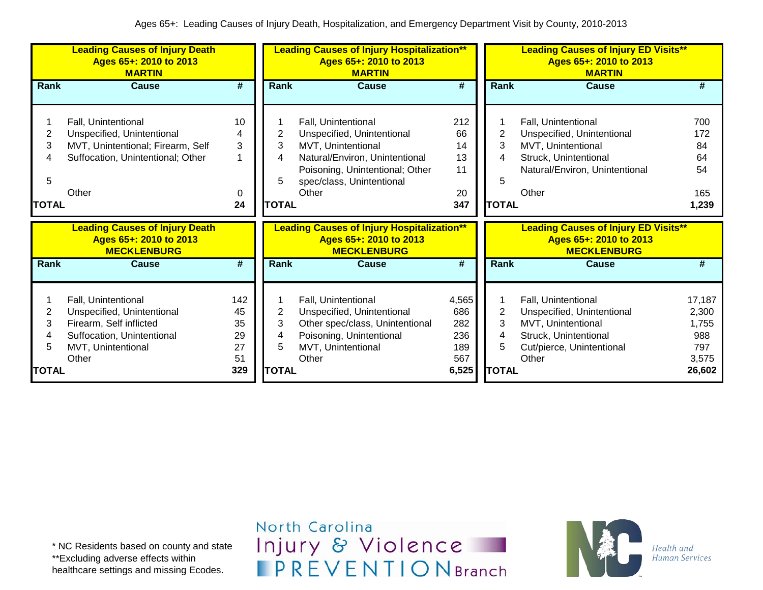Ages 65+: Leading Causes of Injury Death, Hospitalization, and Emergency Department Visit by County, 2010-2013

**Leading Causes of Injury Death**
**Ages 65+: 2010 to 2013**
**MARTIN**

| Rank | Cause | # |
|---|---|---|
| 1 | Fall, Unintentional | 10 |
| 2 | Unspecified, Unintentional | 4 |
| 3 | MVT, Unintentional; Firearm, Self | 3 |
| 4 | Suffocation, Unintentional; Other | 1 |
| 5 | | |
| | Other | 0 |
| **TOTAL** | | **24** |

**Leading Causes of Injury Hospitalization****
**Ages 65+: 2010 to 2013**
**MARTIN**

| Rank | Cause | # |
|---|---|---|
| 1 | Fall, Unintentional | 212 |
| 2 | Unspecified, Unintentional | 66 |
| 3 | MVT, Unintentional | 14 |
| 4 | Natural/Environ, Unintentional | 13 |
| 5 | Poisoning, Unintentional; Other spec/class, Unintentional | 11 |
| | Other | 20 |
| **TOTAL** | | **347** |

**Leading Causes of Injury ED Visits****
**Ages 65+: 2010 to 2013**
**MARTIN**

| Rank | Cause | # |
|---|---|---|
| 1 | Fall, Unintentional | 700 |
| 2 | Unspecified, Unintentional | 172 |
| 3 | MVT, Unintentional | 84 |
| 4 | Struck, Unintentional | 64 |
| 5 | Natural/Environ, Unintentional | 54 |
| | Other | 165 |
| **TOTAL** | | **1,239** |

**Leading Causes of Injury Death**
**Ages 65+: 2010 to 2013**
**MECKLENBURG**

| Rank | Cause | # |
|---|---|---|
| 1 | Fall, Unintentional | 142 |
| 2 | Unspecified, Unintentional | 45 |
| 3 | Firearm, Self inflicted | 35 |
| 4 | Suffocation, Unintentional | 29 |
| 5 | MVT, Unintentional | 27 |
| | Other | 51 |
| **TOTAL** | | **329** |

**Leading Causes of Injury Hospitalization****
**Ages 65+: 2010 to 2013**
**MECKLENBURG**

| Rank | Cause | # |
|---|---|---|
| 1 | Fall, Unintentional | 4,565 |
| 2 | Unspecified, Unintentional | 686 |
| 3 | Other spec/class, Unintentional | 282 |
| 4 | Poisoning, Unintentional | 236 |
| 5 | MVT, Unintentional | 189 |
| | Other | 567 |
| **TOTAL** | | **6,525** |

**Leading Causes of Injury ED Visits****
**Ages 65+: 2010 to 2013**
**MECKLENBURG**

| Rank | Cause | # |
|---|---|---|
| 1 | Fall, Unintentional | 17,187 |
| 2 | Unspecified, Unintentional | 2,300 |
| 3 | MVT, Unintentional | 1,755 |
| 4 | Struck, Unintentional | 988 |
| 5 | Cut/pierce, Unintentional | 797 |
| | Other | 3,575 |
| **TOTAL** | | **26,602** |

* NC Residents based on county and state
**Excluding adverse effects within healthcare settings and missing Ecodes.

North Carolina Injury & Violence PREVENTION Branch

NC Health and Human Services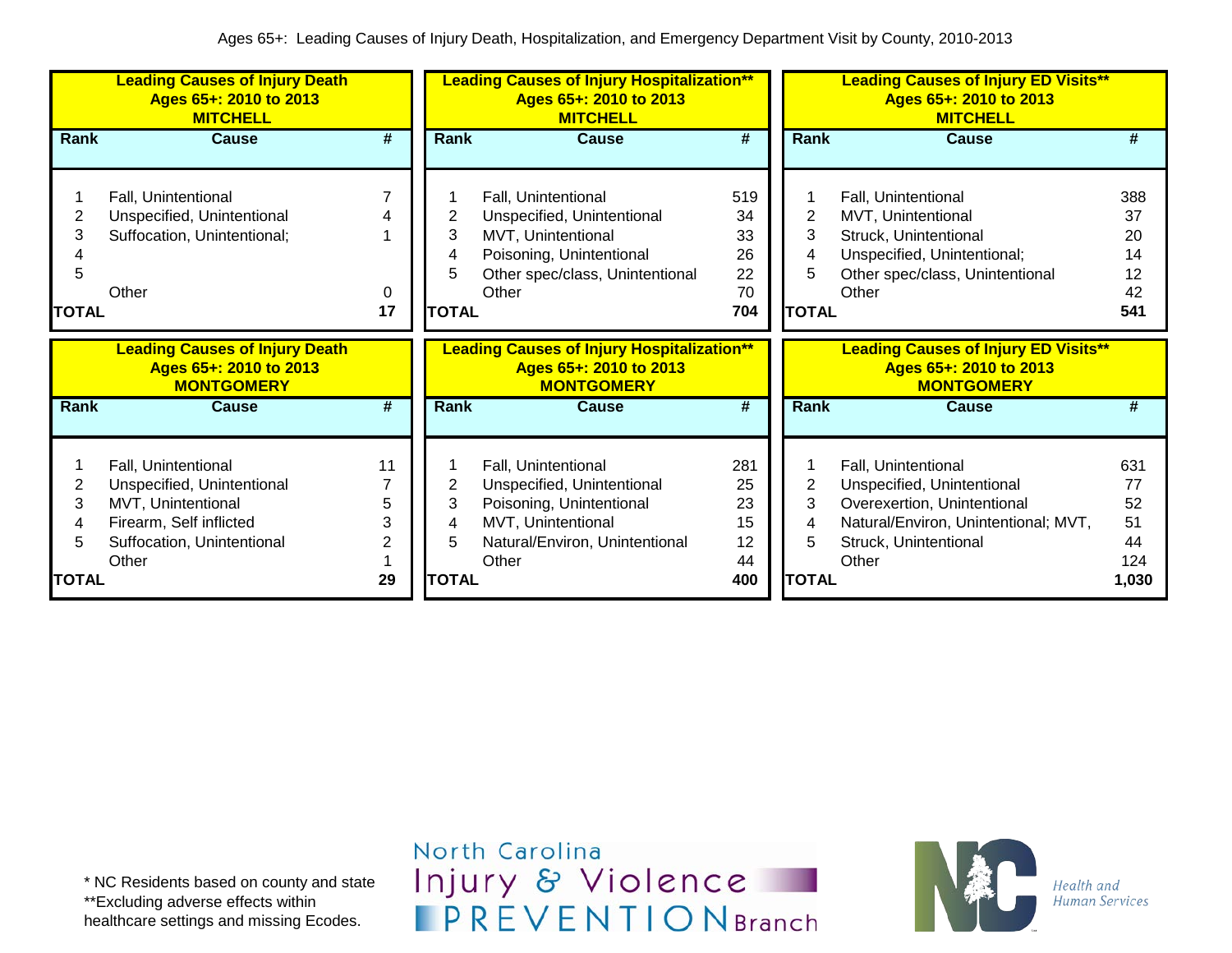Ages 65+: Leading Causes of Injury Death, Hospitalization, and Emergency Department Visit by County, 2010-2013

**Leading Causes of Injury Death Ages 65+: 2010 to 2013 MITCHELL**

| Rank | Cause | # |
|---|---|---|
| 1 | Fall, Unintentional | 7 |
| 2 | Unspecified, Unintentional | 4 |
| 3 | Suffocation, Unintentional; | 1 |
| 4 | | |
| 5 | | |
| | Other | 0 |
| TOTAL | | 17 |

**Leading Causes of Injury Hospitalization** Ages 65+: 2010 to 2013 MITCHELL**

| Rank | Cause | # |
|---|---|---|
| 1 | Fall, Unintentional | 519 |
| 2 | Unspecified, Unintentional | 34 |
| 3 | MVT, Unintentional | 33 |
| 4 | Poisoning, Unintentional | 26 |
| 5 | Other spec/class, Unintentional | 22 |
| | Other | 70 |
| TOTAL | | 704 |

**Leading Causes of Injury ED Visits** Ages 65+: 2010 to 2013 MITCHELL**

| Rank | Cause | # |
|---|---|---|
| 1 | Fall, Unintentional | 388 |
| 2 | MVT, Unintentional | 37 |
| 3 | Struck, Unintentional | 20 |
| 4 | Unspecified, Unintentional; | 14 |
| 5 | Other spec/class, Unintentional | 12 |
| | Other | 42 |
| TOTAL | | 541 |

**Leading Causes of Injury Death Ages 65+: 2010 to 2013 MONTGOMERY**

| Rank | Cause | # |
|---|---|---|
| 1 | Fall, Unintentional | 11 |
| 2 | Unspecified, Unintentional | 7 |
| 3 | MVT, Unintentional | 5 |
| 4 | Firearm, Self inflicted | 3 |
| 5 | Suffocation, Unintentional | 2 |
| | Other | 1 |
| TOTAL | | 29 |

**Leading Causes of Injury Hospitalization** Ages 65+: 2010 to 2013 MONTGOMERY**

| Rank | Cause | # |
|---|---|---|
| 1 | Fall, Unintentional | 281 |
| 2 | Unspecified, Unintentional | 25 |
| 3 | Poisoning, Unintentional | 23 |
| 4 | MVT, Unintentional | 15 |
| 5 | Natural/Environ, Unintentional | 12 |
| | Other | 44 |
| TOTAL | | 400 |

**Leading Causes of Injury ED Visits** Ages 65+: 2010 to 2013 MONTGOMERY**

| Rank | Cause | # |
|---|---|---|
| 1 | Fall, Unintentional | 631 |
| 2 | Unspecified, Unintentional | 77 |
| 3 | Overexertion, Unintentional | 52 |
| 4 | Natural/Environ, Unintentional; MVT, | 51 |
| 5 | Struck, Unintentional | 44 |
| | Other | 124 |
| TOTAL | | 1,030 |

* NC Residents based on county and state
**Excluding adverse effects within healthcare settings and missing Ecodes.

North Carolina Injury & Violence PREVENTION Branch

Health and Human Services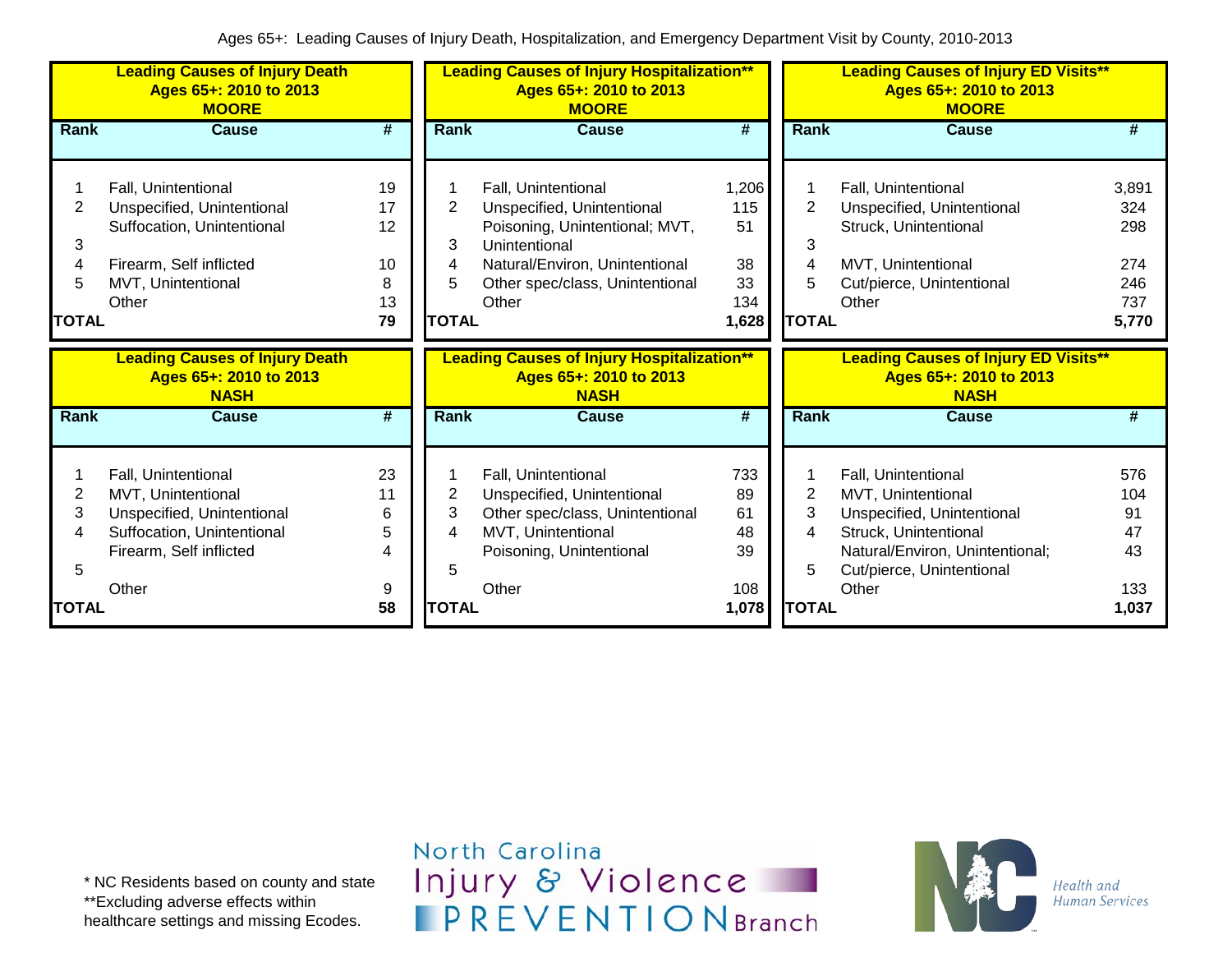Ages 65+: Leading Causes of Injury Death, Hospitalization, and Emergency Department Visit by County, 2010-2013

**Leading Causes of Injury Death Ages 65+: 2010 to 2013 MOORE**

| Rank | Cause | # |
|---|---|---|
| 1 | Fall, Unintentional | 19 |
| 2 | Unspecified, Unintentional | 17 |
| 3 | Suffocation, Unintentional | 12 |
| 4 | Firearm, Self inflicted | 10 |
| 5 | MVT, Unintentional | 8 |
| | Other | 13 |
| **TOTAL** | | **79** |

**Leading Causes of Injury Hospitalization** Ages 65+: 2010 to 2013 MOORE**

| Rank | Cause | # |
|---|---|---|
| 1 | Fall, Unintentional | 1,206 |
| 2 | Unspecified, Unintentional | 115 |
| 3 | Poisoning, Unintentional; MVT, Unintentional | 51 |
| 4 | Natural/Environ, Unintentional | 38 |
| 5 | Other spec/class, Unintentional | 33 |
| | Other | 134 |
| **TOTAL** | | **1,628** |

**Leading Causes of Injury ED Visits** Ages 65+: 2010 to 2013 MOORE**

| Rank | Cause | # |
|---|---|---|
| 1 | Fall, Unintentional | 3,891 |
| 2 | Unspecified, Unintentional | 324 |
| 3 | Struck, Unintentional | 298 |
| 4 | MVT, Unintentional | 274 |
| 5 | Cut/pierce, Unintentional | 246 |
| | Other | 737 |
| **TOTAL** | | **5,770** |

**Leading Causes of Injury Death Ages 65+: 2010 to 2013 NASH**

| Rank | Cause | # |
|---|---|---|
| 1 | Fall, Unintentional | 23 |
| 2 | MVT, Unintentional | 11 |
| 3 | Unspecified, Unintentional | 6 |
| 4 | Suffocation, Unintentional | 5 |
| 5 | Firearm, Self inflicted | 4 |
| | Other | 9 |
| **TOTAL** | | **58** |

**Leading Causes of Injury Hospitalization** Ages 65+: 2010 to 2013 NASH**

| Rank | Cause | # |
|---|---|---|
| 1 | Fall, Unintentional | 733 |
| 2 | Unspecified, Unintentional | 89 |
| 3 | Other spec/class, Unintentional | 61 |
| 4 | MVT, Unintentional | 48 |
| 5 | Poisoning, Unintentional | 39 |
| | Other | 108 |
| **TOTAL** | | **1,078** |

**Leading Causes of Injury ED Visits** Ages 65+: 2010 to 2013 NASH**

| Rank | Cause | # |
|---|---|---|
| 1 | Fall, Unintentional | 576 |
| 2 | MVT, Unintentional | 104 |
| 3 | Unspecified, Unintentional | 91 |
| 4 | Struck, Unintentional | 47 |
| 5 | Natural/Environ, Unintentional; Cut/pierce, Unintentional | 43 |
| | Other | 133 |
| **TOTAL** | | **1,037** |

\* NC Residents based on county and state
\*\*Excluding adverse effects within healthcare settings and missing Ecodes.

North Carolina Injury & Violence PREVENTION Branch

NC Health and Human Services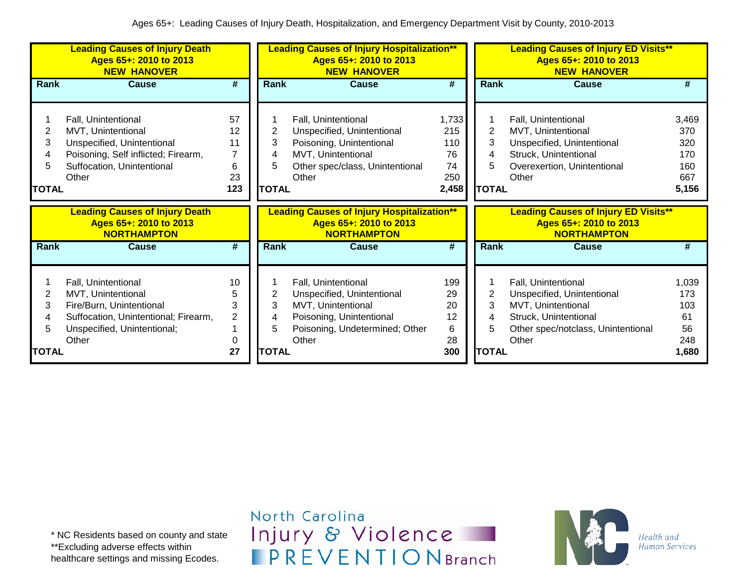Ages 65+: Leading Causes of Injury Death, Hospitalization, and Emergency Department Visit by County, 2010-2013

**Leading Causes of Injury Death Ages 65+: 2010 to 2013 NEW HANOVER**

| Rank | Cause | # |
|---|---|---|
| 1 | Fall, Unintentional | 57 |
| 2 | MVT, Unintentional | 12 |
| 3 | Unspecified, Unintentional | 11 |
| 4 | Poisoning, Self inflicted; Firearm, | 7 |
| 5 | Suffocation, Unintentional | 6 |
| | Other | 23 |
| **TOTAL** | | **123** |

**Leading Causes of Injury Hospitalization** Ages 65+: 2010 to 2013 NEW HANOVER**

| Rank | Cause | # |
|---|---|---|
| 1 | Fall, Unintentional | 1,733 |
| 2 | Unspecified, Unintentional | 215 |
| 3 | Poisoning, Unintentional | 110 |
| 4 | MVT, Unintentional | 76 |
| 5 | Other spec/class, Unintentional | 74 |
| | Other | 250 |
| **TOTAL** | | **2,458** |

**Leading Causes of Injury ED Visits** Ages 65+: 2010 to 2013 NEW HANOVER**

| Rank | Cause | # |
|---|---|---|
| 1 | Fall, Unintentional | 3,469 |
| 2 | MVT, Unintentional | 370 |
| 3 | Unspecified, Unintentional | 320 |
| 4 | Struck, Unintentional | 170 |
| 5 | Overexertion, Unintentional | 160 |
| | Other | 667 |
| **TOTAL** | | **5,156** |

**Leading Causes of Injury Death Ages 65+: 2010 to 2013 NORTHAMPTON**

| Rank | Cause | # |
|---|---|---|
| 1 | Fall, Unintentional | 10 |
| 2 | MVT, Unintentional | 5 |
| 3 | Fire/Burn, Unintentional | 3 |
| 4 | Suffocation, Unintentional; Firearm, | 2 |
| 5 | Unspecified, Unintentional; | 1 |
| | Other | 0 |
| **TOTAL** | | **27** |

**Leading Causes of Injury Hospitalization** Ages 65+: 2010 to 2013 NORTHAMPTON**

| Rank | Cause | # |
|---|---|---|
| 1 | Fall, Unintentional | 199 |
| 2 | Unspecified, Unintentional | 29 |
| 3 | MVT, Unintentional | 20 |
| 4 | Poisoning, Unintentional | 12 |
| 5 | Poisoning, Undetermined; Other | 6 |
| | Other | 28 |
| **TOTAL** | | **300** |

**Leading Causes of Injury ED Visits** Ages 65+: 2010 to 2013 NORTHAMPTON**

| Rank | Cause | # |
|---|---|---|
| 1 | Fall, Unintentional | 1,039 |
| 2 | Unspecified, Unintentional | 173 |
| 3 | MVT, Unintentional | 103 |
| 4 | Struck, Unintentional | 61 |
| 5 | Other spec/notclass, Unintentional | 56 |
| | Other | 248 |
| **TOTAL** | | **1,680** |

* NC Residents based on county and state
**Excluding adverse effects within healthcare settings and missing Ecodes.

North Carolina Injury & Violence PREVENTION Branch

Health and Human Services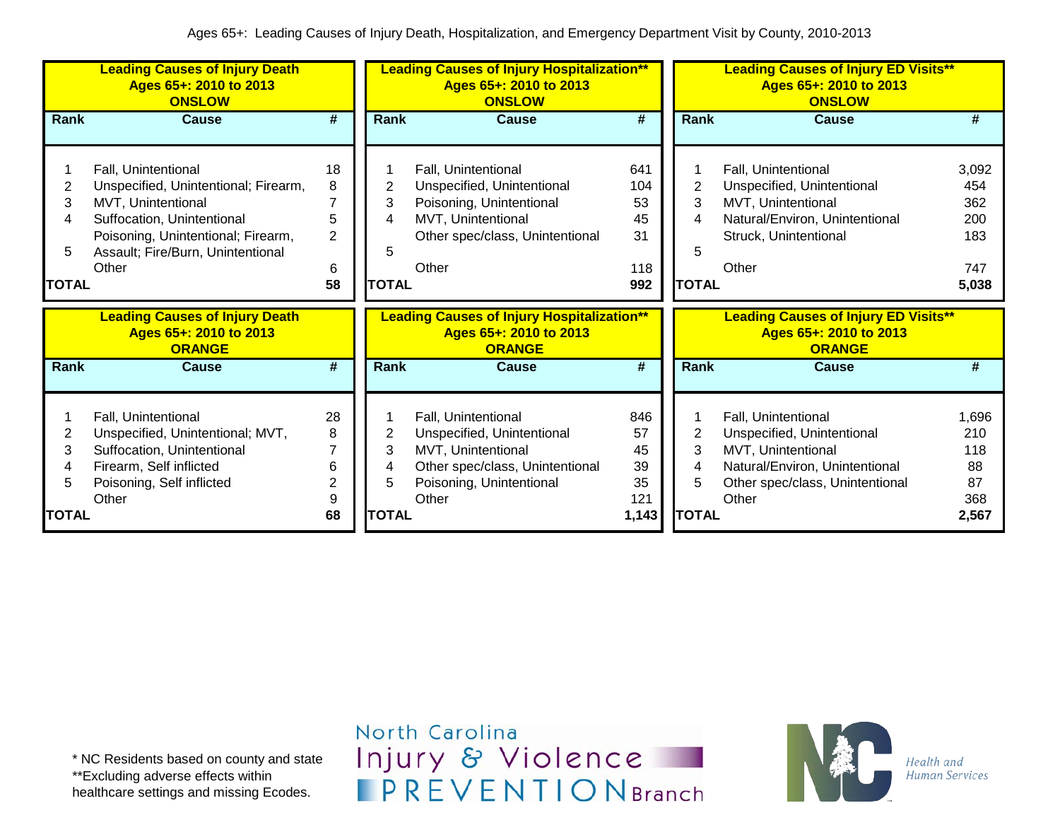Ages 65+: Leading Causes of Injury Death, Hospitalization, and Emergency Department Visit by County, 2010-2013

**Leading Causes of Injury Death**
**Ages 65+: 2010 to 2013**
**ONSLOW**

| Rank | Cause | # |
|---|---|---|
| 1 | Fall, Unintentional | 18 |
| 2 | Unspecified, Unintentional; Firearm, | 8 |
| 3 | MVT, Unintentional | 7 |
| 4 | Suffocation, Unintentional | 5 |
| 5 | Poisoning, Unintentional; Firearm, Assault; Fire/Burn, Unintentional | 2 |
| | Other | 6 |
| **TOTAL** | | **58** |

**Leading Causes of Injury Hospitalization\*\***
**Ages 65+: 2010 to 2013**
**ONSLOW**

| Rank | Cause | # |
|---|---|---|
| 1 | Fall, Unintentional | 641 |
| 2 | Unspecified, Unintentional | 104 |
| 3 | Poisoning, Unintentional | 53 |
| 4 | MVT, Unintentional | 45 |
| 5 | Other spec/class, Unintentional | 31 |
| | Other | 118 |
| **TOTAL** | | **992** |

**Leading Causes of Injury ED Visits\*\***
**Ages 65+: 2010 to 2013**
**ONSLOW**

| Rank | Cause | # |
|---|---|---|
| 1 | Fall, Unintentional | 3,092 |
| 2 | Unspecified, Unintentional | 454 |
| 3 | MVT, Unintentional | 362 |
| 4 | Natural/Environ, Unintentional | 200 |
| 5 | Struck, Unintentional | 183 |
| | Other | 747 |
| **TOTAL** | | **5,038** |

**Leading Causes of Injury Death**
**Ages 65+: 2010 to 2013**
**ORANGE**

| Rank | Cause | # |
|---|---|---|
| 1 | Fall, Unintentional | 28 |
| 2 | Unspecified, Unintentional; MVT, | 8 |
| 3 | Suffocation, Unintentional | 7 |
| 4 | Firearm, Self inflicted | 6 |
| 5 | Poisoning, Self inflicted | 2 |
| | Other | 9 |
| **TOTAL** | | **68** |

**Leading Causes of Injury Hospitalization\*\***
**Ages 65+: 2010 to 2013**
**ORANGE**

| Rank | Cause | # |
|---|---|---|
| 1 | Fall, Unintentional | 846 |
| 2 | Unspecified, Unintentional | 57 |
| 3 | MVT, Unintentional | 45 |
| 4 | Other spec/class, Unintentional | 39 |
| 5 | Poisoning, Unintentional | 35 |
| | Other | 121 |
| **TOTAL** | | **1,143** |

**Leading Causes of Injury ED Visits\*\***
**Ages 65+: 2010 to 2013**
**ORANGE**

| Rank | Cause | # |
|---|---|---|
| 1 | Fall, Unintentional | 1,696 |
| 2 | Unspecified, Unintentional | 210 |
| 3 | MVT, Unintentional | 118 |
| 4 | Natural/Environ, Unintentional | 88 |
| 5 | Other spec/class, Unintentional | 87 |
| | Other | 368 |
| **TOTAL** | | **2,567** |

\* NC Residents based on county and state
\*\*Excluding adverse effects within healthcare settings and missing Ecodes.

North Carolina Injury & Violence PREVENTION Branch

Health and Human Services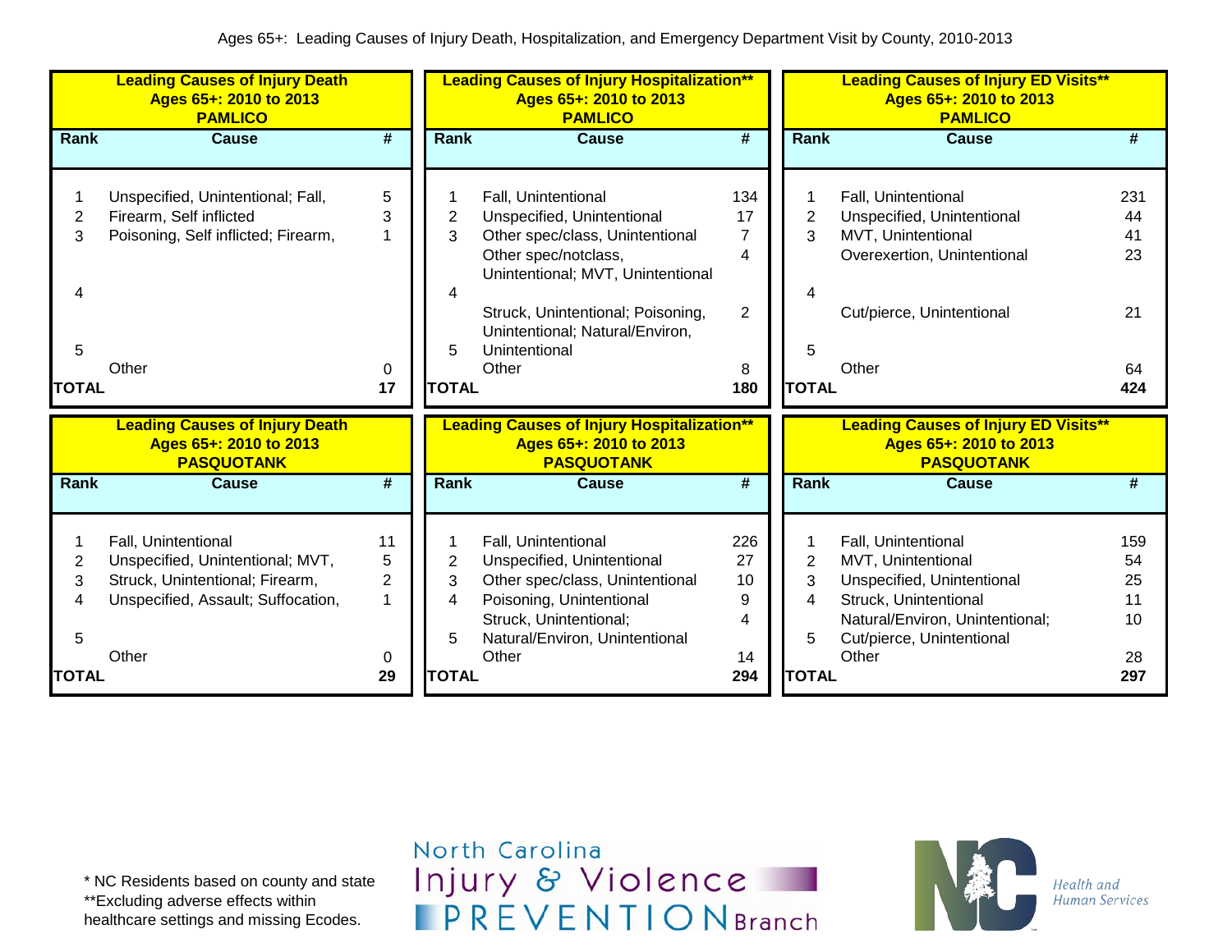Ages 65+: Leading Causes of Injury Death, Hospitalization, and Emergency Department Visit by County, 2010-2013

**Leading Causes of Injury Death**
**Ages 65+: 2010 to 2013**
**PAMLICO**

| Rank | Cause | # |
|---|---|---|
| 1 | Unspecified, Unintentional; Fall, | 5 |
| 2 | Firearm, Self inflicted | 3 |
| 3 | Poisoning, Self inflicted; Firearm, | 1 |
| 4 | | |
| 5 | | |
| | Other | 0 |
| **TOTAL** | | **17** |

**Leading Causes of Injury Hospitalization****
**Ages 65+: 2010 to 2013**
**PAMLICO**

| Rank | Cause | # |
|---|---|---|
| 1 | Fall, Unintentional | 134 |
| 2 | Unspecified, Unintentional | 17 |
| 3 | Other spec/class, Unintentional | 7 |
| 4 | Other spec/notclass, Unintentional; MVT, Unintentional | 4 |
| 5 | Struck, Unintentional; Poisoning, Unintentional; Natural/Environ, Unintentional | 2 |
| | Other | 8 |
| **TOTAL** | | **180** |

**Leading Causes of Injury ED Visits****
**Ages 65+: 2010 to 2013**
**PAMLICO**

| Rank | Cause | # |
|---|---|---|
| 1 | Fall, Unintentional | 231 |
| 2 | Unspecified, Unintentional | 44 |
| 3 | MVT, Unintentional | 41 |
| 4 | Overexertion, Unintentional | 23 |
| 5 | Cut/pierce, Unintentional | 21 |
| | Other | 64 |
| **TOTAL** | | **424** |

**Leading Causes of Injury Death**
**Ages 65+: 2010 to 2013**
**PASQUOTANK**

| Rank | Cause | # |
|---|---|---|
| 1 | Fall, Unintentional | 11 |
| 2 | Unspecified, Unintentional; MVT, | 5 |
| 3 | Struck, Unintentional; Firearm, | 2 |
| 4 | Unspecified, Assault; Suffocation, | 1 |
| 5 | | |
| | Other | 0 |
| **TOTAL** | | **29** |

**Leading Causes of Injury Hospitalization****
**Ages 65+: 2010 to 2013**
**PASQUOTANK**

| Rank | Cause | # |
|---|---|---|
| 1 | Fall, Unintentional | 226 |
| 2 | Unspecified, Unintentional | 27 |
| 3 | Other spec/class, Unintentional | 10 |
| 4 | Poisoning, Unintentional | 9 |
| 5 | Struck, Unintentional; Natural/Environ, Unintentional | 4 |
| | Other | 14 |
| **TOTAL** | | **294** |

**Leading Causes of Injury ED Visits****
**Ages 65+: 2010 to 2013**
**PASQUOTANK**

| Rank | Cause | # |
|---|---|---|
| 1 | Fall, Unintentional | 159 |
| 2 | MVT, Unintentional | 54 |
| 3 | Unspecified, Unintentional | 25 |
| 4 | Struck, Unintentional | 11 |
| 5 | Natural/Environ, Unintentional; Cut/pierce, Unintentional | 10 |
| | Other | 28 |
| **TOTAL** | | **297** |

* NC Residents based on county and state
**Excluding adverse effects within healthcare settings and missing Ecodes.

North Carolina Injury & Violence PREVENTION Branch

Health and Human Services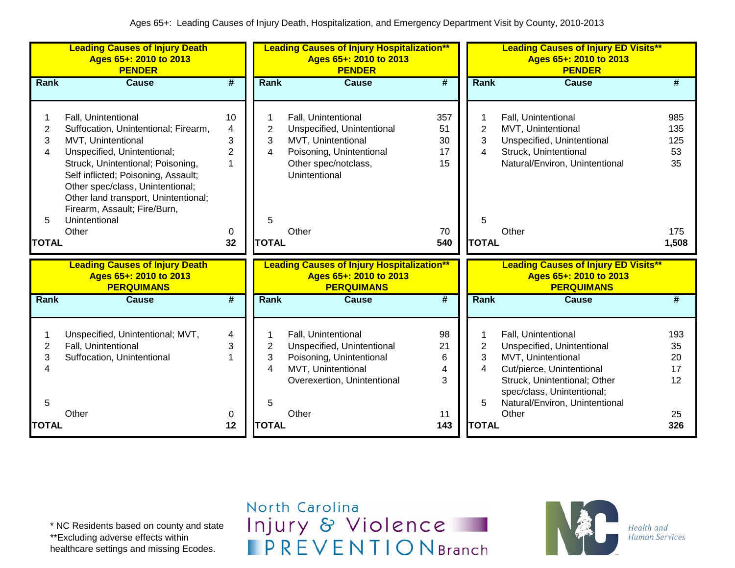Ages 65+: Leading Causes of Injury Death, Hospitalization, and Emergency Department Visit by County, 2010-2013

**Leading Causes of Injury Death**
**Ages 65+: 2010 to 2013**
**PENDER**

| Rank | Cause | # |
|---|---|---|
| 1 | Fall, Unintentional | 10 |
| 2 | Suffocation, Unintentional; Firearm, | 4 |
| 3 | MVT, Unintentional | 3 |
| 4 | Unspecified, Unintentional; | 2 |
| | Struck, Unintentional; Poisoning, Self inflicted; Poisoning, Assault; Other spec/class, Unintentional; Other land transport, Unintentional; Firearm, Assault; Fire/Burn, | 1 |
| 5 | Unintentional | |
| | Other | 0 |
| **TOTAL** | | **32** |

**Leading Causes of Injury Hospitalization****
**Ages 65+: 2010 to 2013**
**PENDER**

| Rank | Cause | # |
|---|---|---|
| 1 | Fall, Unintentional | 357 |
| 2 | Unspecified, Unintentional | 51 |
| 3 | MVT, Unintentional | 30 |
| 4 | Poisoning, Unintentional | 17 |
| | Other spec/notclass, Unintentional | 15 |
| 5 | | |
| | Other | 70 |
| **TOTAL** | | **540** |

**Leading Causes of Injury ED Visits****
**Ages 65+: 2010 to 2013**
**PENDER**

| Rank | Cause | # |
|---|---|---|
| 1 | Fall, Unintentional | 985 |
| 2 | MVT, Unintentional | 135 |
| 3 | Unspecified, Unintentional | 125 |
| 4 | Struck, Unintentional | 53 |
| | Natural/Environ, Unintentional | 35 |
| 5 | | |
| | Other | 175 |
| **TOTAL** | | **1,508** |

**Leading Causes of Injury Death**
**Ages 65+: 2010 to 2013**
**PERQUIMANS**

| Rank | Cause | # |
|---|---|---|
| 1 | Unspecified, Unintentional; MVT, | 4 |
| 2 | Fall, Unintentional | 3 |
| 3 | Suffocation, Unintentional | 1 |
| 4 | | |
| 5 | | |
| | Other | 0 |
| **TOTAL** | | **12** |

**Leading Causes of Injury Hospitalization****
**Ages 65+: 2010 to 2013**
**PERQUIMANS**

| Rank | Cause | # |
|---|---|---|
| 1 | Fall, Unintentional | 98 |
| 2 | Unspecified, Unintentional | 21 |
| 3 | Poisoning, Unintentional | 6 |
| 4 | MVT, Unintentional | 4 |
| | Overexertion, Unintentional | 3 |
| 5 | | |
| | Other | 11 |
| **TOTAL** | | **143** |

**Leading Causes of Injury ED Visits****
**Ages 65+: 2010 to 2013**
**PERQUIMANS**

| Rank | Cause | # |
|---|---|---|
| 1 | Fall, Unintentional | 193 |
| 2 | Unspecified, Unintentional | 35 |
| 3 | MVT, Unintentional | 20 |
| 4 | Cut/pierce, Unintentional | 17 |
| | Struck, Unintentional; Other spec/class, Unintentional; | 12 |
| 5 | Natural/Environ, Unintentional | |
| | Other | 25 |
| **TOTAL** | | **326** |

\* NC Residents based on county and state
**Excluding adverse effects within healthcare settings and missing Ecodes.

North Carolina Injury & Violence PREVENTION Branch

NC Health and Human Services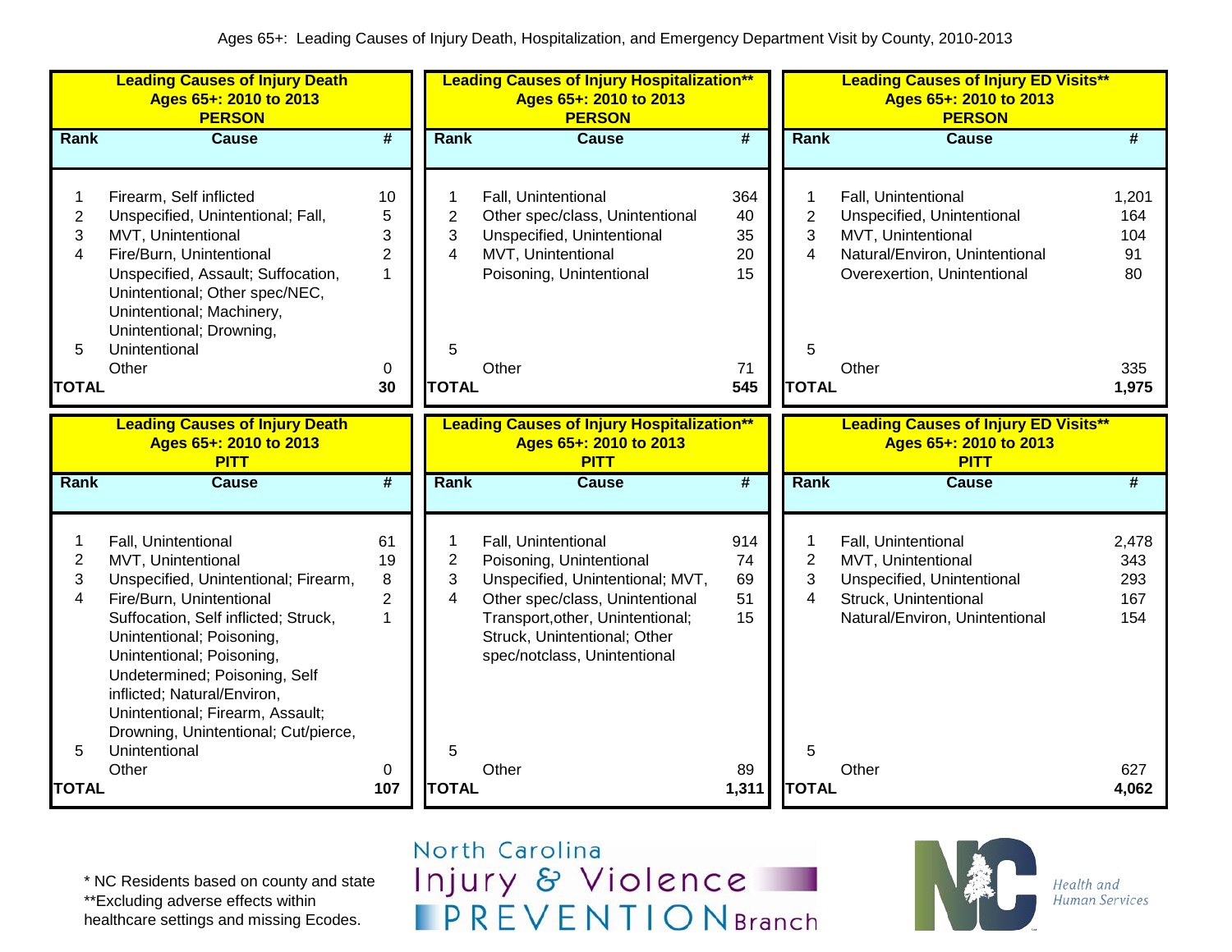Ages 65+: Leading Causes of Injury Death, Hospitalization, and Emergency Department Visit by County, 2010-2013

**Leading Causes of Injury Death**
**Ages 65+: 2010 to 2013**
**PERSON**

| Rank | Cause | # |
|---|---|---|
| 1 | Firearm, Self inflicted | 10 |
| 2 | Unspecified, Unintentional; Fall, | 5 |
| 3 | MVT, Unintentional | 3 |
| 4 | Fire/Burn, Unintentional | 2 |
| 5 | Unspecified, Assault; Suffocation, Unintentional; Other spec/NEC, Unintentional; Machinery, Unintentional; Drowning, Unintentional | 1 |
| | Other | 0 |
| **TOTAL** | | **30** |

**Leading Causes of Injury Hospitalization****
**Ages 65+: 2010 to 2013**
**PERSON**

| Rank | Cause | # |
|---|---|---|
| 1 | Fall, Unintentional | 364 |
| 2 | Other spec/class, Unintentional | 40 |
| 3 | Unspecified, Unintentional | 35 |
| 4 | MVT, Unintentional | 20 |
| 5 | Poisoning, Unintentional | 15 |
| | Other | 71 |
| **TOTAL** | | **545** |

**Leading Causes of Injury ED Visits****
**Ages 65+: 2010 to 2013**
**PERSON**

| Rank | Cause | # |
|---|---|---|
| 1 | Fall, Unintentional | 1,201 |
| 2 | Unspecified, Unintentional | 164 |
| 3 | MVT, Unintentional | 104 |
| 4 | Natural/Environ, Unintentional | 91 |
| 5 | Overexertion, Unintentional | 80 |
| | Other | 335 |
| **TOTAL** | | **1,975** |

**Leading Causes of Injury Death**
**Ages 65+: 2010 to 2013**
**PITT**

| Rank | Cause | # |
|---|---|---|
| 1 | Fall, Unintentional | 61 |
| 2 | MVT, Unintentional | 19 |
| 3 | Unspecified, Unintentional; Firearm, | 8 |
| 4 | Fire/Burn, Unintentional | 2 |
| 5 | Suffocation, Self inflicted; Struck, Unintentional; Poisoning, Unintentional; Poisoning, Undetermined; Poisoning, Self inflicted; Natural/Environ, Unintentional; Firearm, Assault; Drowning, Unintentional; Cut/pierce, Unintentional | 1 |
| | Other | 0 |
| **TOTAL** | | **107** |

**Leading Causes of Injury Hospitalization****
**Ages 65+: 2010 to 2013**
**PITT**

| Rank | Cause | # |
|---|---|---|
| 1 | Fall, Unintentional | 914 |
| 2 | Poisoning, Unintentional | 74 |
| 3 | Unspecified, Unintentional; MVT, | 69 |
| 4 | Other spec/class, Unintentional | 51 |
| 5 | Transport,other, Unintentional; Struck, Unintentional; Other spec/notclass, Unintentional | 15 |
| | Other | 89 |
| **TOTAL** | | **1,311** |

**Leading Causes of Injury ED Visits****
**Ages 65+: 2010 to 2013**
**PITT**

| Rank | Cause | # |
|---|---|---|
| 1 | Fall, Unintentional | 2,478 |
| 2 | MVT, Unintentional | 343 |
| 3 | Unspecified, Unintentional | 293 |
| 4 | Struck, Unintentional | 167 |
| 5 | Natural/Environ, Unintentional | 154 |
| | Other | 627 |
| **TOTAL** | | **4,062** |

\* NC Residents based on county and state
\*\*Excluding adverse effects within healthcare settings and missing Ecodes.

North Carolina Injury & Violence PREVENTION Branch

NC Health and Human Services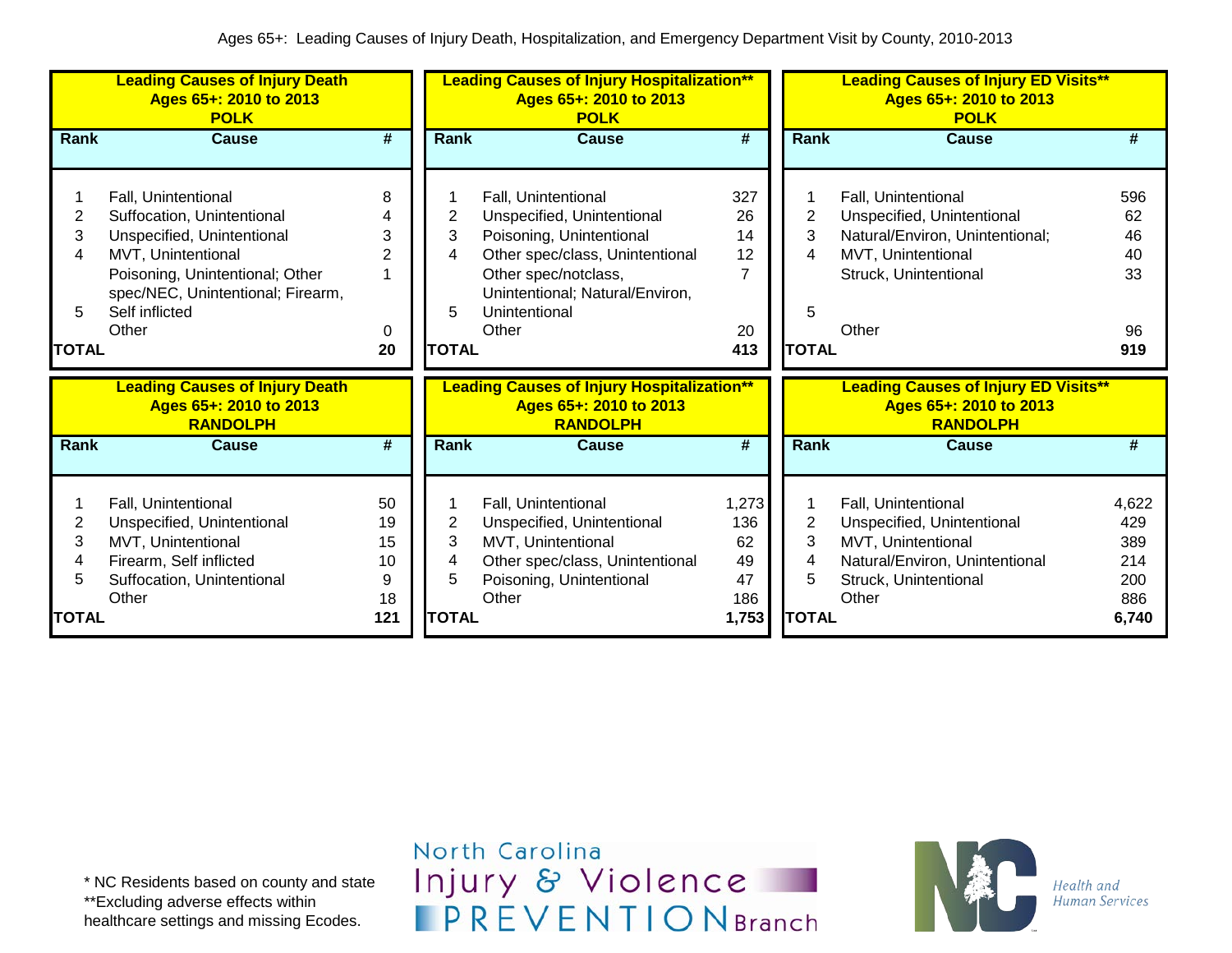Ages 65+: Leading Causes of Injury Death, Hospitalization, and Emergency Department Visit by County, 2010-2013

**Leading Causes of Injury Death**
**Ages 65+: 2010 to 2013**
**POLK**

| Rank | Cause | # |
|---|---|---|
| 1 | Fall, Unintentional | 8 |
| 2 | Suffocation, Unintentional | 4 |
| 3 | Unspecified, Unintentional | 3 |
| 4 | MVT, Unintentional | 2 |
| 5 | Poisoning, Unintentional; Other spec/NEC, Unintentional; Firearm, Self inflicted | 1 |
| | Other | 0 |
| **TOTAL** | | **20** |

**Leading Causes of Injury Hospitalization****
**Ages 65+: 2010 to 2013**
**POLK**

| Rank | Cause | # |
|---|---|---|
| 1 | Fall, Unintentional | 327 |
| 2 | Unspecified, Unintentional | 26 |
| 3 | Poisoning, Unintentional | 14 |
| 4 | Other spec/class, Unintentional | 12 |
| 5 | Other spec/notclass, Unintentional; Natural/Environ, Unintentional | 7 |
| | Other | 20 |
| **TOTAL** | | **413** |

**Leading Causes of Injury ED Visits****
**Ages 65+: 2010 to 2013**
**POLK**

| Rank | Cause | # |
|---|---|---|
| 1 | Fall, Unintentional | 596 |
| 2 | Unspecified, Unintentional | 62 |
| 3 | Natural/Environ, Unintentional; | 46 |
| 4 | MVT, Unintentional | 40 |
| 5 | Struck, Unintentional | 33 |
| | Other | 96 |
| **TOTAL** | | **919** |

**Leading Causes of Injury Death**
**Ages 65+: 2010 to 2013**
**RANDOLPH**

| Rank | Cause | # |
|---|---|---|
| 1 | Fall, Unintentional | 50 |
| 2 | Unspecified, Unintentional | 19 |
| 3 | MVT, Unintentional | 15 |
| 4 | Firearm, Self inflicted | 10 |
| 5 | Suffocation, Unintentional | 9 |
| | Other | 18 |
| **TOTAL** | | **121** |

**Leading Causes of Injury Hospitalization****
**Ages 65+: 2010 to 2013**
**RANDOLPH**

| Rank | Cause | # |
|---|---|---|
| 1 | Fall, Unintentional | 1,273 |
| 2 | Unspecified, Unintentional | 136 |
| 3 | MVT, Unintentional | 62 |
| 4 | Other spec/class, Unintentional | 49 |
| 5 | Poisoning, Unintentional | 47 |
| | Other | 186 |
| **TOTAL** | | **1,753** |

**Leading Causes of Injury ED Visits****
**Ages 65+: 2010 to 2013**
**RANDOLPH**

| Rank | Cause | # |
|---|---|---|
| 1 | Fall, Unintentional | 4,622 |
| 2 | Unspecified, Unintentional | 429 |
| 3 | MVT, Unintentional | 389 |
| 4 | Natural/Environ, Unintentional | 214 |
| 5 | Struck, Unintentional | 200 |
| | Other | 886 |
| **TOTAL** | | **6,740** |

\* NC Residents based on county and state
**Excluding adverse effects within healthcare settings and missing Ecodes.

North Carolina Injury & Violence PREVENTION Branch

NC Health and Human Services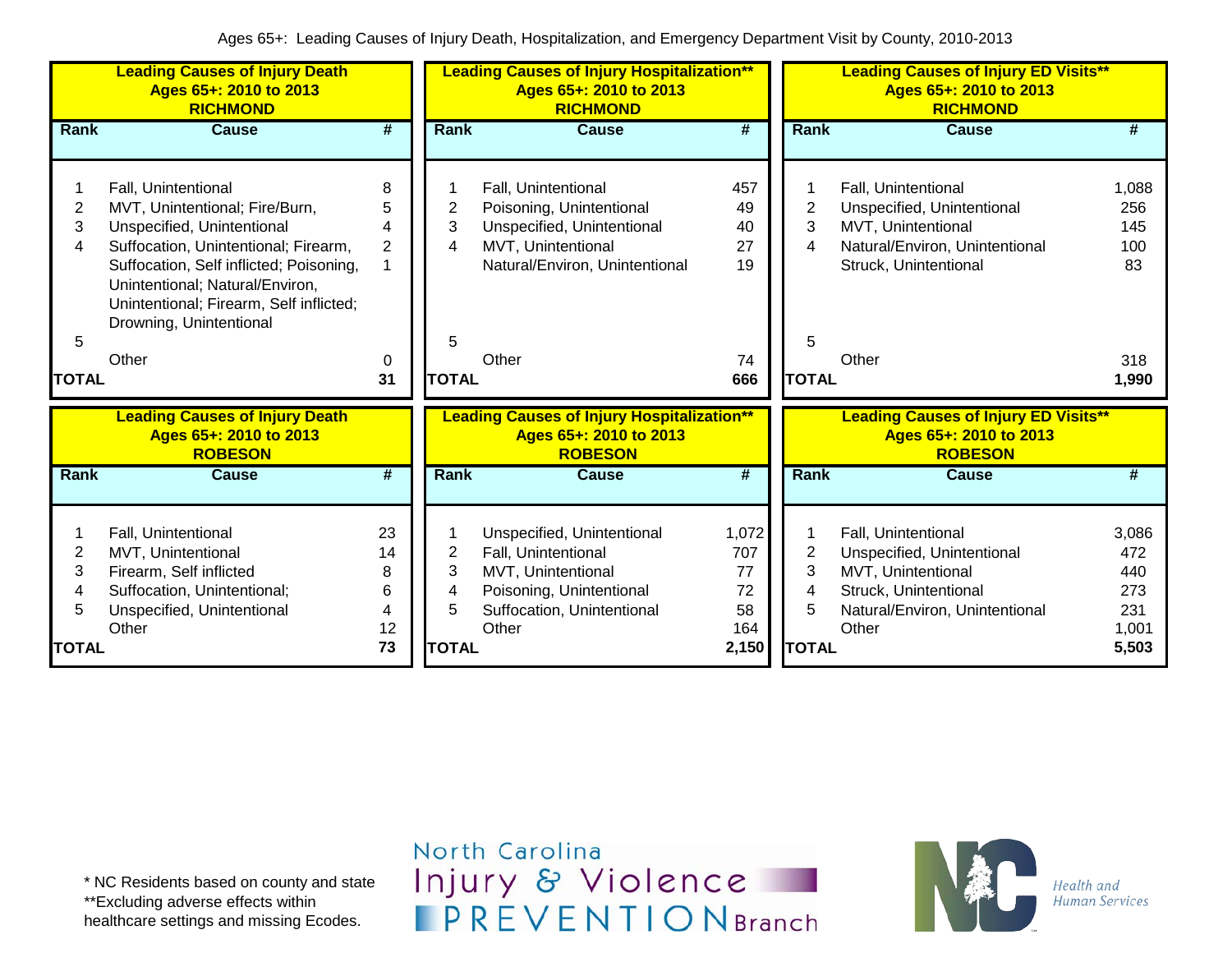Ages 65+: Leading Causes of Injury Death, Hospitalization, and Emergency Department Visit by County, 2010-2013

### Leading Causes of Injury Death Ages 65+: 2010 to 2013 RICHMOND

| Rank | Cause | # |
|---|---|---|
| 1 | Fall, Unintentional | 8 |
| 2 | MVT, Unintentional; Fire/Burn, | 5 |
| 3 | Unspecified, Unintentional | 4 |
| 4 | Suffocation, Unintentional; Firearm, | 2 |
| | Suffocation, Self inflicted; Poisoning, Unintentional; Natural/Environ, Unintentional; Firearm, Self inflicted; Drowning, Unintentional | 1 |
| 5 | | |
| | Other | 0 |
| TOTAL | | 31 |

### Leading Causes of Injury Hospitalization** Ages 65+: 2010 to 2013 RICHMOND

| Rank | Cause | # |
|---|---|---|
| 1 | Fall, Unintentional | 457 |
| 2 | Poisoning, Unintentional | 49 |
| 3 | Unspecified, Unintentional | 40 |
| 4 | MVT, Unintentional | 27 |
| | Natural/Environ, Unintentional | 19 |
| 5 | | |
| | Other | 74 |
| TOTAL | | 666 |

### Leading Causes of Injury ED Visits** Ages 65+: 2010 to 2013 RICHMOND

| Rank | Cause | # |
|---|---|---|
| 1 | Fall, Unintentional | 1,088 |
| 2 | Unspecified, Unintentional | 256 |
| 3 | MVT, Unintentional | 145 |
| 4 | Natural/Environ, Unintentional | 100 |
| | Struck, Unintentional | 83 |
| 5 | | |
| | Other | 318 |
| TOTAL | | 1,990 |

### Leading Causes of Injury Death Ages 65+: 2010 to 2013 ROBESON

| Rank | Cause | # |
|---|---|---|
| 1 | Fall, Unintentional | 23 |
| 2 | MVT, Unintentional | 14 |
| 3 | Firearm, Self inflicted | 8 |
| 4 | Suffocation, Unintentional; | 6 |
| 5 | Unspecified, Unintentional | 4 |
| | Other | 12 |
| TOTAL | | 73 |

### Leading Causes of Injury Hospitalization** Ages 65+: 2010 to 2013 ROBESON

| Rank | Cause | # |
|---|---|---|
| 1 | Unspecified, Unintentional | 1,072 |
| 2 | Fall, Unintentional | 707 |
| 3 | MVT, Unintentional | 77 |
| 4 | Poisoning, Unintentional | 72 |
| 5 | Suffocation, Unintentional | 58 |
| | Other | 164 |
| TOTAL | | 2,150 |

### Leading Causes of Injury ED Visits** Ages 65+: 2010 to 2013 ROBESON

| Rank | Cause | # |
|---|---|---|
| 1 | Fall, Unintentional | 3,086 |
| 2 | Unspecified, Unintentional | 472 |
| 3 | MVT, Unintentional | 440 |
| 4 | Struck, Unintentional | 273 |
| 5 | Natural/Environ, Unintentional | 231 |
| | Other | 1,001 |
| TOTAL | | 5,503 |

\* NC Residents based on county and state
**Excluding adverse effects within healthcare settings and missing Ecodes.

North Carolina Injury & Violence PREVENTION Branch

NC Health and Human Services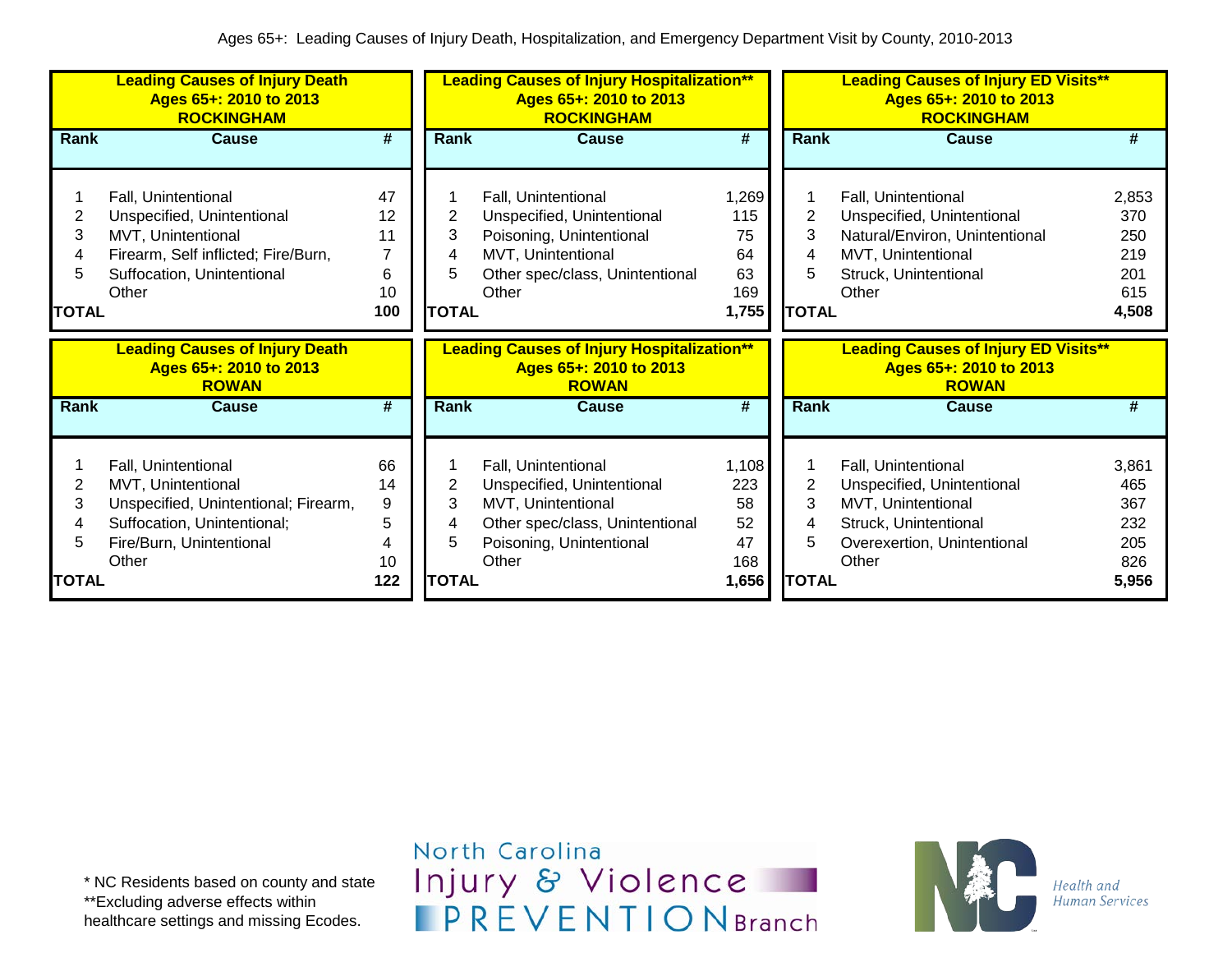Ages 65+: Leading Causes of Injury Death, Hospitalization, and Emergency Department Visit by County, 2010-2013

**Leading Causes of Injury Death Ages 65+: 2010 to 2013 ROCKINGHAM**

| Rank | Cause | # |
|---|---|---|
| 1 | Fall, Unintentional | 47 |
| 2 | Unspecified, Unintentional | 12 |
| 3 | MVT, Unintentional | 11 |
| 4 | Firearm, Self inflicted; Fire/Burn, | 7 |
| 5 | Suffocation, Unintentional | 6 |
| | Other | 10 |
| **TOTAL** | | **100** |

**Leading Causes of Injury Hospitalization** Ages 65+: 2010 to 2013 ROCKINGHAM**

| Rank | Cause | # |
|---|---|---|
| 1 | Fall, Unintentional | 1,269 |
| 2 | Unspecified, Unintentional | 115 |
| 3 | Poisoning, Unintentional | 75 |
| 4 | MVT, Unintentional | 64 |
| 5 | Other spec/class, Unintentional | 63 |
| | Other | 169 |
| **TOTAL** | | **1,755** |

**Leading Causes of Injury ED Visits** Ages 65+: 2010 to 2013 ROCKINGHAM**

| Rank | Cause | # |
|---|---|---|
| 1 | Fall, Unintentional | 2,853 |
| 2 | Unspecified, Unintentional | 370 |
| 3 | Natural/Environ, Unintentional | 250 |
| 4 | MVT, Unintentional | 219 |
| 5 | Struck, Unintentional | 201 |
| | Other | 615 |
| **TOTAL** | | **4,508** |

**Leading Causes of Injury Death Ages 65+: 2010 to 2013 ROWAN**

| Rank | Cause | # |
|---|---|---|
| 1 | Fall, Unintentional | 66 |
| 2 | MVT, Unintentional | 14 |
| 3 | Unspecified, Unintentional; Firearm, | 9 |
| 4 | Suffocation, Unintentional; | 5 |
| 5 | Fire/Burn, Unintentional | 4 |
| | Other | 10 |
| **TOTAL** | | **122** |

**Leading Causes of Injury Hospitalization** Ages 65+: 2010 to 2013 ROWAN**

| Rank | Cause | # |
|---|---|---|
| 1 | Fall, Unintentional | 1,108 |
| 2 | Unspecified, Unintentional | 223 |
| 3 | MVT, Unintentional | 58 |
| 4 | Other spec/class, Unintentional | 52 |
| 5 | Poisoning, Unintentional | 47 |
| | Other | 168 |
| **TOTAL** | | **1,656** |

**Leading Causes of Injury ED Visits** Ages 65+: 2010 to 2013 ROWAN**

| Rank | Cause | # |
|---|---|---|
| 1 | Fall, Unintentional | 3,861 |
| 2 | Unspecified, Unintentional | 465 |
| 3 | MVT, Unintentional | 367 |
| 4 | Struck, Unintentional | 232 |
| 5 | Overexertion, Unintentional | 205 |
| | Other | 826 |
| **TOTAL** | | **5,956** |

* NC Residents based on county and state
**Excluding adverse effects within healthcare settings and missing Ecodes.

North Carolina Injury & Violence PREVENTION Branch

Health and Human Services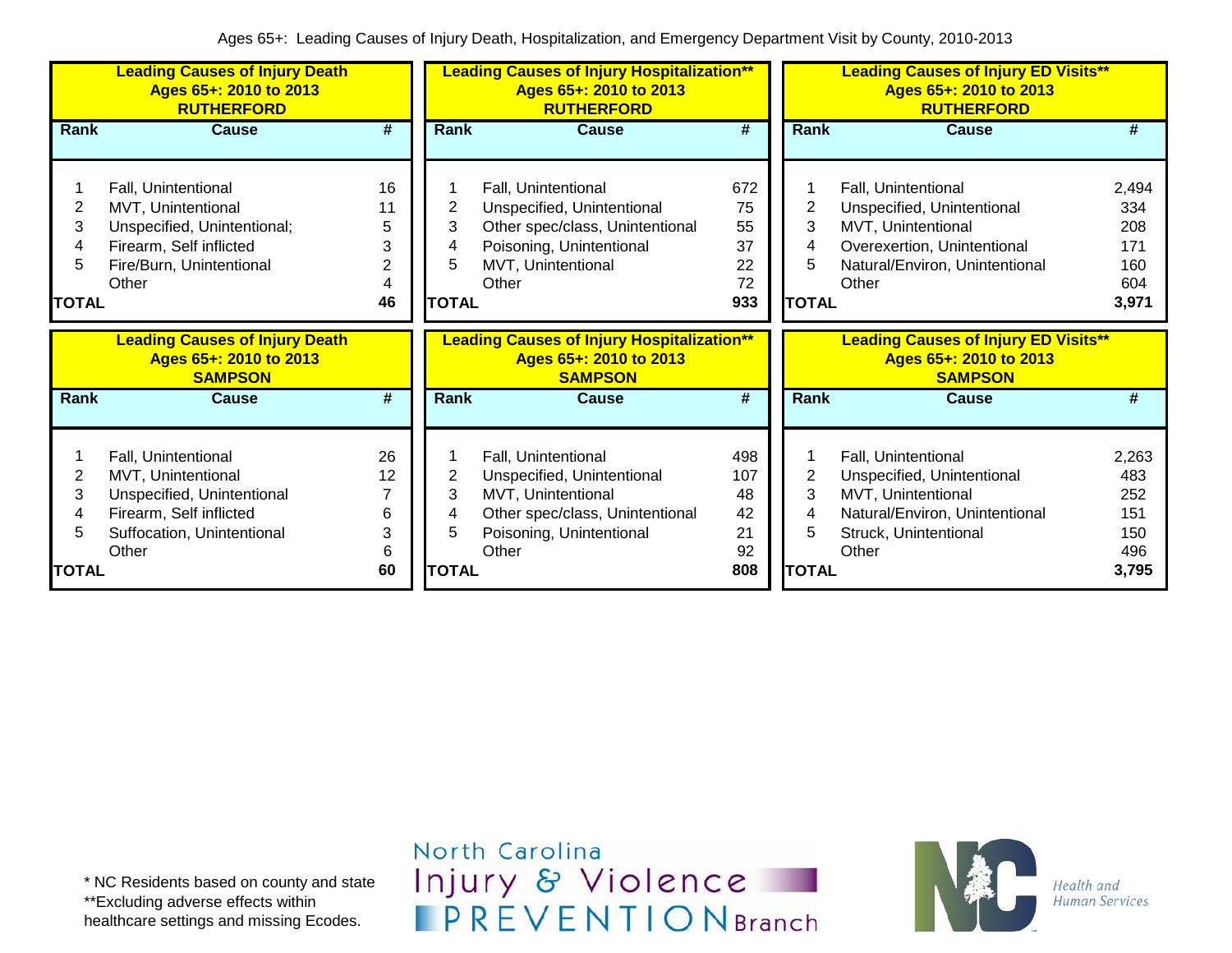Ages 65+: Leading Causes of Injury Death, Hospitalization, and Emergency Department Visit by County, 2010-2013

**Leading Causes of Injury Death**
**Ages 65+: 2010 to 2013**
**RUTHERFORD**

| Rank | Cause | # |
|---|---|---|
| 1 | Fall, Unintentional | 16 |
| 2 | MVT, Unintentional | 11 |
| 3 | Unspecified, Unintentional; | 5 |
| 4 | Firearm, Self inflicted | 3 |
| 5 | Fire/Burn, Unintentional | 2 |
| | Other | 4 |
| **TOTAL** | | **46** |

**Leading Causes of Injury Hospitalization****
**Ages 65+: 2010 to 2013**
**RUTHERFORD**

| Rank | Cause | # |
|---|---|---|
| 1 | Fall, Unintentional | 672 |
| 2 | Unspecified, Unintentional | 75 |
| 3 | Other spec/class, Unintentional | 55 |
| 4 | Poisoning, Unintentional | 37 |
| 5 | MVT, Unintentional | 22 |
| | Other | 72 |
| **TOTAL** | | **933** |

**Leading Causes of Injury ED Visits****
**Ages 65+: 2010 to 2013**
**RUTHERFORD**

| Rank | Cause | # |
|---|---|---|
| 1 | Fall, Unintentional | 2,494 |
| 2 | Unspecified, Unintentional | 334 |
| 3 | MVT, Unintentional | 208 |
| 4 | Overexertion, Unintentional | 171 |
| 5 | Natural/Environ, Unintentional | 160 |
| | Other | 604 |
| **TOTAL** | | **3,971** |

**Leading Causes of Injury Death**
**Ages 65+: 2010 to 2013**
**SAMPSON**

| Rank | Cause | # |
|---|---|---|
| 1 | Fall, Unintentional | 26 |
| 2 | MVT, Unintentional | 12 |
| 3 | Unspecified, Unintentional | 7 |
| 4 | Firearm, Self inflicted | 6 |
| 5 | Suffocation, Unintentional | 3 |
| | Other | 6 |
| **TOTAL** | | **60** |

**Leading Causes of Injury Hospitalization****
**Ages 65+: 2010 to 2013**
**SAMPSON**

| Rank | Cause | # |
|---|---|---|
| 1 | Fall, Unintentional | 498 |
| 2 | Unspecified, Unintentional | 107 |
| 3 | MVT, Unintentional | 48 |
| 4 | Other spec/class, Unintentional | 42 |
| 5 | Poisoning, Unintentional | 21 |
| | Other | 92 |
| **TOTAL** | | **808** |

**Leading Causes of Injury ED Visits****
**Ages 65+: 2010 to 2013**
**SAMPSON**

| Rank | Cause | # |
|---|---|---|
| 1 | Fall, Unintentional | 2,263 |
| 2 | Unspecified, Unintentional | 483 |
| 3 | MVT, Unintentional | 252 |
| 4 | Natural/Environ, Unintentional | 151 |
| 5 | Struck, Unintentional | 150 |
| | Other | 496 |
| **TOTAL** | | **3,795** |

* NC Residents based on county and state
**Excluding adverse effects within healthcare settings and missing Ecodes.

North Carolina Injury & Violence PREVENTION Branch

Health and Human Services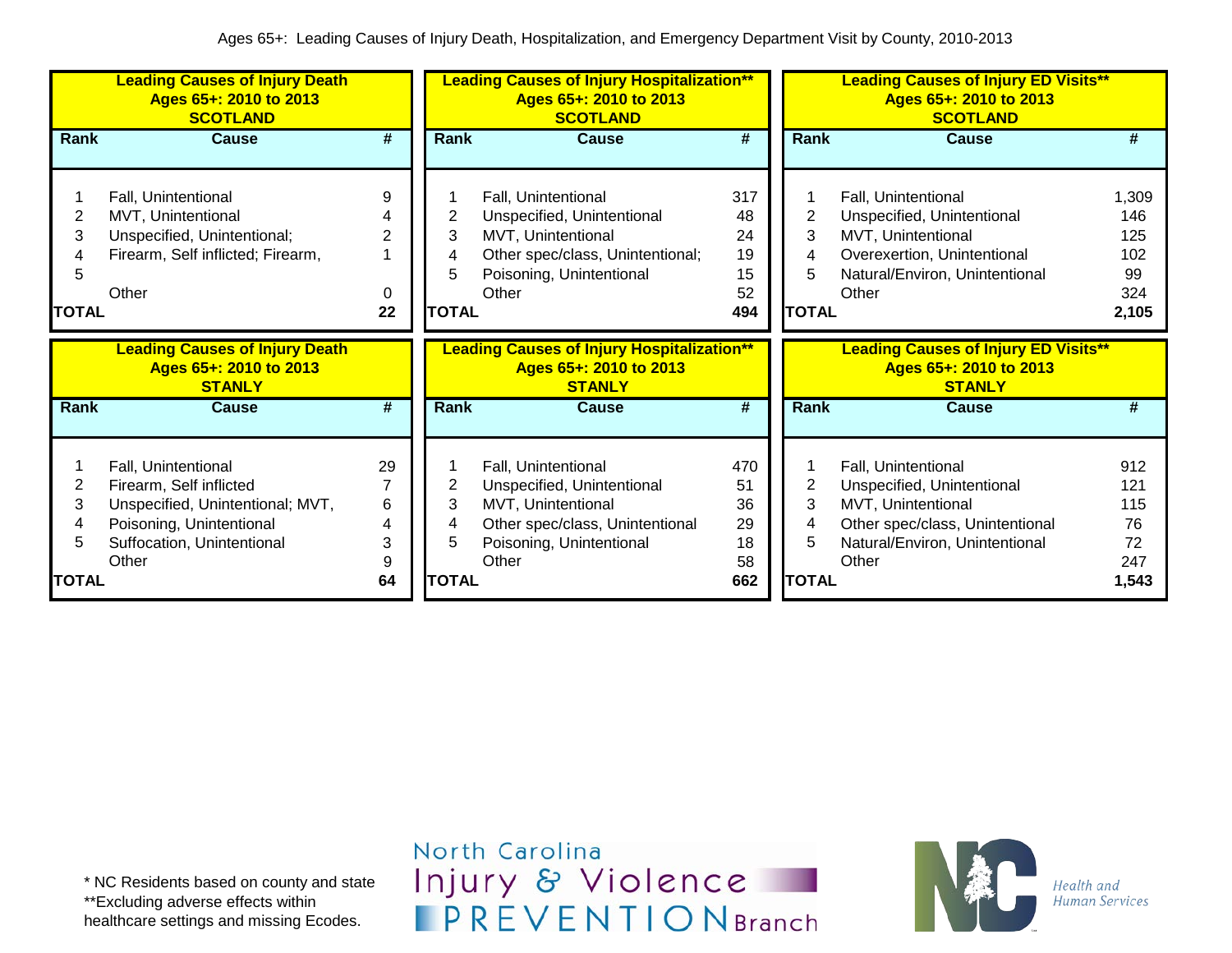Ages 65+: Leading Causes of Injury Death, Hospitalization, and Emergency Department Visit by County, 2010-2013

**Leading Causes of Injury Death**
**Ages 65+: 2010 to 2013**
**SCOTLAND**

| Rank | Cause | # |
|---|---|---|
| 1 | Fall, Unintentional | 9 |
| 2 | MVT, Unintentional | 4 |
| 3 | Unspecified, Unintentional; | 2 |
| 4 | Firearm, Self inflicted; Firearm, | 1 |
| 5 | | |
| | Other | 0 |
| **TOTAL** | | **22** |

**Leading Causes of Injury Hospitalization****
**Ages 65+: 2010 to 2013**
**SCOTLAND**

| Rank | Cause | # |
|---|---|---|
| 1 | Fall, Unintentional | 317 |
| 2 | Unspecified, Unintentional | 48 |
| 3 | MVT, Unintentional | 24 |
| 4 | Other spec/class, Unintentional; | 19 |
| 5 | Poisoning, Unintentional | 15 |
| | Other | 52 |
| **TOTAL** | | **494** |

**Leading Causes of Injury ED Visits****
**Ages 65+: 2010 to 2013**
**SCOTLAND**

| Rank | Cause | # |
|---|---|---|
| 1 | Fall, Unintentional | 1,309 |
| 2 | Unspecified, Unintentional | 146 |
| 3 | MVT, Unintentional | 125 |
| 4 | Overexertion, Unintentional | 102 |
| 5 | Natural/Environ, Unintentional | 99 |
| | Other | 324 |
| **TOTAL** | | **2,105** |

**Leading Causes of Injury Death**
**Ages 65+: 2010 to 2013**
**STANLY**

| Rank | Cause | # |
|---|---|---|
| 1 | Fall, Unintentional | 29 |
| 2 | Firearm, Self inflicted | 7 |
| 3 | Unspecified, Unintentional; MVT, | 6 |
| 4 | Poisoning, Unintentional | 4 |
| 5 | Suffocation, Unintentional | 3 |
| | Other | 9 |
| **TOTAL** | | **64** |

**Leading Causes of Injury Hospitalization****
**Ages 65+: 2010 to 2013**
**STANLY**

| Rank | Cause | # |
|---|---|---|
| 1 | Fall, Unintentional | 470 |
| 2 | Unspecified, Unintentional | 51 |
| 3 | MVT, Unintentional | 36 |
| 4 | Other spec/class, Unintentional | 29 |
| 5 | Poisoning, Unintentional | 18 |
| | Other | 58 |
| **TOTAL** | | **662** |

**Leading Causes of Injury ED Visits****
**Ages 65+: 2010 to 2013**
**STANLY**

| Rank | Cause | # |
|---|---|---|
| 1 | Fall, Unintentional | 912 |
| 2 | Unspecified, Unintentional | 121 |
| 3 | MVT, Unintentional | 115 |
| 4 | Other spec/class, Unintentional | 76 |
| 5 | Natural/Environ, Unintentional | 72 |
| | Other | 247 |
| **TOTAL** | | **1,543** |

* NC Residents based on county and state
**Excluding adverse effects within healthcare settings and missing Ecodes.

North Carolina Injury & Violence PREVENTION Branch

NC Health and Human Services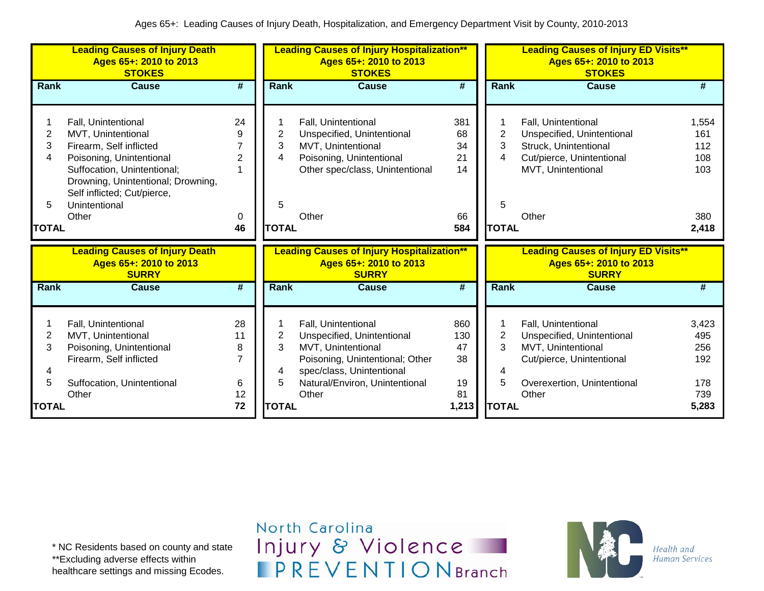Ages 65+: Leading Causes of Injury Death, Hospitalization, and Emergency Department Visit by County, 2010-2013

**Leading Causes of Injury Death**
**Ages 65+: 2010 to 2013**
**STOKES**

| Rank | Cause | # |
|---|---|---|
| 1 | Fall, Unintentional | 24 |
| 2 | MVT, Unintentional | 9 |
| 3 | Firearm, Self inflicted | 7 |
| 4 | Poisoning, Unintentional | 2 |
| 5 | Suffocation, Unintentional; Drowning, Unintentional; Drowning, Self inflicted; Cut/pierce, Unintentional | 1 |
| | Other | 0 |
| **TOTAL** | | **46** |

**Leading Causes of Injury Hospitalization****
**Ages 65+: 2010 to 2013**
**STOKES**

| Rank | Cause | # |
|---|---|---|
| 1 | Fall, Unintentional | 381 |
| 2 | Unspecified, Unintentional | 68 |
| 3 | MVT, Unintentional | 34 |
| 4 | Poisoning, Unintentional | 21 |
| 5 | Other spec/class, Unintentional | 14 |
| | Other | 66 |
| **TOTAL** | | **584** |

**Leading Causes of Injury ED Visits****
**Ages 65+: 2010 to 2013**
**STOKES**

| Rank | Cause | # |
|---|---|---|
| 1 | Fall, Unintentional | 1,554 |
| 2 | Unspecified, Unintentional | 161 |
| 3 | Struck, Unintentional | 112 |
| 4 | Cut/pierce, Unintentional | 108 |
| 5 | MVT, Unintentional | 103 |
| | Other | 380 |
| **TOTAL** | | **2,418** |

**Leading Causes of Injury Death**
**Ages 65+: 2010 to 2013**
**SURRY**

| Rank | Cause | # |
|---|---|---|
| 1 | Fall, Unintentional | 28 |
| 2 | MVT, Unintentional | 11 |
| 3 | Poisoning, Unintentional | 8 |
| 4 | Firearm, Self inflicted | 7 |
| 5 | Suffocation, Unintentional | 6 |
| | Other | 12 |
| **TOTAL** | | **72** |

**Leading Causes of Injury Hospitalization****
**Ages 65+: 2010 to 2013**
**SURRY**

| Rank | Cause | # |
|---|---|---|
| 1 | Fall, Unintentional | 860 |
| 2 | Unspecified, Unintentional | 130 |
| 3 | MVT, Unintentional | 47 |
| 4 | Poisoning, Unintentional; Other spec/class, Unintentional | 38 |
| 5 | Natural/Environ, Unintentional | 19 |
| | Other | 81 |
| **TOTAL** | | **1,213** |

**Leading Causes of Injury ED Visits****
**Ages 65+: 2010 to 2013**
**SURRY**

| Rank | Cause | # |
|---|---|---|
| 1 | Fall, Unintentional | 3,423 |
| 2 | Unspecified, Unintentional | 495 |
| 3 | MVT, Unintentional | 256 |
| 4 | Cut/pierce, Unintentional | 192 |
| 5 | Overexertion, Unintentional | 178 |
| | Other | 739 |
| **TOTAL** | | **5,283** |

\* NC Residents based on county and state
**Excluding adverse effects within healthcare settings and missing Ecodes.

North Carolina Injury & Violence PREVENTION Branch

Health and Human Services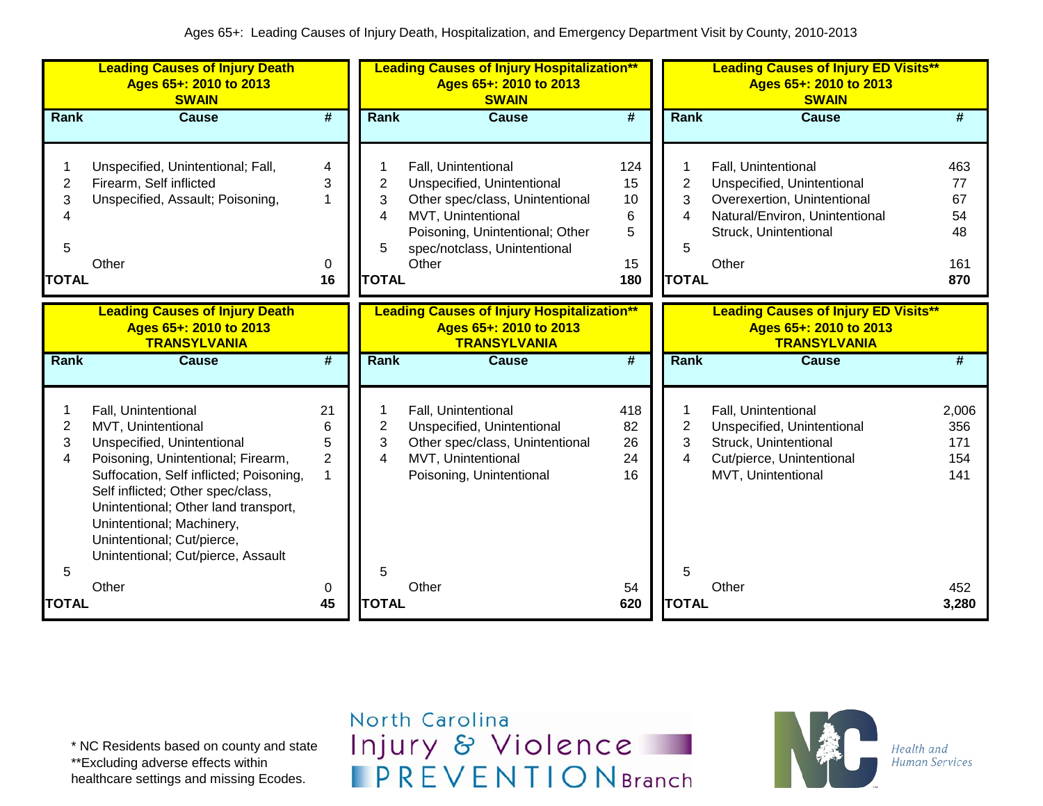Ages 65+: Leading Causes of Injury Death, Hospitalization, and Emergency Department Visit by County, 2010-2013

**Leading Causes of Injury Death**
**Ages 65+: 2010 to 2013**
**SWAIN**

| Rank | Cause | # |
|---|---|---|
| 1 | Unspecified, Unintentional; Fall, | 4 |
| 2 | Firearm, Self inflicted | 3 |
| 3 | Unspecified, Assault; Poisoning, | 1 |
| 4 | | |
| 5 | | |
| | Other | 0 |
| **TOTAL** | | **16** |

**Leading Causes of Injury Hospitalization\*\***
**Ages 65+: 2010 to 2013**
**SWAIN**

| Rank | Cause | # |
|---|---|---|
| 1 | Fall, Unintentional | 124 |
| 2 | Unspecified, Unintentional | 15 |
| 3 | Other spec/class, Unintentional | 10 |
| 4 | MVT, Unintentional | 6 |
| 5 | Poisoning, Unintentional; Other spec/notclass, Unintentional | 5 |
| | Other | 15 |
| **TOTAL** | | **180** |

**Leading Causes of Injury ED Visits\*\***
**Ages 65+: 2010 to 2013**
**SWAIN**

| Rank | Cause | # |
|---|---|---|
| 1 | Fall, Unintentional | 463 |
| 2 | Unspecified, Unintentional | 77 |
| 3 | Overexertion, Unintentional | 67 |
| 4 | Natural/Environ, Unintentional | 54 |
| 5 | Struck, Unintentional | 48 |
| | Other | 161 |
| **TOTAL** | | **870** |

**Leading Causes of Injury Death**
**Ages 65+: 2010 to 2013**
**TRANSYLVANIA**

| Rank | Cause | # |
|---|---|---|
| 1 | Fall, Unintentional | 21 |
| 2 | MVT, Unintentional | 6 |
| 3 | Unspecified, Unintentional | 5 |
| 4 | Poisoning, Unintentional; Firearm, | 2 |
| 5 | Suffocation, Self inflicted; Poisoning, Self inflicted; Other spec/class, Unintentional; Other land transport, Unintentional; Machinery, Unintentional; Cut/pierce, Unintentional; Cut/pierce, Assault | 1 |
| | Other | 0 |
| **TOTAL** | | **45** |

**Leading Causes of Injury Hospitalization\*\***
**Ages 65+: 2010 to 2013**
**TRANSYLVANIA**

| Rank | Cause | # |
|---|---|---|
| 1 | Fall, Unintentional | 418 |
| 2 | Unspecified, Unintentional | 82 |
| 3 | Other spec/class, Unintentional | 26 |
| 4 | MVT, Unintentional | 24 |
| 5 | Poisoning, Unintentional | 16 |
| | Other | 54 |
| **TOTAL** | | **620** |

**Leading Causes of Injury ED Visits\*\***
**Ages 65+: 2010 to 2013**
**TRANSYLVANIA**

| Rank | Cause | # |
|---|---|---|
| 1 | Fall, Unintentional | 2,006 |
| 2 | Unspecified, Unintentional | 356 |
| 3 | Struck, Unintentional | 171 |
| 4 | Cut/pierce, Unintentional | 154 |
| 5 | MVT, Unintentional | 141 |
| | Other | 452 |
| **TOTAL** | | **3,280** |

\* NC Residents based on county and state
\*\*Excluding adverse effects within healthcare settings and missing Ecodes.

North Carolina Injury & Violence PREVENTION Branch

Health and Human Services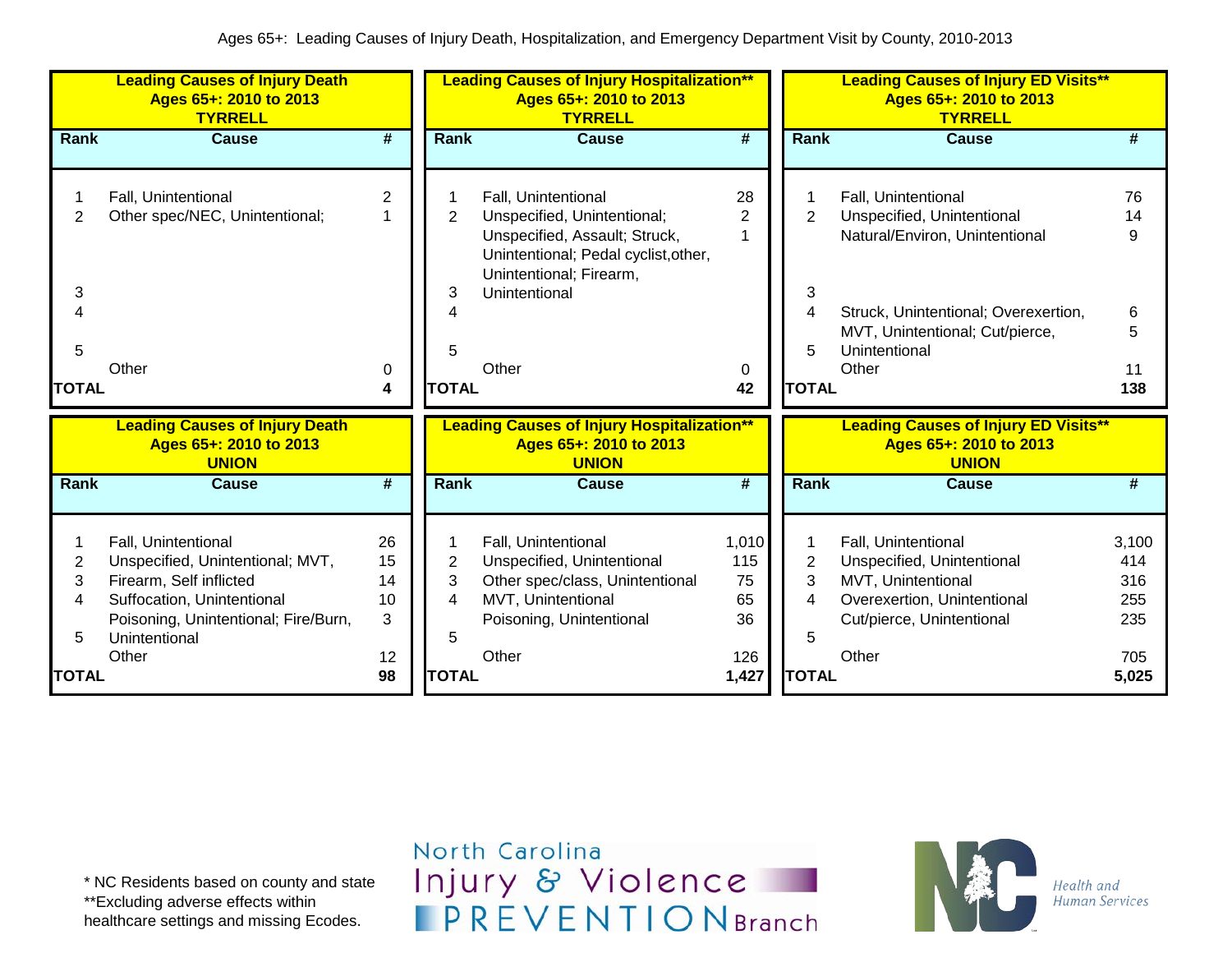Ages 65+: Leading Causes of Injury Death, Hospitalization, and Emergency Department Visit by County, 2010-2013

**Leading Causes of Injury Death**
**Ages 65+: 2010 to 2013**
**TYRRELL**

| Rank | Cause | # |
|---|---|---|
| 1 | Fall, Unintentional | 2 |
| 2 | Other spec/NEC, Unintentional; | 1 |
| 3 | | |
| 4 | | |
| 5 | | |
| | Other | 0 |
| **TOTAL** | | **4** |

**Leading Causes of Injury Hospitalization****
**Ages 65+: 2010 to 2013**
**TYRRELL**

| Rank | Cause | # |
|---|---|---|
| 1 | Fall, Unintentional | 28 |
| 2 | Unspecified, Unintentional; | 2 |
| 3 | Unspecified, Assault; Struck, Unintentional; Pedal cyclist,other, Unintentional; Firearm, Unintentional | 1 |
| 4 | | |
| 5 | | |
| | Other | 0 |
| **TOTAL** | | **42** |

**Leading Causes of Injury ED Visits****
**Ages 65+: 2010 to 2013**
**TYRRELL**

| Rank | Cause | # |
|---|---|---|
| 1 | Fall, Unintentional | 76 |
| 2 | Unspecified, Unintentional | 14 |
| 3 | Natural/Environ, Unintentional | 9 |
| 4 | Struck, Unintentional; Overexertion, | 6 |
| 5 | MVT, Unintentional; Cut/pierce, Unintentional | 5 |
| | Other | 11 |
| **TOTAL** | | **138** |

**Leading Causes of Injury Death**
**Ages 65+: 2010 to 2013**
**UNION**

| Rank | Cause | # |
|---|---|---|
| 1 | Fall, Unintentional | 26 |
| 2 | Unspecified, Unintentional; MVT, | 15 |
| 3 | Firearm, Self inflicted | 14 |
| 4 | Suffocation, Unintentional | 10 |
| 5 | Poisoning, Unintentional; Fire/Burn, Unintentional | 3 |
| | Other | 12 |
| **TOTAL** | | **98** |

**Leading Causes of Injury Hospitalization****
**Ages 65+: 2010 to 2013**
**UNION**

| Rank | Cause | # |
|---|---|---|
| 1 | Fall, Unintentional | 1,010 |
| 2 | Unspecified, Unintentional | 115 |
| 3 | Other spec/class, Unintentional | 75 |
| 4 | MVT, Unintentional | 65 |
| 5 | Poisoning, Unintentional | 36 |
| | Other | 126 |
| **TOTAL** | | **1,427** |

**Leading Causes of Injury ED Visits****
**Ages 65+: 2010 to 2013**
**UNION**

| Rank | Cause | # |
|---|---|---|
| 1 | Fall, Unintentional | 3,100 |
| 2 | Unspecified, Unintentional | 414 |
| 3 | MVT, Unintentional | 316 |
| 4 | Overexertion, Unintentional | 255 |
| 5 | Cut/pierce, Unintentional | 235 |
| | Other | 705 |
| **TOTAL** | | **5,025** |

* NC Residents based on county and state
**Excluding adverse effects within healthcare settings and missing Ecodes.

North Carolina Injury & Violence PREVENTION Branch

NC Health and Human Services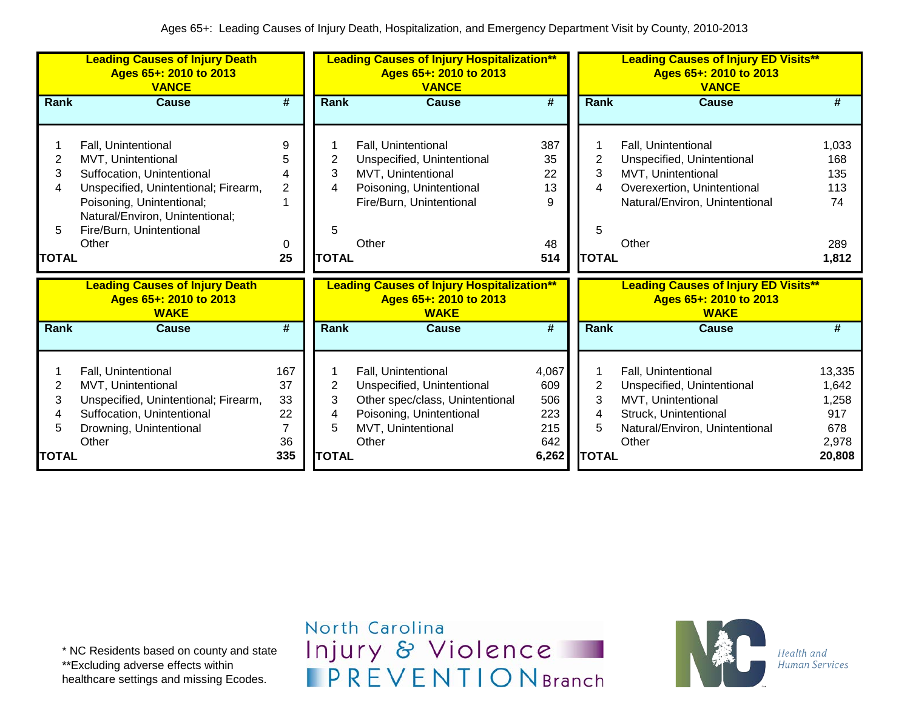Ages 65+: Leading Causes of Injury Death, Hospitalization, and Emergency Department Visit by County, 2010-2013

**Leading Causes of Injury Death**
**Ages 65+: 2010 to 2013**
**VANCE**

| Rank | Cause | # |
|---|---|---|
| 1 | Fall, Unintentional | 9 |
| 2 | MVT, Unintentional | 5 |
| 3 | Suffocation, Unintentional | 4 |
| 4 | Unspecified, Unintentional; Firearm, | 2 |
| | Poisoning, Unintentional; | 1 |
| | Natural/Environ, Unintentional; | |
| 5 | Fire/Burn, Unintentional | |
| | Other | 0 |
| **TOTAL** | | **25** |

**Leading Causes of Injury Hospitalization****
**Ages 65+: 2010 to 2013**
**VANCE**

| Rank | Cause | # |
|---|---|---|
| 1 | Fall, Unintentional | 387 |
| 2 | Unspecified, Unintentional | 35 |
| 3 | MVT, Unintentional | 22 |
| 4 | Poisoning, Unintentional | 13 |
| | Fire/Burn, Unintentional | 9 |
| 5 | | |
| | Other | 48 |
| **TOTAL** | | **514** |

**Leading Causes of Injury ED Visits****
**Ages 65+: 2010 to 2013**
**VANCE**

| Rank | Cause | # |
|---|---|---|
| 1 | Fall, Unintentional | 1,033 |
| 2 | Unspecified, Unintentional | 168 |
| 3 | MVT, Unintentional | 135 |
| 4 | Overexertion, Unintentional | 113 |
| | Natural/Environ, Unintentional | 74 |
| 5 | | |
| | Other | 289 |
| **TOTAL** | | **1,812** |

**Leading Causes of Injury Death**
**Ages 65+: 2010 to 2013**
**WAKE**

| Rank | Cause | # |
|---|---|---|
| 1 | Fall, Unintentional | 167 |
| 2 | MVT, Unintentional | 37 |
| 3 | Unspecified, Unintentional; Firearm, | 33 |
| 4 | Suffocation, Unintentional | 22 |
| 5 | Drowning, Unintentional | 7 |
| | Other | 36 |
| **TOTAL** | | **335** |

**Leading Causes of Injury Hospitalization****
**Ages 65+: 2010 to 2013**
**WAKE**

| Rank | Cause | # |
|---|---|---|
| 1 | Fall, Unintentional | 4,067 |
| 2 | Unspecified, Unintentional | 609 |
| 3 | Other spec/class, Unintentional | 506 |
| 4 | Poisoning, Unintentional | 223 |
| 5 | MVT, Unintentional | 215 |
| | Other | 642 |
| **TOTAL** | | **6,262** |

**Leading Causes of Injury ED Visits****
**Ages 65+: 2010 to 2013**
**WAKE**

| Rank | Cause | # |
|---|---|---|
| 1 | Fall, Unintentional | 13,335 |
| 2 | Unspecified, Unintentional | 1,642 |
| 3 | MVT, Unintentional | 1,258 |
| 4 | Struck, Unintentional | 917 |
| 5 | Natural/Environ, Unintentional | 678 |
| | Other | 2,978 |
| **TOTAL** | | **20,808** |

* NC Residents based on county and state
**Excluding adverse effects within healthcare settings and missing Ecodes.

North Carolina Injury & Violence PREVENTION Branch

NC Health and Human Services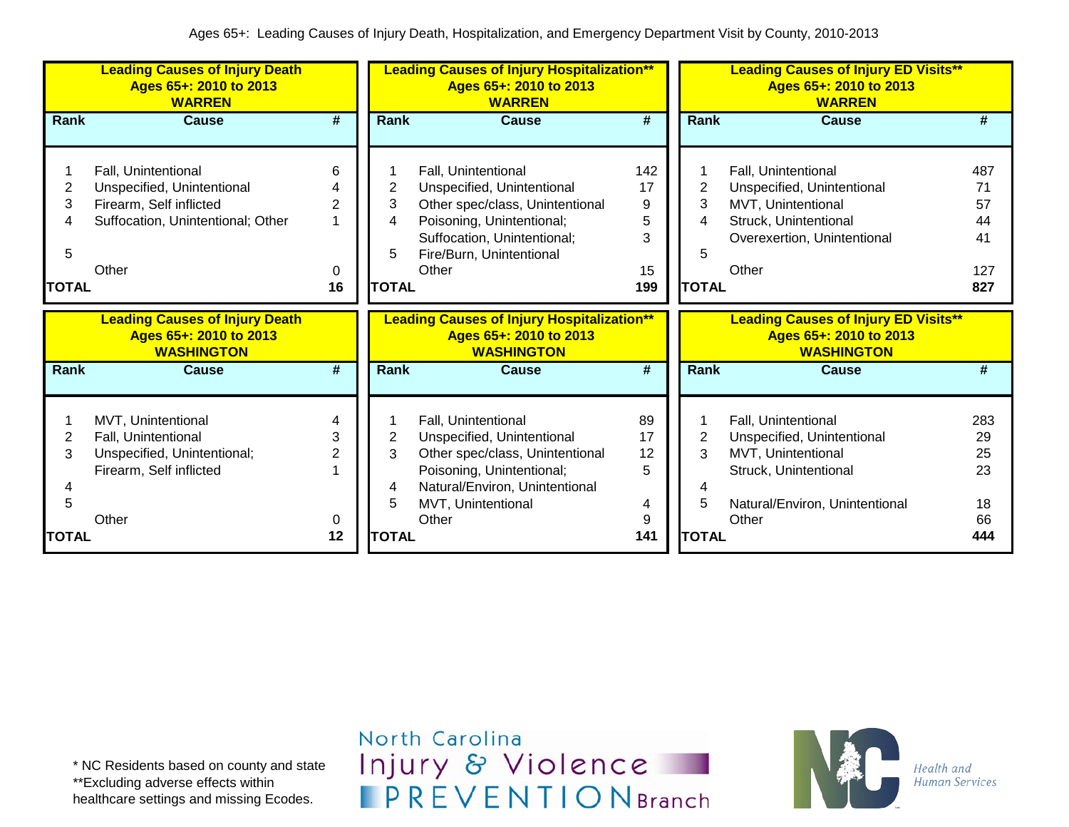Ages 65+: Leading Causes of Injury Death, Hospitalization, and Emergency Department Visit by County, 2010-2013

**Leading Causes of Injury Death**
**Ages 65+: 2010 to 2013**
**WARREN**

| Rank | Cause | # |
|---|---|---|
| 1 | Fall, Unintentional | 6 |
| 2 | Unspecified, Unintentional | 4 |
| 3 | Firearm, Self inflicted | 2 |
| 4 | Suffocation, Unintentional; Other | 1 |
| 5 | | |
| | Other | 0 |
| **TOTAL** | | **16** |

**Leading Causes of Injury Hospitalization****
**Ages 65+: 2010 to 2013**
**WARREN**

| Rank | Cause | # |
|---|---|---|
| 1 | Fall, Unintentional | 142 |
| 2 | Unspecified, Unintentional | 17 |
| 3 | Other spec/class, Unintentional | 9 |
| 4 | Poisoning, Unintentional; | 5 |
| | Suffocation, Unintentional; | 3 |
| 5 | Fire/Burn, Unintentional | |
| | Other | 15 |
| **TOTAL** | | **199** |

**Leading Causes of Injury ED Visits****
**Ages 65+: 2010 to 2013**
**WARREN**

| Rank | Cause | # |
|---|---|---|
| 1 | Fall, Unintentional | 487 |
| 2 | Unspecified, Unintentional | 71 |
| 3 | MVT, Unintentional | 57 |
| 4 | Struck, Unintentional | 44 |
| | Overexertion, Unintentional | 41 |
| 5 | | |
| | Other | 127 |
| **TOTAL** | | **827** |

**Leading Causes of Injury Death**
**Ages 65+: 2010 to 2013**
**WASHINGTON**

| Rank | Cause | # |
|---|---|---|
| 1 | MVT, Unintentional | 4 |
| 2 | Fall, Unintentional | 3 |
| 3 | Unspecified, Unintentional; | 2 |
| | Firearm, Self inflicted | 1 |
| 4 | | |
| 5 | | |
| | Other | 0 |
| **TOTAL** | | **12** |

**Leading Causes of Injury Hospitalization****
**Ages 65+: 2010 to 2013**
**WASHINGTON**

| Rank | Cause | # |
|---|---|---|
| 1 | Fall, Unintentional | 89 |
| 2 | Unspecified, Unintentional | 17 |
| 3 | Other spec/class, Unintentional | 12 |
| | Poisoning, Unintentional; | 5 |
| 4 | Natural/Environ, Unintentional | |
| 5 | MVT, Unintentional | 4 |
| | Other | 9 |
| **TOTAL** | | **141** |

**Leading Causes of Injury ED Visits****
**Ages 65+: 2010 to 2013**
**WASHINGTON**

| Rank | Cause | # |
|---|---|---|
| 1 | Fall, Unintentional | 283 |
| 2 | Unspecified, Unintentional | 29 |
| 3 | MVT, Unintentional | 25 |
| | Struck, Unintentional | 23 |
| 4 | | |
| 5 | Natural/Environ, Unintentional | 18 |
| | Other | 66 |
| **TOTAL** | | **444** |

* NC Residents based on county and state
**Excluding adverse effects within healthcare settings and missing Ecodes.

North Carolina Injury & Violence PREVENTION Branch

NC Health and Human Services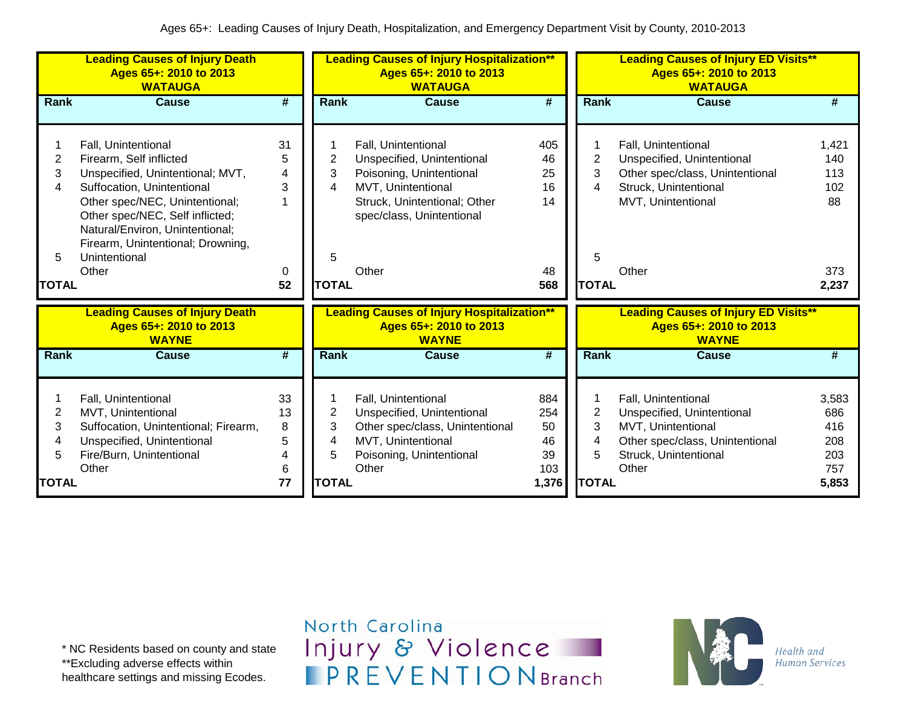Ages 65+: Leading Causes of Injury Death, Hospitalization, and Emergency Department Visit by County, 2010-2013

**Leading Causes of Injury Death**
**Ages 65+: 2010 to 2013**
**WATAUGA**

| Rank | Cause | # |
|---|---|---|
| 1 | Fall, Unintentional | 31 |
| 2 | Firearm, Self inflicted | 5 |
| 3 | Unspecified, Unintentional; MVT, | 4 |
| 4 | Suffocation, Unintentional | 3 |
| 5 | Other spec/NEC, Unintentional; Other spec/NEC, Self inflicted; Natural/Environ, Unintentional; Firearm, Unintentional; Drowning, Unintentional | 1 |
| | Other | 0 |
| **TOTAL** | | **52** |

**Leading Causes of Injury Hospitalization****
**Ages 65+: 2010 to 2013**
**WATAUGA**

| Rank | Cause | # |
|---|---|---|
| 1 | Fall, Unintentional | 405 |
| 2 | Unspecified, Unintentional | 46 |
| 3 | Poisoning, Unintentional | 25 |
| 4 | MVT, Unintentional | 16 |
| 5 | Struck, Unintentional; Other spec/class, Unintentional | 14 |
| | Other | 48 |
| **TOTAL** | | **568** |

**Leading Causes of Injury ED Visits****
**Ages 65+: 2010 to 2013**
**WATAUGA**

| Rank | Cause | # |
|---|---|---|
| 1 | Fall, Unintentional | 1,421 |
| 2 | Unspecified, Unintentional | 140 |
| 3 | Other spec/class, Unintentional | 113 |
| 4 | Struck, Unintentional | 102 |
| 5 | MVT, Unintentional | 88 |
| | Other | 373 |
| **TOTAL** | | **2,237** |

**Leading Causes of Injury Death**
**Ages 65+: 2010 to 2013**
**WAYNE**

| Rank | Cause | # |
|---|---|---|
| 1 | Fall, Unintentional | 33 |
| 2 | MVT, Unintentional | 13 |
| 3 | Suffocation, Unintentional; Firearm, | 8 |
| 4 | Unspecified, Unintentional | 5 |
| 5 | Fire/Burn, Unintentional | 4 |
| | Other | 6 |
| **TOTAL** | | **77** |

**Leading Causes of Injury Hospitalization****
**Ages 65+: 2010 to 2013**
**WAYNE**

| Rank | Cause | # |
|---|---|---|
| 1 | Fall, Unintentional | 884 |
| 2 | Unspecified, Unintentional | 254 |
| 3 | Other spec/class, Unintentional | 50 |
| 4 | MVT, Unintentional | 46 |
| 5 | Poisoning, Unintentional | 39 |
| | Other | 103 |
| **TOTAL** | | **1,376** |

**Leading Causes of Injury ED Visits****
**Ages 65+: 2010 to 2013**
**WAYNE**

| Rank | Cause | # |
|---|---|---|
| 1 | Fall, Unintentional | 3,583 |
| 2 | Unspecified, Unintentional | 686 |
| 3 | MVT, Unintentional | 416 |
| 4 | Other spec/class, Unintentional | 208 |
| 5 | Struck, Unintentional | 203 |
| | Other | 757 |
| **TOTAL** | | **5,853** |

* NC Residents based on county and state
**Excluding adverse effects within healthcare settings and missing Ecodes.

North Carolina Injury & Violence PREVENTION Branch

Health and Human Services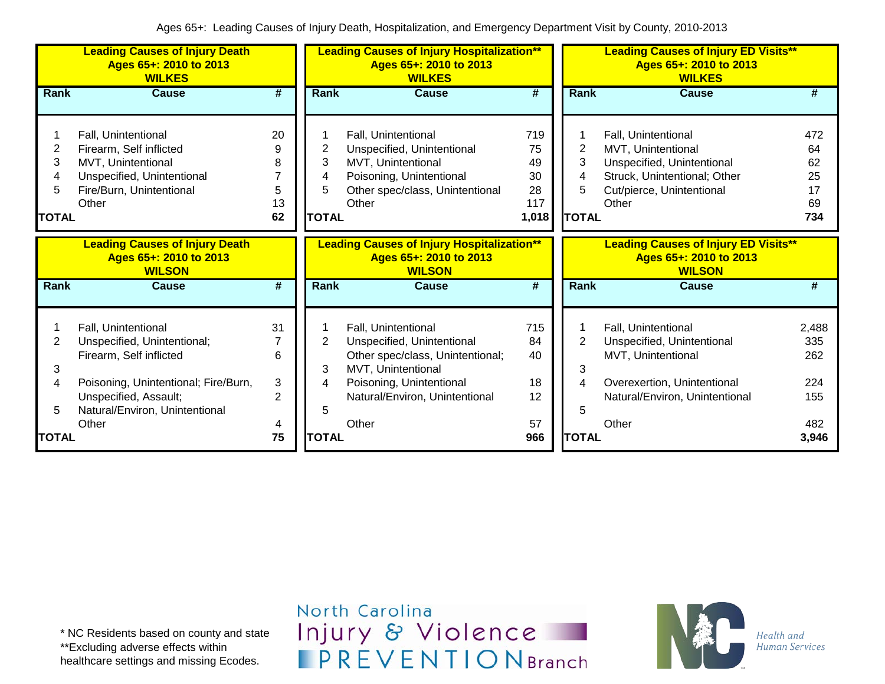Ages 65+: Leading Causes of Injury Death, Hospitalization, and Emergency Department Visit by County, 2010-2013

| Leading Causes of Injury Death Ages 65+: 2010 to 2013 WILKES | | |
|---|---|---|
| Rank | Cause | # |
| 1 | Fall, Unintentional | 20 |
| 2 | Firearm, Self inflicted | 9 |
| 3 | MVT, Unintentional | 8 |
| 4 | Unspecified, Unintentional | 7 |
| 5 | Fire/Burn, Unintentional | 5 |
| | Other | 13 |
| TOTAL | | 62 |

| Leading Causes of Injury Hospitalization** Ages 65+: 2010 to 2013 WILKES | | |
|---|---|---|
| Rank | Cause | # |
| 1 | Fall, Unintentional | 719 |
| 2 | Unspecified, Unintentional | 75 |
| 3 | MVT, Unintentional | 49 |
| 4 | Poisoning, Unintentional | 30 |
| 5 | Other spec/class, Unintentional | 28 |
| | Other | 117 |
| TOTAL | | 1,018 |

| Leading Causes of Injury ED Visits** Ages 65+: 2010 to 2013 WILKES | | |
|---|---|---|
| Rank | Cause | # |
| 1 | Fall, Unintentional | 472 |
| 2 | MVT, Unintentional | 64 |
| 3 | Unspecified, Unintentional | 62 |
| 4 | Struck, Unintentional; Other | 25 |
| 5 | Cut/pierce, Unintentional | 17 |
| | Other | 69 |
| TOTAL | | 734 |

| Leading Causes of Injury Death Ages 65+: 2010 to 2013 WILSON | | |
|---|---|---|
| Rank | Cause | # |
| 1 | Fall, Unintentional | 31 |
| 2 | Unspecified, Unintentional; | 7 |
| | Firearm, Self inflicted | 6 |
| 3 | | |
| 4 | Poisoning, Unintentional; Fire/Burn, | 3 |
| | Unspecified, Assault; | 2 |
| 5 | Natural/Environ, Unintentional | |
| | Other | 4 |
| TOTAL | | 75 |

| Leading Causes of Injury Hospitalization** Ages 65+: 2010 to 2013 WILSON | | |
|---|---|---|
| Rank | Cause | # |
| 1 | Fall, Unintentional | 715 |
| 2 | Unspecified, Unintentional | 84 |
| | Other spec/class, Unintentional; | 40 |
| 3 | MVT, Unintentional | |
| 4 | Poisoning, Unintentional | 18 |
| | Natural/Environ, Unintentional | 12 |
| 5 | | |
| | Other | 57 |
| TOTAL | | 966 |

| Leading Causes of Injury ED Visits** Ages 65+: 2010 to 2013 WILSON | | |
|---|---|---|
| Rank | Cause | # |
| 1 | Fall, Unintentional | 2,488 |
| 2 | Unspecified, Unintentional | 335 |
| | MVT, Unintentional | 262 |
| 3 | | |
| 4 | Overexertion, Unintentional | 224 |
| | Natural/Environ, Unintentional | 155 |
| 5 | | |
| | Other | 482 |
| TOTAL | | 3,946 |

* NC Residents based on county and state
**Excluding adverse effects within healthcare settings and missing Ecodes.

North Carolina Injury & Violence PREVENTION Branch

NC Health and Human Services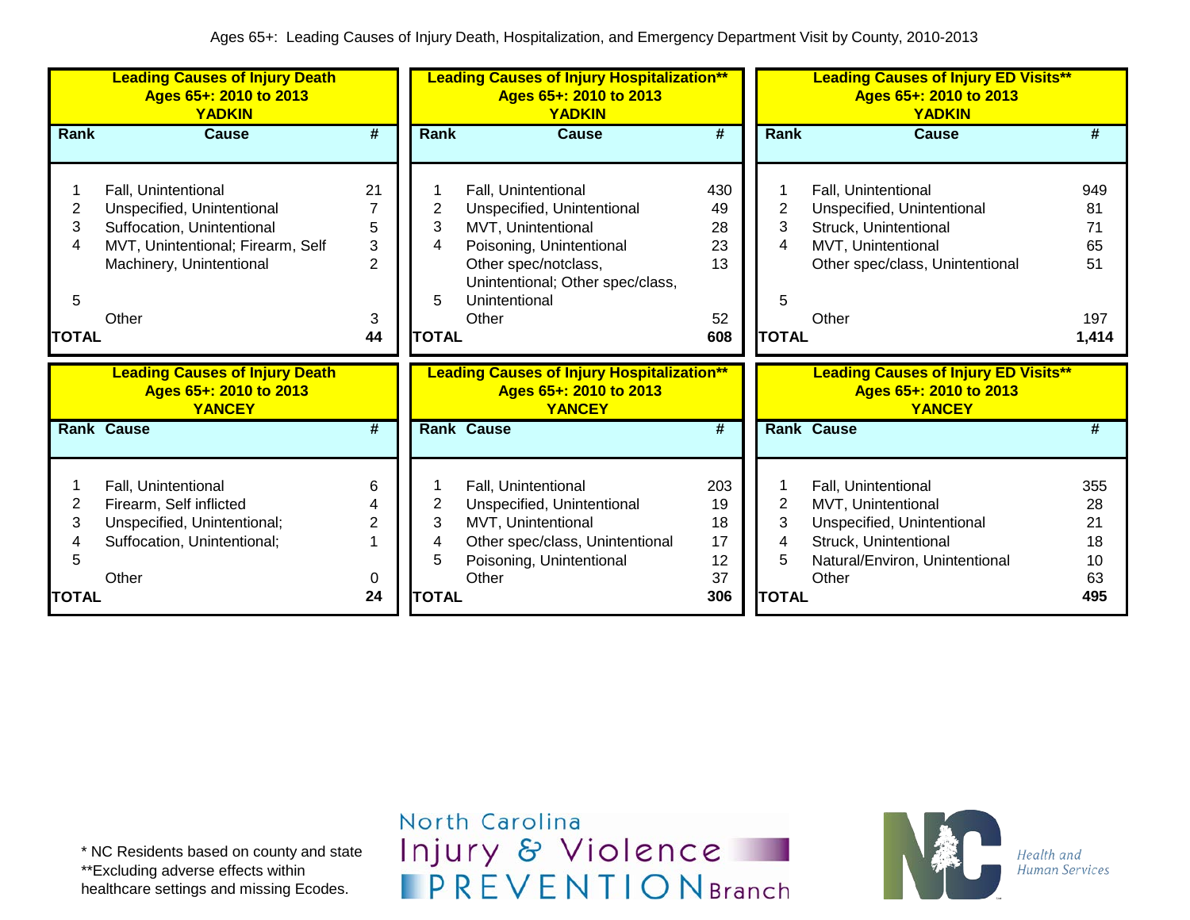Ages 65+: Leading Causes of Injury Death, Hospitalization, and Emergency Department Visit by County, 2010-2013

**Leading Causes of Injury Death**
**Ages 65+: 2010 to 2013**
**YADKIN**

| Rank | Cause | # |
|---|---|---|
| 1 | Fall, Unintentional | 21 |
| 2 | Unspecified, Unintentional | 7 |
| 3 | Suffocation, Unintentional | 5 |
| 4 | MVT, Unintentional; Firearm, Self | 3 |
|  | Machinery, Unintentional | 2 |
| 5 |  |  |
|  | Other | 3 |
| **TOTAL** |  | **44** |

**Leading Causes of Injury Hospitalization****
**Ages 65+: 2010 to 2013**
**YADKIN**

| Rank | Cause | # |
|---|---|---|
| 1 | Fall, Unintentional | 430 |
| 2 | Unspecified, Unintentional | 49 |
| 3 | MVT, Unintentional | 28 |
| 4 | Poisoning, Unintentional | 23 |
| 5 | Other spec/notclass, Unintentional; Other spec/class, Unintentional | 13 |
|  | Other | 52 |
| **TOTAL** |  | **608** |

**Leading Causes of Injury ED Visits****
**Ages 65+: 2010 to 2013**
**YADKIN**

| Rank | Cause | # |
|---|---|---|
| 1 | Fall, Unintentional | 949 |
| 2 | Unspecified, Unintentional | 81 |
| 3 | Struck, Unintentional | 71 |
| 4 | MVT, Unintentional | 65 |
|  | Other spec/class, Unintentional | 51 |
| 5 |  |  |
|  | Other | 197 |
| **TOTAL** |  | **1,414** |

**Leading Causes of Injury Death**
**Ages 65+: 2010 to 2013**
**YANCEY**

| Rank | Cause | # |
|---|---|---|
| 1 | Fall, Unintentional | 6 |
| 2 | Firearm, Self inflicted | 4 |
| 3 | Unspecified, Unintentional; | 2 |
| 4 | Suffocation, Unintentional; | 1 |
| 5 |  |  |
|  | Other | 0 |
| **TOTAL** |  | **24** |

**Leading Causes of Injury Hospitalization****
**Ages 65+: 2010 to 2013**
**YANCEY**

| Rank | Cause | # |
|---|---|---|
| 1 | Fall, Unintentional | 203 |
| 2 | Unspecified, Unintentional | 19 |
| 3 | MVT, Unintentional | 18 |
| 4 | Other spec/class, Unintentional | 17 |
| 5 | Poisoning, Unintentional | 12 |
|  | Other | 37 |
| **TOTAL** |  | **306** |

**Leading Causes of Injury ED Visits****
**Ages 65+: 2010 to 2013**
**YANCEY**

| Rank | Cause | # |
|---|---|---|
| 1 | Fall, Unintentional | 355 |
| 2 | MVT, Unintentional | 28 |
| 3 | Unspecified, Unintentional | 21 |
| 4 | Struck, Unintentional | 18 |
| 5 | Natural/Environ, Unintentional | 10 |
|  | Other | 63 |
| **TOTAL** |  | **495** |

* NC Residents based on county and state
**Excluding adverse effects within healthcare settings and missing Ecodes.

North Carolina Injury & Violence PREVENTION Branch

NC Health and Human Services